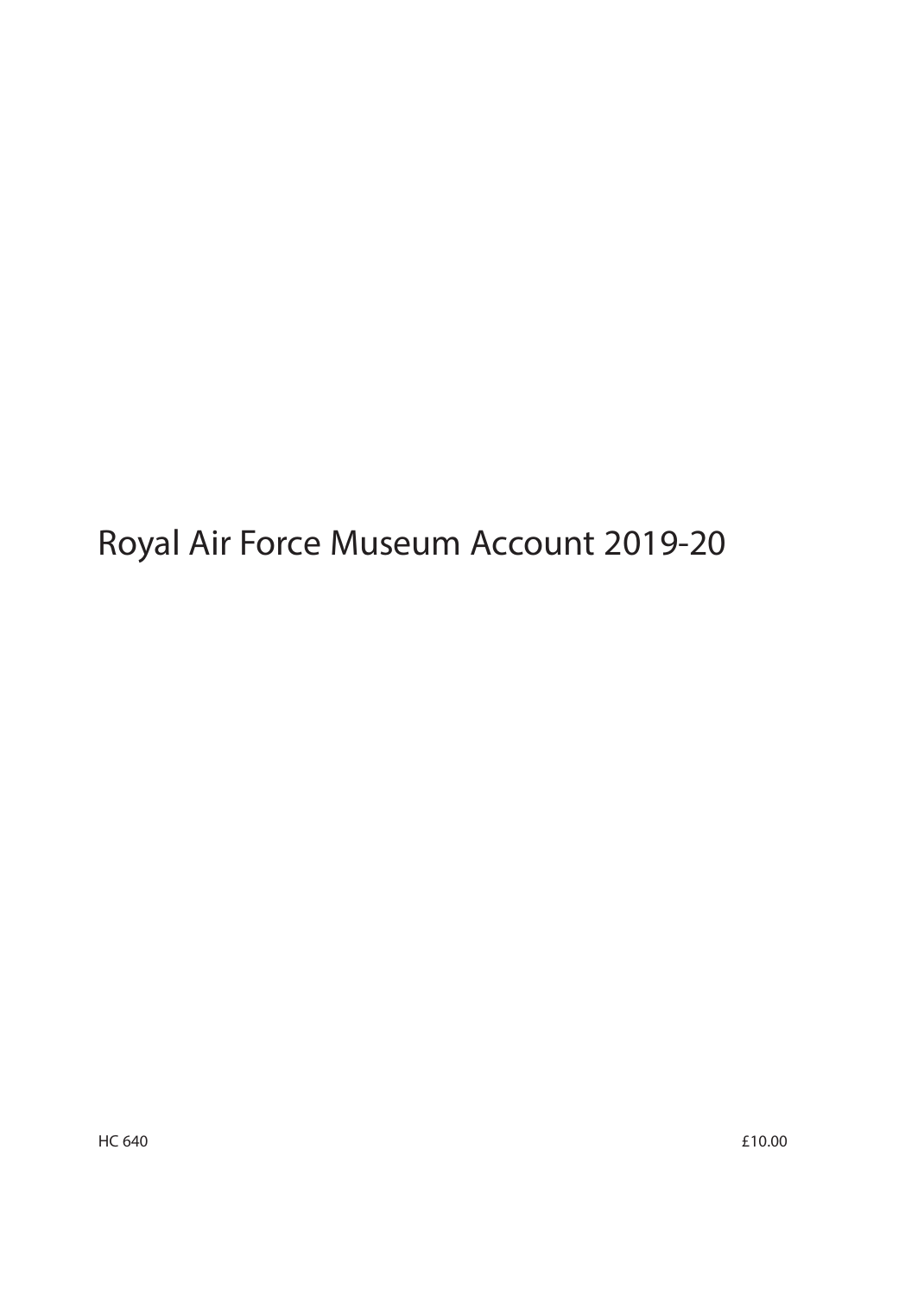# Royal Air Force Museum Account 2019-20

HC 640 £10.00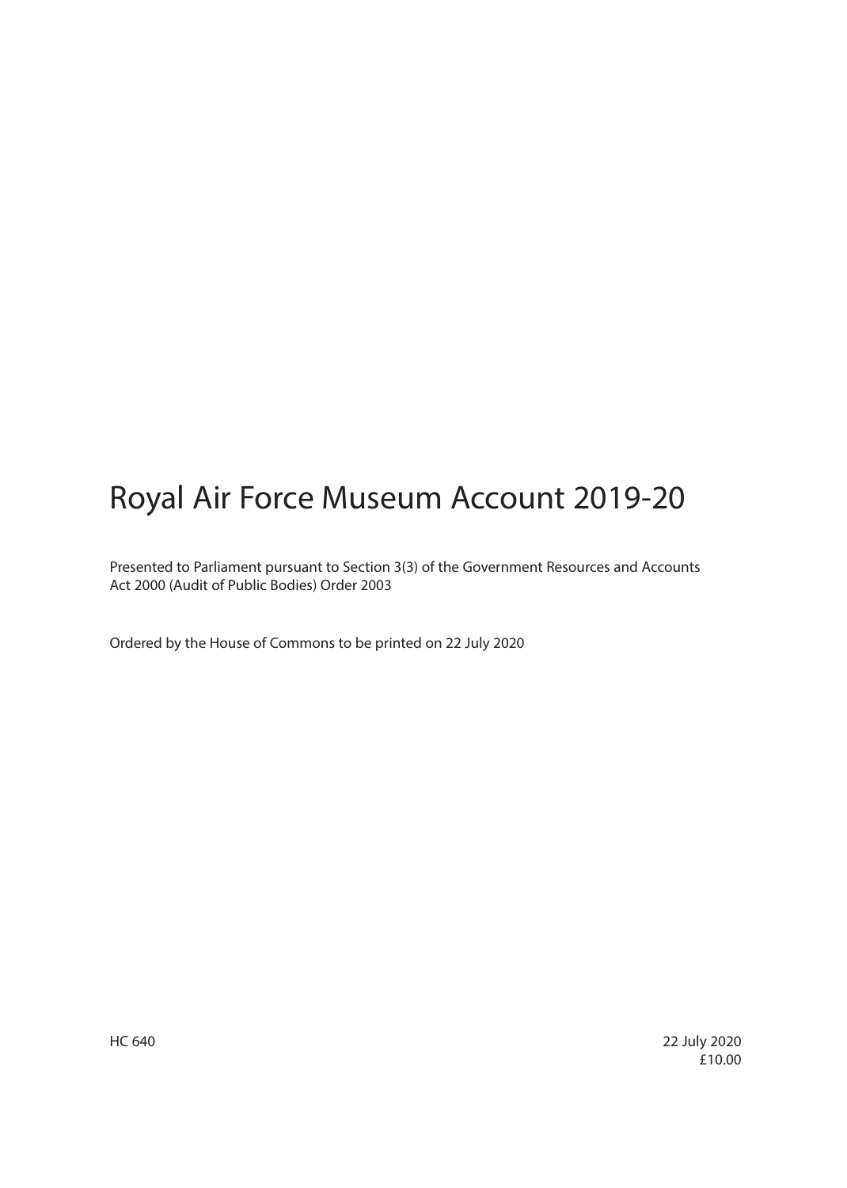# Royal Air Force Museum Account 2019-20

Presented to Parliament pursuant to Section 3(3) of the Government Resources and Accounts Act 2000 (Audit of Public Bodies) Order 2003

Ordered by the House of Commons to be printed on 22 July 2020

HC 640

22 July 2020

£10.00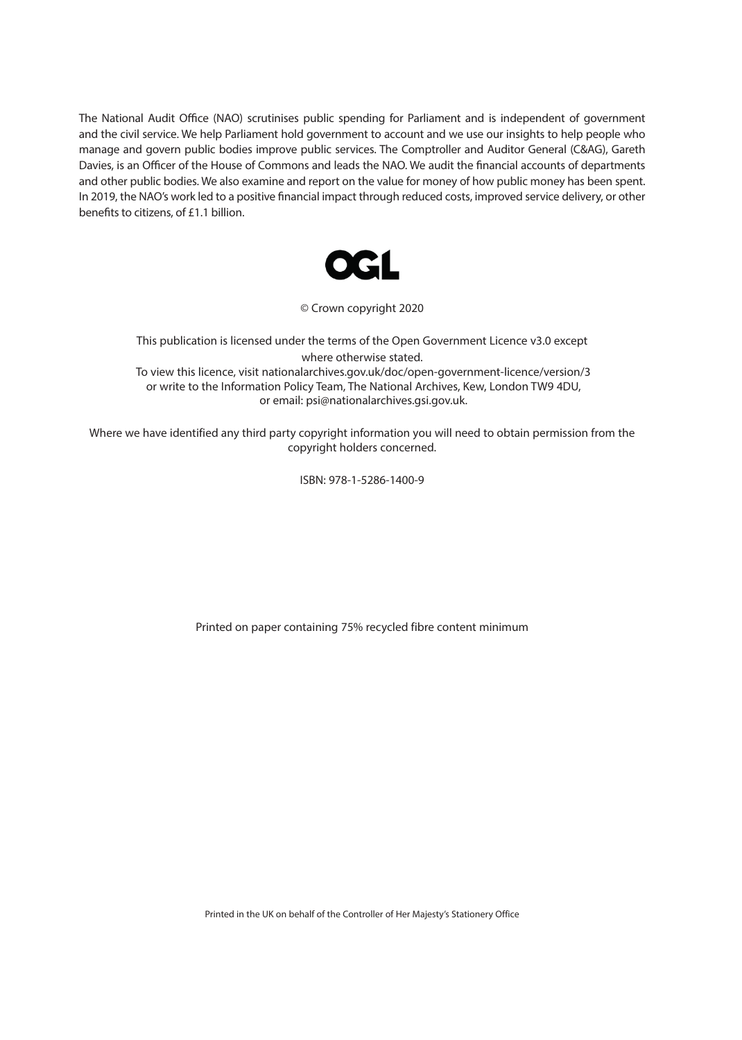The National Audit Office (NAO) scrutinises public spending for Parliament and is independent of government and the civil service. We help Parliament hold government to account and we use our insights to help people who manage and govern public bodies improve public services. The Comptroller and Auditor General (C&AG), Gareth Davies, is an Officer of the House of Commons and leads the NAO. We audit the financial accounts of departments and other public bodies. We also examine and report on the value for money of how public money has been spent. In 2019, the NAO's work led to a positive financial impact through reduced costs, improved service delivery, or other benefits to citizens, of £1.1 billion.

OGL

© Crown copyright 2020

This publication is licensed under the terms of the Open Government Licence v3.0 except where otherwise stated.
To view this licence, visit nationalarchives.gov.uk/doc/open-government-licence/version/3 or write to the Information Policy Team, The National Archives, Kew, London TW9 4DU, or email: psi@nationalarchives.gsi.gov.uk.

Where we have identified any third party copyright information you will need to obtain permission from the copyright holders concerned.

ISBN: 978-1-5286-1400-9

Printed on paper containing 75% recycled fibre content minimum

Printed in the UK on behalf of the Controller of Her Majesty's Stationery Office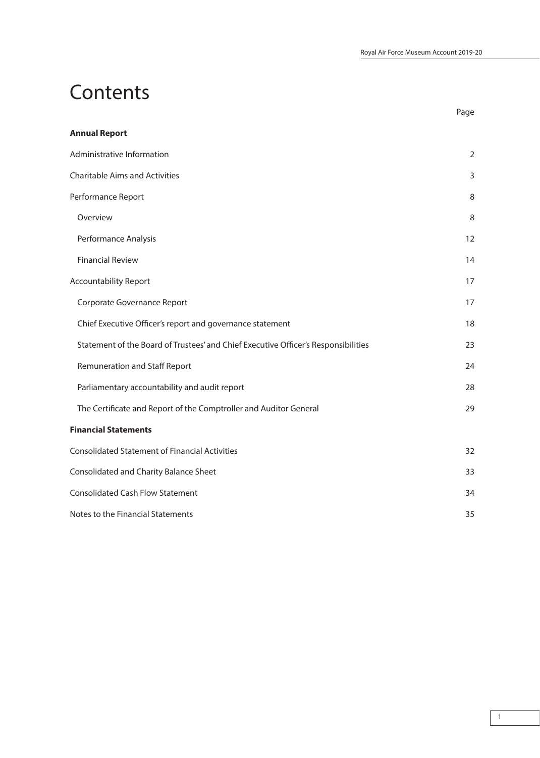# Contents

| | Page |
|---|---|
| **Annual Report** | |
| Administrative Information | 2 |
| Charitable Aims and Activities | 3 |
| Performance Report | 8 |
| Overview | 8 |
| Performance Analysis | 12 |
| Financial Review | 14 |
| Accountability Report | 17 |
| Corporate Governance Report | 17 |
| Chief Executive Officer's report and governance statement | 18 |
| Statement of the Board of Trustees' and Chief Executive Officer's Responsibilities | 23 |
| Remuneration and Staff Report | 24 |
| Parliamentary accountability and audit report | 28 |
| The Certificate and Report of the Comptroller and Auditor General | 29 |
| **Financial Statements** | |
| Consolidated Statement of Financial Activities | 32 |
| Consolidated and Charity Balance Sheet | 33 |
| Consolidated Cash Flow Statement | 34 |
| Notes to the Financial Statements | 35 |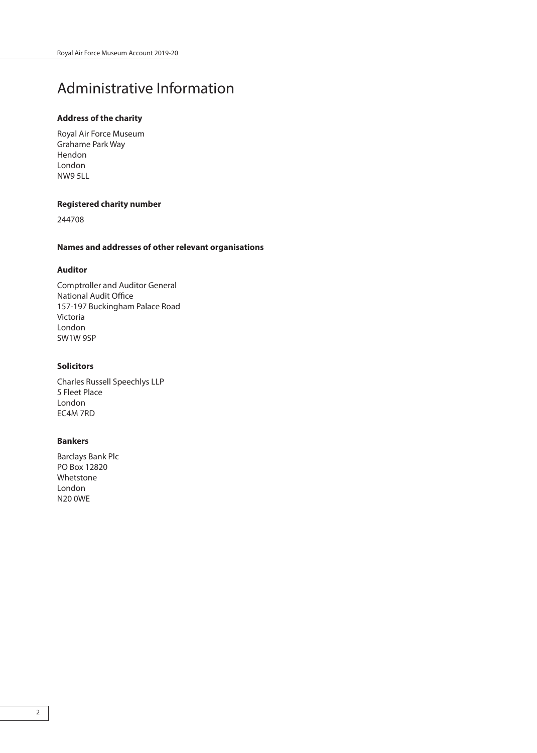# Administrative Information

### Address of the charity

Royal Air Force Museum
Grahame Park Way
Hendon
London
NW9 5LL

### Registered charity number

244708

### Names and addresses of other relevant organisations

### Auditor

Comptroller and Auditor General
National Audit Office
157-197 Buckingham Palace Road
Victoria
London
SW1W 9SP

### Solicitors

Charles Russell Speechlys LLP
5 Fleet Place
London
EC4M 7RD

### Bankers

Barclays Bank Plc
PO Box 12820
Whetstone
London
N20 0WE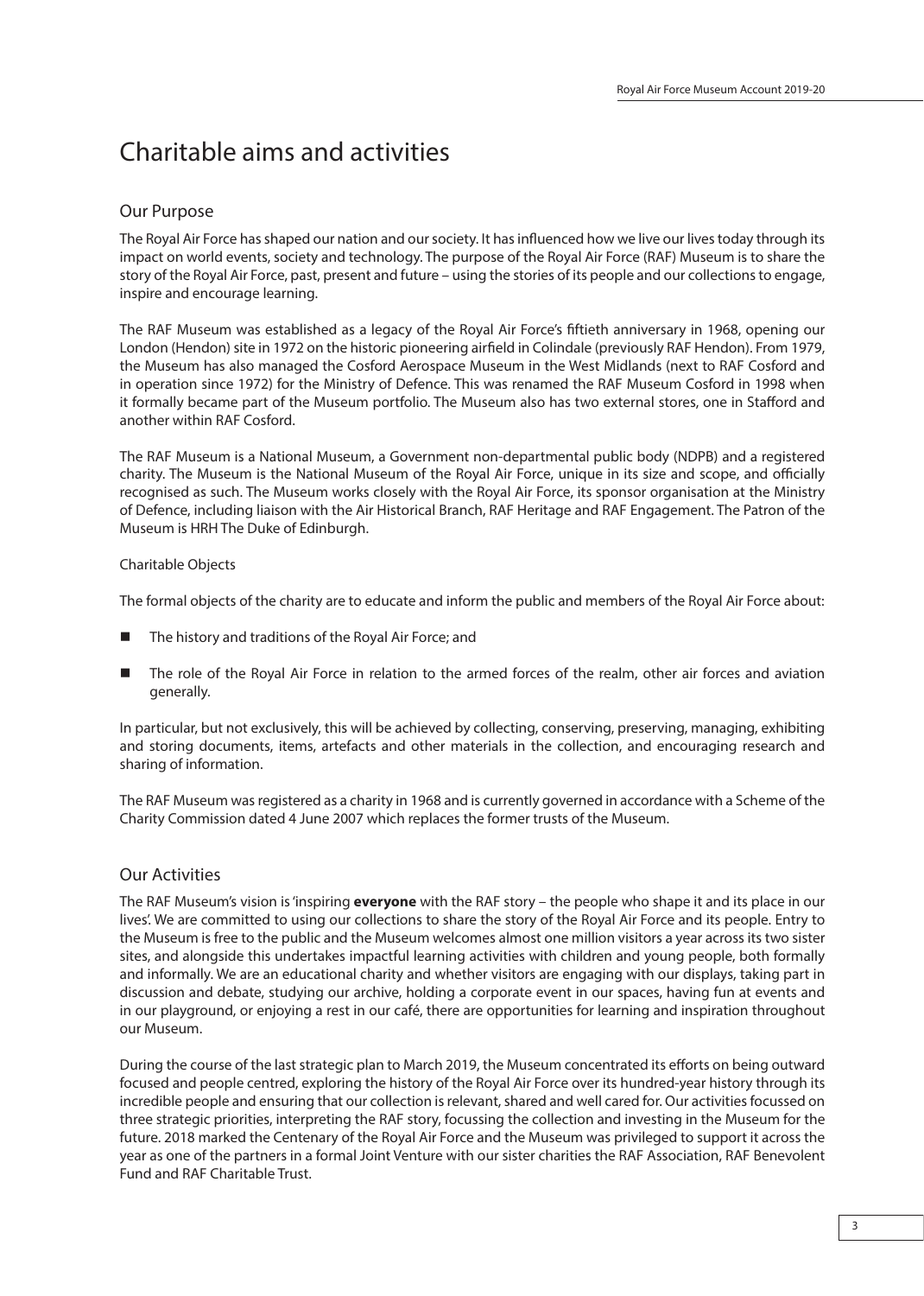# Charitable aims and activities

## Our Purpose

The Royal Air Force has shaped our nation and our society. It has influenced how we live our lives today through its impact on world events, society and technology. The purpose of the Royal Air Force (RAF) Museum is to share the story of the Royal Air Force, past, present and future – using the stories of its people and our collections to engage, inspire and encourage learning.

The RAF Museum was established as a legacy of the Royal Air Force's fiftieth anniversary in 1968, opening our London (Hendon) site in 1972 on the historic pioneering airfield in Colindale (previously RAF Hendon). From 1979, the Museum has also managed the Cosford Aerospace Museum in the West Midlands (next to RAF Cosford and in operation since 1972) for the Ministry of Defence. This was renamed the RAF Museum Cosford in 1998 when it formally became part of the Museum portfolio. The Museum also has two external stores, one in Stafford and another within RAF Cosford.

The RAF Museum is a National Museum, a Government non-departmental public body (NDPB) and a registered charity. The Museum is the National Museum of the Royal Air Force, unique in its size and scope, and officially recognised as such. The Museum works closely with the Royal Air Force, its sponsor organisation at the Ministry of Defence, including liaison with the Air Historical Branch, RAF Heritage and RAF Engagement. The Patron of the Museum is HRH The Duke of Edinburgh.

Charitable Objects

The formal objects of the charity are to educate and inform the public and members of the Royal Air Force about:

- The history and traditions of the Royal Air Force; and
- The role of the Royal Air Force in relation to the armed forces of the realm, other air forces and aviation generally.

In particular, but not exclusively, this will be achieved by collecting, conserving, preserving, managing, exhibiting and storing documents, items, artefacts and other materials in the collection, and encouraging research and sharing of information.

The RAF Museum was registered as a charity in 1968 and is currently governed in accordance with a Scheme of the Charity Commission dated 4 June 2007 which replaces the former trusts of the Museum.

## Our Activities

The RAF Museum's vision is 'inspiring **everyone** with the RAF story – the people who shape it and its place in our lives'. We are committed to using our collections to share the story of the Royal Air Force and its people. Entry to the Museum is free to the public and the Museum welcomes almost one million visitors a year across its two sister sites, and alongside this undertakes impactful learning activities with children and young people, both formally and informally. We are an educational charity and whether visitors are engaging with our displays, taking part in discussion and debate, studying our archive, holding a corporate event in our spaces, having fun at events and in our playground, or enjoying a rest in our café, there are opportunities for learning and inspiration throughout our Museum.

During the course of the last strategic plan to March 2019, the Museum concentrated its efforts on being outward focused and people centred, exploring the history of the Royal Air Force over its hundred-year history through its incredible people and ensuring that our collection is relevant, shared and well cared for. Our activities focussed on three strategic priorities, interpreting the RAF story, focussing the collection and investing in the Museum for the future. 2018 marked the Centenary of the Royal Air Force and the Museum was privileged to support it across the year as one of the partners in a formal Joint Venture with our sister charities the RAF Association, RAF Benevolent Fund and RAF Charitable Trust.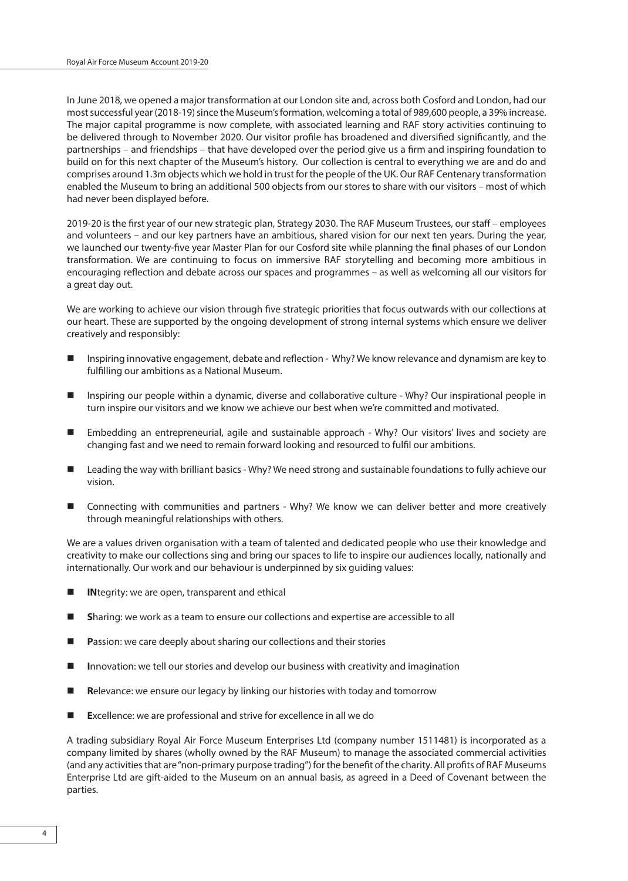In June 2018, we opened a major transformation at our London site and, across both Cosford and London, had our most successful year (2018-19) since the Museum's formation, welcoming a total of 989,600 people, a 39% increase. The major capital programme is now complete, with associated learning and RAF story activities continuing to be delivered through to November 2020. Our visitor profile has broadened and diversified significantly, and the partnerships – and friendships – that have developed over the period give us a firm and inspiring foundation to build on for this next chapter of the Museum's history. Our collection is central to everything we are and do and comprises around 1.3m objects which we hold in trust for the people of the UK. Our RAF Centenary transformation enabled the Museum to bring an additional 500 objects from our stores to share with our visitors – most of which had never been displayed before.

2019-20 is the first year of our new strategic plan, Strategy 2030. The RAF Museum Trustees, our staff – employees and volunteers – and our key partners have an ambitious, shared vision for our next ten years. During the year, we launched our twenty-five year Master Plan for our Cosford site while planning the final phases of our London transformation. We are continuing to focus on immersive RAF storytelling and becoming more ambitious in encouraging reflection and debate across our spaces and programmes – as well as welcoming all our visitors for a great day out.

We are working to achieve our vision through five strategic priorities that focus outwards with our collections at our heart. These are supported by the ongoing development of strong internal systems which ensure we deliver creatively and responsibly:

- Inspiring innovative engagement, debate and reflection - Why? We know relevance and dynamism are key to fulfilling our ambitions as a National Museum.
- Inspiring our people within a dynamic, diverse and collaborative culture - Why? Our inspirational people in turn inspire our visitors and we know we achieve our best when we're committed and motivated.
- Embedding an entrepreneurial, agile and sustainable approach - Why? Our visitors' lives and society are changing fast and we need to remain forward looking and resourced to fulfil our ambitions.
- Leading the way with brilliant basics - Why? We need strong and sustainable foundations to fully achieve our vision.
- Connecting with communities and partners - Why? We know we can deliver better and more creatively through meaningful relationships with others.

We are a values driven organisation with a team of talented and dedicated people who use their knowledge and creativity to make our collections sing and bring our spaces to life to inspire our audiences locally, nationally and internationally. Our work and our behaviour is underpinned by six guiding values:

- **IN**tegrity: we are open, transparent and ethical
- **S**haring: we work as a team to ensure our collections and expertise are accessible to all
- **P**assion: we care deeply about sharing our collections and their stories
- **I**nnovation: we tell our stories and develop our business with creativity and imagination
- **R**elevance: we ensure our legacy by linking our histories with today and tomorrow
- **E**xcellence: we are professional and strive for excellence in all we do

A trading subsidiary Royal Air Force Museum Enterprises Ltd (company number 1511481) is incorporated as a company limited by shares (wholly owned by the RAF Museum) to manage the associated commercial activities (and any activities that are "non-primary purpose trading") for the benefit of the charity. All profits of RAF Museums Enterprise Ltd are gift-aided to the Museum on an annual basis, as agreed in a Deed of Covenant between the parties.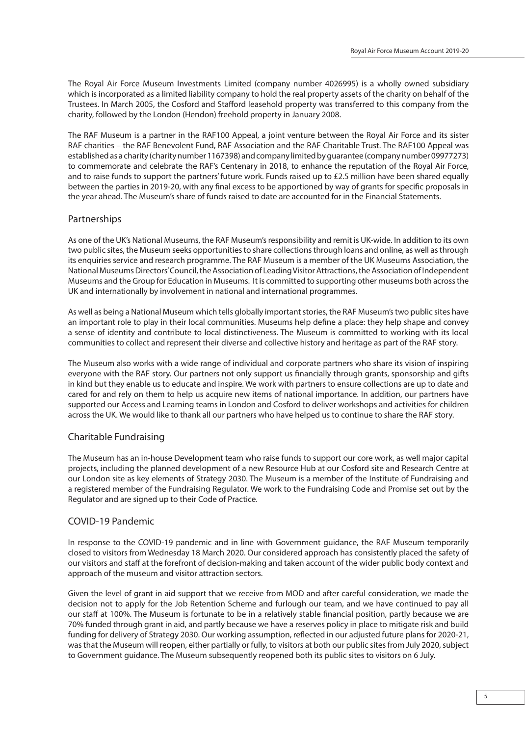The Royal Air Force Museum Investments Limited (company number 4026995) is a wholly owned subsidiary which is incorporated as a limited liability company to hold the real property assets of the charity on behalf of the Trustees. In March 2005, the Cosford and Stafford leasehold property was transferred to this company from the charity, followed by the London (Hendon) freehold property in January 2008.

The RAF Museum is a partner in the RAF100 Appeal, a joint venture between the Royal Air Force and its sister RAF charities – the RAF Benevolent Fund, RAF Association and the RAF Charitable Trust. The RAF100 Appeal was established as a charity (charity number 1167398) and company limited by guarantee (company number 09977273) to commemorate and celebrate the RAF's Centenary in 2018, to enhance the reputation of the Royal Air Force, and to raise funds to support the partners' future work. Funds raised up to £2.5 million have been shared equally between the parties in 2019-20, with any final excess to be apportioned by way of grants for specific proposals in the year ahead. The Museum's share of funds raised to date are accounted for in the Financial Statements.

## Partnerships

As one of the UK's National Museums, the RAF Museum's responsibility and remit is UK-wide. In addition to its own two public sites, the Museum seeks opportunities to share collections through loans and online, as well as through its enquiries service and research programme. The RAF Museum is a member of the UK Museums Association, the National Museums Directors' Council, the Association of Leading Visitor Attractions, the Association of Independent Museums and the Group for Education in Museums. It is committed to supporting other museums both across the UK and internationally by involvement in national and international programmes.

As well as being a National Museum which tells globally important stories, the RAF Museum's two public sites have an important role to play in their local communities. Museums help define a place: they help shape and convey a sense of identity and contribute to local distinctiveness. The Museum is committed to working with its local communities to collect and represent their diverse and collective history and heritage as part of the RAF story.

The Museum also works with a wide range of individual and corporate partners who share its vision of inspiring everyone with the RAF story. Our partners not only support us financially through grants, sponsorship and gifts in kind but they enable us to educate and inspire. We work with partners to ensure collections are up to date and cared for and rely on them to help us acquire new items of national importance. In addition, our partners have supported our Access and Learning teams in London and Cosford to deliver workshops and activities for children across the UK. We would like to thank all our partners who have helped us to continue to share the RAF story.

## Charitable Fundraising

The Museum has an in-house Development team who raise funds to support our core work, as well major capital projects, including the planned development of a new Resource Hub at our Cosford site and Research Centre at our London site as key elements of Strategy 2030. The Museum is a member of the Institute of Fundraising and a registered member of the Fundraising Regulator. We work to the Fundraising Code and Promise set out by the Regulator and are signed up to their Code of Practice.

## COVID-19 Pandemic

In response to the COVID-19 pandemic and in line with Government guidance, the RAF Museum temporarily closed to visitors from Wednesday 18 March 2020. Our considered approach has consistently placed the safety of our visitors and staff at the forefront of decision-making and taken account of the wider public body context and approach of the museum and visitor attraction sectors.

Given the level of grant in aid support that we receive from MOD and after careful consideration, we made the decision not to apply for the Job Retention Scheme and furlough our team, and we have continued to pay all our staff at 100%. The Museum is fortunate to be in a relatively stable financial position, partly because we are 70% funded through grant in aid, and partly because we have a reserves policy in place to mitigate risk and build funding for delivery of Strategy 2030. Our working assumption, reflected in our adjusted future plans for 2020-21, was that the Museum will reopen, either partially or fully, to visitors at both our public sites from July 2020, subject to Government guidance. The Museum subsequently reopened both its public sites to visitors on 6 July.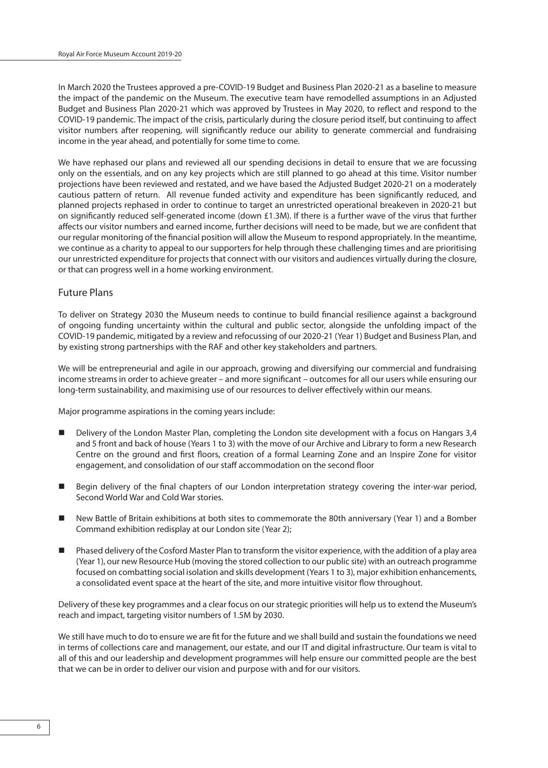In March 2020 the Trustees approved a pre-COVID-19 Budget and Business Plan 2020-21 as a baseline to measure the impact of the pandemic on the Museum. The executive team have remodelled assumptions in an Adjusted Budget and Business Plan 2020-21 which was approved by Trustees in May 2020, to reflect and respond to the COVID-19 pandemic. The impact of the crisis, particularly during the closure period itself, but continuing to affect visitor numbers after reopening, will significantly reduce our ability to generate commercial and fundraising income in the year ahead, and potentially for some time to come.

We have rephased our plans and reviewed all our spending decisions in detail to ensure that we are focussing only on the essentials, and on any key projects which are still planned to go ahead at this time. Visitor number projections have been reviewed and restated, and we have based the Adjusted Budget 2020-21 on a moderately cautious pattern of return. All revenue funded activity and expenditure has been significantly reduced, and planned projects rephased in order to continue to target an unrestricted operational breakeven in 2020-21 but on significantly reduced self-generated income (down £1.3M). If there is a further wave of the virus that further affects our visitor numbers and earned income, further decisions will need to be made, but we are confident that our regular monitoring of the financial position will allow the Museum to respond appropriately. In the meantime, we continue as a charity to appeal to our supporters for help through these challenging times and are prioritising our unrestricted expenditure for projects that connect with our visitors and audiences virtually during the closure, or that can progress well in a home working environment.

## Future Plans

To deliver on Strategy 2030 the Museum needs to continue to build financial resilience against a background of ongoing funding uncertainty within the cultural and public sector, alongside the unfolding impact of the COVID-19 pandemic, mitigated by a review and refocussing of our 2020-21 (Year 1) Budget and Business Plan, and by existing strong partnerships with the RAF and other key stakeholders and partners.

We will be entrepreneurial and agile in our approach, growing and diversifying our commercial and fundraising income streams in order to achieve greater – and more significant – outcomes for all our users while ensuring our long-term sustainability, and maximising use of our resources to deliver effectively within our means.

Major programme aspirations in the coming years include:

- Delivery of the London Master Plan, completing the London site development with a focus on Hangars 3,4 and 5 front and back of house (Years 1 to 3) with the move of our Archive and Library to form a new Research Centre on the ground and first floors, creation of a formal Learning Zone and an Inspire Zone for visitor engagement, and consolidation of our staff accommodation on the second floor
- Begin delivery of the final chapters of our London interpretation strategy covering the inter-war period, Second World War and Cold War stories.
- New Battle of Britain exhibitions at both sites to commemorate the 80th anniversary (Year 1) and a Bomber Command exhibition redisplay at our London site (Year 2);
- Phased delivery of the Cosford Master Plan to transform the visitor experience, with the addition of a play area (Year 1), our new Resource Hub (moving the stored collection to our public site) with an outreach programme focused on combatting social isolation and skills development (Years 1 to 3), major exhibition enhancements, a consolidated event space at the heart of the site, and more intuitive visitor flow throughout.

Delivery of these key programmes and a clear focus on our strategic priorities will help us to extend the Museum's reach and impact, targeting visitor numbers of 1.5M by 2030.

We still have much to do to ensure we are fit for the future and we shall build and sustain the foundations we need in terms of collections care and management, our estate, and our IT and digital infrastructure. Our team is vital to all of this and our leadership and development programmes will help ensure our committed people are the best that we can be in order to deliver our vision and purpose with and for our visitors.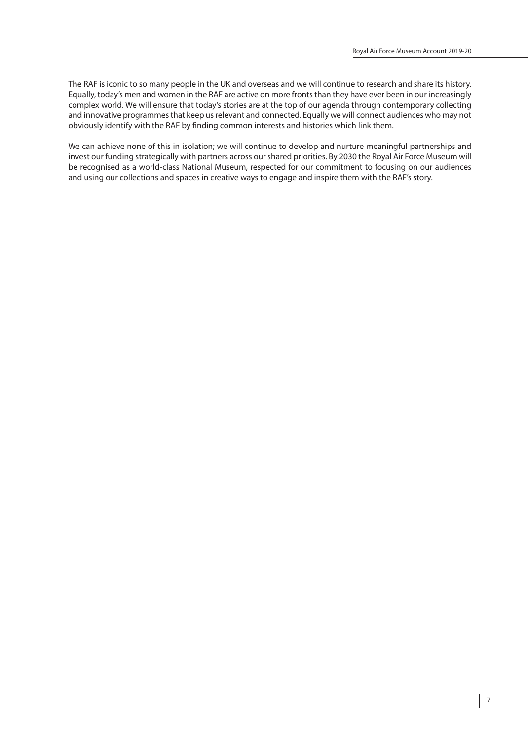The RAF is iconic to so many people in the UK and overseas and we will continue to research and share its history. Equally, today's men and women in the RAF are active on more fronts than they have ever been in our increasingly complex world. We will ensure that today's stories are at the top of our agenda through contemporary collecting and innovative programmes that keep us relevant and connected. Equally we will connect audiences who may not obviously identify with the RAF by finding common interests and histories which link them.

We can achieve none of this in isolation; we will continue to develop and nurture meaningful partnerships and invest our funding strategically with partners across our shared priorities. By 2030 the Royal Air Force Museum will be recognised as a world-class National Museum, respected for our commitment to focusing on our audiences and using our collections and spaces in creative ways to engage and inspire them with the RAF's story.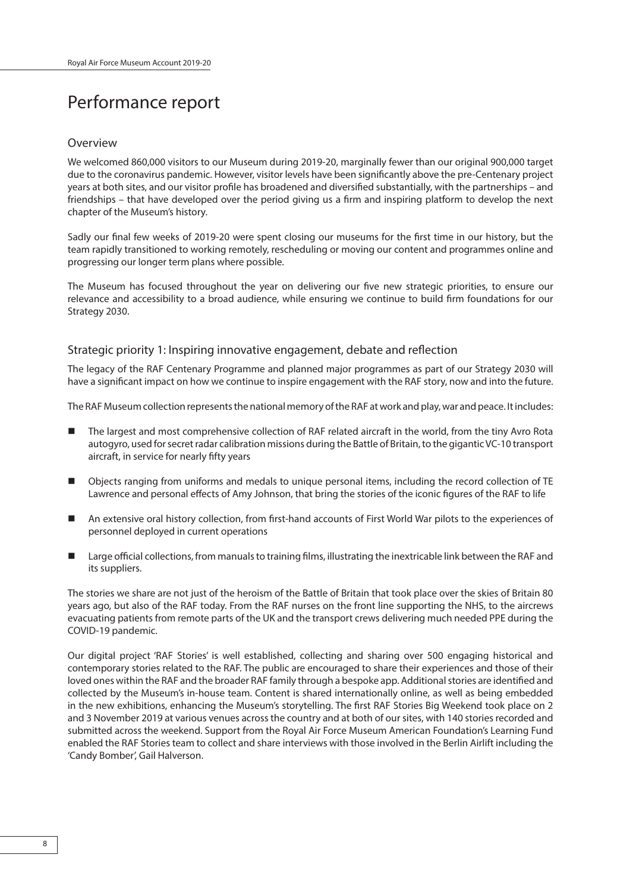# Performance report

## Overview

We welcomed 860,000 visitors to our Museum during 2019-20, marginally fewer than our original 900,000 target due to the coronavirus pandemic. However, visitor levels have been significantly above the pre-Centenary project years at both sites, and our visitor profile has broadened and diversified substantially, with the partnerships – and friendships – that have developed over the period giving us a firm and inspiring platform to develop the next chapter of the Museum's history.

Sadly our final few weeks of 2019-20 were spent closing our museums for the first time in our history, but the team rapidly transitioned to working remotely, rescheduling or moving our content and programmes online and progressing our longer term plans where possible.

The Museum has focused throughout the year on delivering our five new strategic priorities, to ensure our relevance and accessibility to a broad audience, while ensuring we continue to build firm foundations for our Strategy 2030.

## Strategic priority 1: Inspiring innovative engagement, debate and reflection

The legacy of the RAF Centenary Programme and planned major programmes as part of our Strategy 2030 will have a significant impact on how we continue to inspire engagement with the RAF story, now and into the future.

The RAF Museum collection represents the national memory of the RAF at work and play, war and peace. It includes:

- The largest and most comprehensive collection of RAF related aircraft in the world, from the tiny Avro Rota autogyro, used for secret radar calibration missions during the Battle of Britain, to the gigantic VC-10 transport aircraft, in service for nearly fifty years
- Objects ranging from uniforms and medals to unique personal items, including the record collection of TE Lawrence and personal effects of Amy Johnson, that bring the stories of the iconic figures of the RAF to life
- An extensive oral history collection, from first-hand accounts of First World War pilots to the experiences of personnel deployed in current operations
- Large official collections, from manuals to training films, illustrating the inextricable link between the RAF and its suppliers.

The stories we share are not just of the heroism of the Battle of Britain that took place over the skies of Britain 80 years ago, but also of the RAF today. From the RAF nurses on the front line supporting the NHS, to the aircrews evacuating patients from remote parts of the UK and the transport crews delivering much needed PPE during the COVID-19 pandemic.

Our digital project 'RAF Stories' is well established, collecting and sharing over 500 engaging historical and contemporary stories related to the RAF. The public are encouraged to share their experiences and those of their loved ones within the RAF and the broader RAF family through a bespoke app. Additional stories are identified and collected by the Museum's in-house team. Content is shared internationally online, as well as being embedded in the new exhibitions, enhancing the Museum's storytelling. The first RAF Stories Big Weekend took place on 2 and 3 November 2019 at various venues across the country and at both of our sites, with 140 stories recorded and submitted across the weekend. Support from the Royal Air Force Museum American Foundation's Learning Fund enabled the RAF Stories team to collect and share interviews with those involved in the Berlin Airlift including the 'Candy Bomber', Gail Halverson.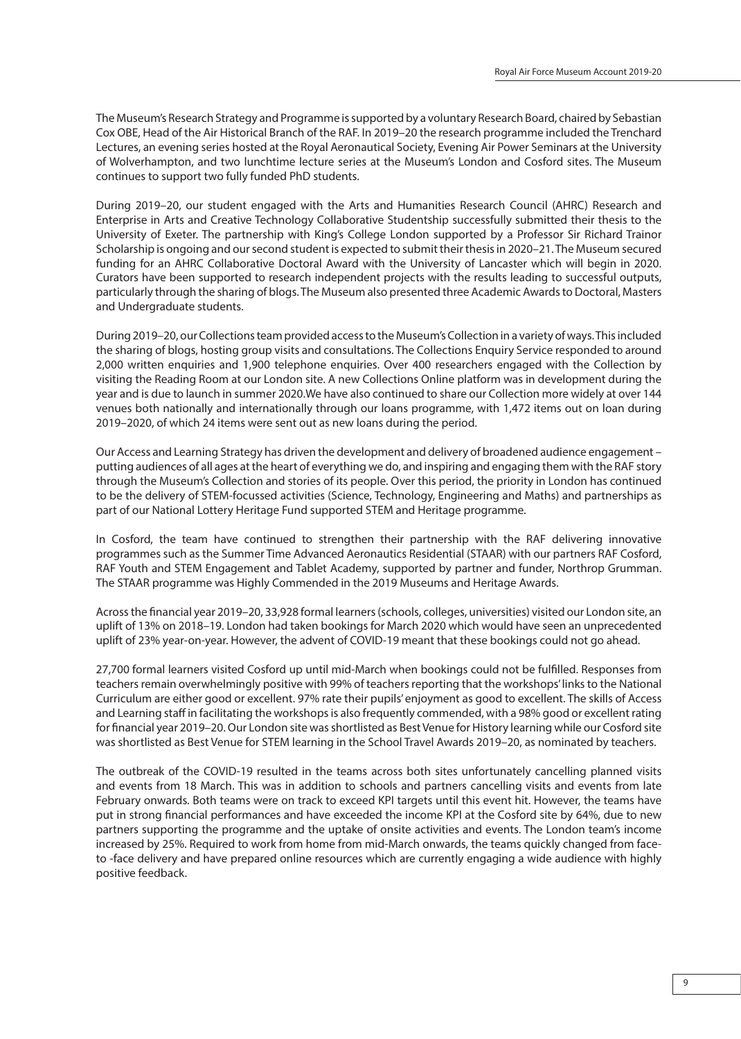The Museum's Research Strategy and Programme is supported by a voluntary Research Board, chaired by Sebastian Cox OBE, Head of the Air Historical Branch of the RAF. In 2019–20 the research programme included the Trenchard Lectures, an evening series hosted at the Royal Aeronautical Society, Evening Air Power Seminars at the University of Wolverhampton, and two lunchtime lecture series at the Museum's London and Cosford sites. The Museum continues to support two fully funded PhD students.

During 2019–20, our student engaged with the Arts and Humanities Research Council (AHRC) Research and Enterprise in Arts and Creative Technology Collaborative Studentship successfully submitted their thesis to the University of Exeter. The partnership with King's College London supported by a Professor Sir Richard Trainor Scholarship is ongoing and our second student is expected to submit their thesis in 2020–21. The Museum secured funding for an AHRC Collaborative Doctoral Award with the University of Lancaster which will begin in 2020. Curators have been supported to research independent projects with the results leading to successful outputs, particularly through the sharing of blogs. The Museum also presented three Academic Awards to Doctoral, Masters and Undergraduate students.

During 2019–20, our Collections team provided access to the Museum's Collection in a variety of ways. This included the sharing of blogs, hosting group visits and consultations. The Collections Enquiry Service responded to around 2,000 written enquiries and 1,900 telephone enquiries. Over 400 researchers engaged with the Collection by visiting the Reading Room at our London site. A new Collections Online platform was in development during the year and is due to launch in summer 2020.We have also continued to share our Collection more widely at over 144 venues both nationally and internationally through our loans programme, with 1,472 items out on loan during 2019–2020, of which 24 items were sent out as new loans during the period.

Our Access and Learning Strategy has driven the development and delivery of broadened audience engagement – putting audiences of all ages at the heart of everything we do, and inspiring and engaging them with the RAF story through the Museum's Collection and stories of its people. Over this period, the priority in London has continued to be the delivery of STEM-focussed activities (Science, Technology, Engineering and Maths) and partnerships as part of our National Lottery Heritage Fund supported STEM and Heritage programme.

In Cosford, the team have continued to strengthen their partnership with the RAF delivering innovative programmes such as the Summer Time Advanced Aeronautics Residential (STAAR) with our partners RAF Cosford, RAF Youth and STEM Engagement and Tablet Academy, supported by partner and funder, Northrop Grumman. The STAAR programme was Highly Commended in the 2019 Museums and Heritage Awards.

Across the financial year 2019–20, 33,928 formal learners (schools, colleges, universities) visited our London site, an uplift of 13% on 2018–19. London had taken bookings for March 2020 which would have seen an unprecedented uplift of 23% year-on-year. However, the advent of COVID-19 meant that these bookings could not go ahead.

27,700 formal learners visited Cosford up until mid-March when bookings could not be fulfilled. Responses from teachers remain overwhelmingly positive with 99% of teachers reporting that the workshops' links to the National Curriculum are either good or excellent. 97% rate their pupils' enjoyment as good to excellent. The skills of Access and Learning staff in facilitating the workshops is also frequently commended, with a 98% good or excellent rating for financial year 2019–20. Our London site was shortlisted as Best Venue for History learning while our Cosford site was shortlisted as Best Venue for STEM learning in the School Travel Awards 2019–20, as nominated by teachers.

The outbreak of the COVID-19 resulted in the teams across both sites unfortunately cancelling planned visits and events from 18 March. This was in addition to schools and partners cancelling visits and events from late February onwards. Both teams were on track to exceed KPI targets until this event hit. However, the teams have put in strong financial performances and have exceeded the income KPI at the Cosford site by 64%, due to new partners supporting the programme and the uptake of onsite activities and events. The London team's income increased by 25%. Required to work from home from mid-March onwards, the teams quickly changed from face-to -face delivery and have prepared online resources which are currently engaging a wide audience with highly positive feedback.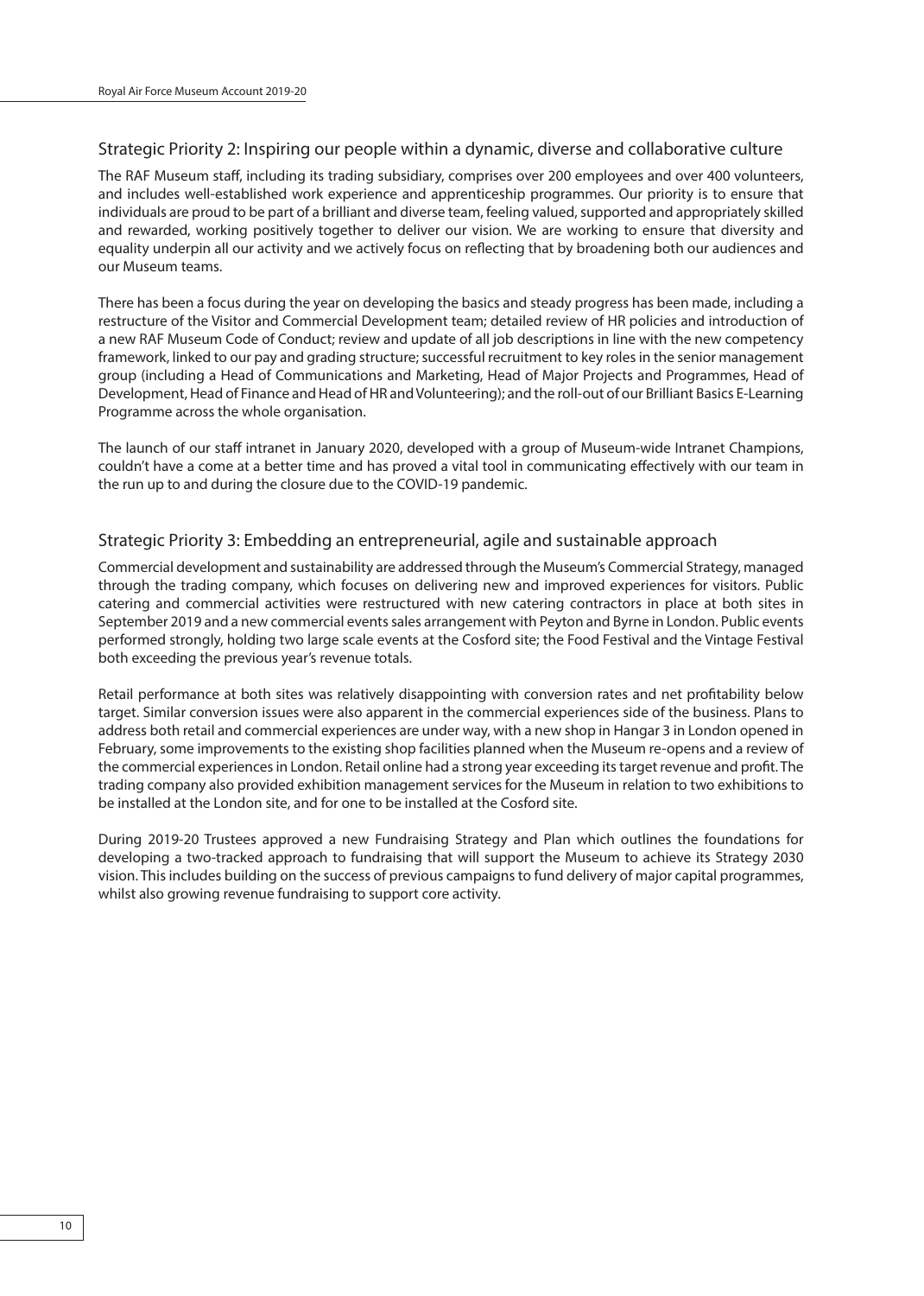## Strategic Priority 2: Inspiring our people within a dynamic, diverse and collaborative culture

The RAF Museum staff, including its trading subsidiary, comprises over 200 employees and over 400 volunteers, and includes well-established work experience and apprenticeship programmes. Our priority is to ensure that individuals are proud to be part of a brilliant and diverse team, feeling valued, supported and appropriately skilled and rewarded, working positively together to deliver our vision. We are working to ensure that diversity and equality underpin all our activity and we actively focus on reflecting that by broadening both our audiences and our Museum teams.

There has been a focus during the year on developing the basics and steady progress has been made, including a restructure of the Visitor and Commercial Development team; detailed review of HR policies and introduction of a new RAF Museum Code of Conduct; review and update of all job descriptions in line with the new competency framework, linked to our pay and grading structure; successful recruitment to key roles in the senior management group (including a Head of Communications and Marketing, Head of Major Projects and Programmes, Head of Development, Head of Finance and Head of HR and Volunteering); and the roll-out of our Brilliant Basics E-Learning Programme across the whole organisation.

The launch of our staff intranet in January 2020, developed with a group of Museum-wide Intranet Champions, couldn't have a come at a better time and has proved a vital tool in communicating effectively with our team in the run up to and during the closure due to the COVID-19 pandemic.

## Strategic Priority 3: Embedding an entrepreneurial, agile and sustainable approach

Commercial development and sustainability are addressed through the Museum's Commercial Strategy, managed through the trading company, which focuses on delivering new and improved experiences for visitors. Public catering and commercial activities were restructured with new catering contractors in place at both sites in September 2019 and a new commercial events sales arrangement with Peyton and Byrne in London. Public events performed strongly, holding two large scale events at the Cosford site; the Food Festival and the Vintage Festival both exceeding the previous year's revenue totals.

Retail performance at both sites was relatively disappointing with conversion rates and net profitability below target. Similar conversion issues were also apparent in the commercial experiences side of the business. Plans to address both retail and commercial experiences are under way, with a new shop in Hangar 3 in London opened in February, some improvements to the existing shop facilities planned when the Museum re-opens and a review of the commercial experiences in London. Retail online had a strong year exceeding its target revenue and profit. The trading company also provided exhibition management services for the Museum in relation to two exhibitions to be installed at the London site, and for one to be installed at the Cosford site.

During 2019-20 Trustees approved a new Fundraising Strategy and Plan which outlines the foundations for developing a two-tracked approach to fundraising that will support the Museum to achieve its Strategy 2030 vision. This includes building on the success of previous campaigns to fund delivery of major capital programmes, whilst also growing revenue fundraising to support core activity.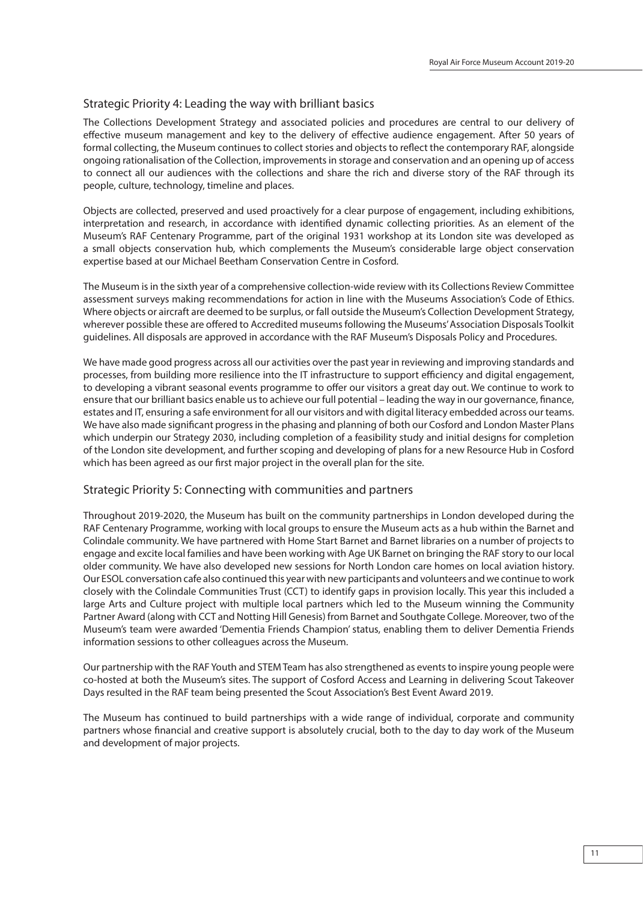## Strategic Priority 4: Leading the way with brilliant basics

The Collections Development Strategy and associated policies and procedures are central to our delivery of effective museum management and key to the delivery of effective audience engagement. After 50 years of formal collecting, the Museum continues to collect stories and objects to reflect the contemporary RAF, alongside ongoing rationalisation of the Collection, improvements in storage and conservation and an opening up of access to connect all our audiences with the collections and share the rich and diverse story of the RAF through its people, culture, technology, timeline and places.

Objects are collected, preserved and used proactively for a clear purpose of engagement, including exhibitions, interpretation and research, in accordance with identified dynamic collecting priorities. As an element of the Museum's RAF Centenary Programme, part of the original 1931 workshop at its London site was developed as a small objects conservation hub, which complements the Museum's considerable large object conservation expertise based at our Michael Beetham Conservation Centre in Cosford.

The Museum is in the sixth year of a comprehensive collection-wide review with its Collections Review Committee assessment surveys making recommendations for action in line with the Museums Association's Code of Ethics. Where objects or aircraft are deemed to be surplus, or fall outside the Museum's Collection Development Strategy, wherever possible these are offered to Accredited museums following the Museums' Association Disposals Toolkit guidelines. All disposals are approved in accordance with the RAF Museum's Disposals Policy and Procedures.

We have made good progress across all our activities over the past year in reviewing and improving standards and processes, from building more resilience into the IT infrastructure to support efficiency and digital engagement, to developing a vibrant seasonal events programme to offer our visitors a great day out. We continue to work to ensure that our brilliant basics enable us to achieve our full potential – leading the way in our governance, finance, estates and IT, ensuring a safe environment for all our visitors and with digital literacy embedded across our teams. We have also made significant progress in the phasing and planning of both our Cosford and London Master Plans which underpin our Strategy 2030, including completion of a feasibility study and initial designs for completion of the London site development, and further scoping and developing of plans for a new Resource Hub in Cosford which has been agreed as our first major project in the overall plan for the site.

## Strategic Priority 5: Connecting with communities and partners

Throughout 2019-2020, the Museum has built on the community partnerships in London developed during the RAF Centenary Programme, working with local groups to ensure the Museum acts as a hub within the Barnet and Colindale community. We have partnered with Home Start Barnet and Barnet libraries on a number of projects to engage and excite local families and have been working with Age UK Barnet on bringing the RAF story to our local older community. We have also developed new sessions for North London care homes on local aviation history. Our ESOL conversation cafe also continued this year with new participants and volunteers and we continue to work closely with the Colindale Communities Trust (CCT) to identify gaps in provision locally. This year this included a large Arts and Culture project with multiple local partners which led to the Museum winning the Community Partner Award (along with CCT and Notting Hill Genesis) from Barnet and Southgate College. Moreover, two of the Museum's team were awarded 'Dementia Friends Champion' status, enabling them to deliver Dementia Friends information sessions to other colleagues across the Museum.

Our partnership with the RAF Youth and STEM Team has also strengthened as events to inspire young people were co-hosted at both the Museum's sites. The support of Cosford Access and Learning in delivering Scout Takeover Days resulted in the RAF team being presented the Scout Association's Best Event Award 2019.

The Museum has continued to build partnerships with a wide range of individual, corporate and community partners whose financial and creative support is absolutely crucial, both to the day to day work of the Museum and development of major projects.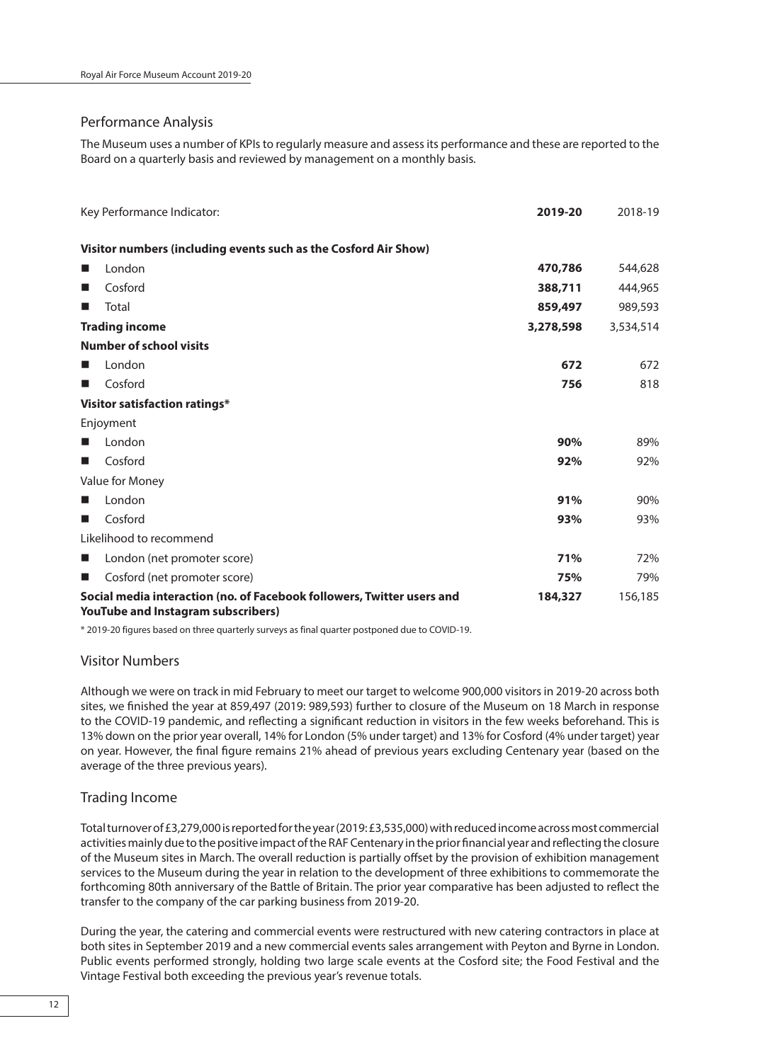## Performance Analysis

The Museum uses a number of KPIs to regularly measure and assess its performance and these are reported to the Board on a quarterly basis and reviewed by management on a monthly basis.

| Key Performance Indicator: | **2019-20** | 2018-19 |
|---|---|---|
| **Visitor numbers (including events such as the Cosford Air Show)** | | |
| ■ London | **470,786** | 544,628 |
| ■ Cosford | **388,711** | 444,965 |
| ■ Total | **859,497** | 989,593 |
| **Trading income** | **3,278,598** | 3,534,514 |
| **Number of school visits** | | |
| ■ London | **672** | 672 |
| ■ Cosford | **756** | 818 |
| **Visitor satisfaction ratings*** | | |
| Enjoyment | | |
| ■ London | **90%** | 89% |
| ■ Cosford | **92%** | 92% |
| Value for Money | | |
| ■ London | **91%** | 90% |
| ■ Cosford | **93%** | 93% |
| Likelihood to recommend | | |
| ■ London (net promoter score) | **71%** | 72% |
| ■ Cosford (net promoter score) | **75%** | 79% |
| **Social media interaction (no. of Facebook followers, Twitter users and YouTube and Instagram subscribers)** | **184,327** | 156,185 |

* 2019-20 figures based on three quarterly surveys as final quarter postponed due to COVID-19.

## Visitor Numbers

Although we were on track in mid February to meet our target to welcome 900,000 visitors in 2019-20 across both sites, we finished the year at 859,497 (2019: 989,593) further to closure of the Museum on 18 March in response to the COVID-19 pandemic, and reflecting a significant reduction in visitors in the few weeks beforehand. This is 13% down on the prior year overall, 14% for London (5% under target) and 13% for Cosford (4% under target) year on year. However, the final figure remains 21% ahead of previous years excluding Centenary year (based on the average of the three previous years).

## Trading Income

Total turnover of £3,279,000 is reported for the year (2019: £3,535,000) with reduced income across most commercial activities mainly due to the positive impact of the RAF Centenary in the prior financial year and reflecting the closure of the Museum sites in March. The overall reduction is partially offset by the provision of exhibition management services to the Museum during the year in relation to the development of three exhibitions to commemorate the forthcoming 80th anniversary of the Battle of Britain. The prior year comparative has been adjusted to reflect the transfer to the company of the car parking business from 2019-20.

During the year, the catering and commercial events were restructured with new catering contractors in place at both sites in September 2019 and a new commercial events sales arrangement with Peyton and Byrne in London. Public events performed strongly, holding two large scale events at the Cosford site; the Food Festival and the Vintage Festival both exceeding the previous year's revenue totals.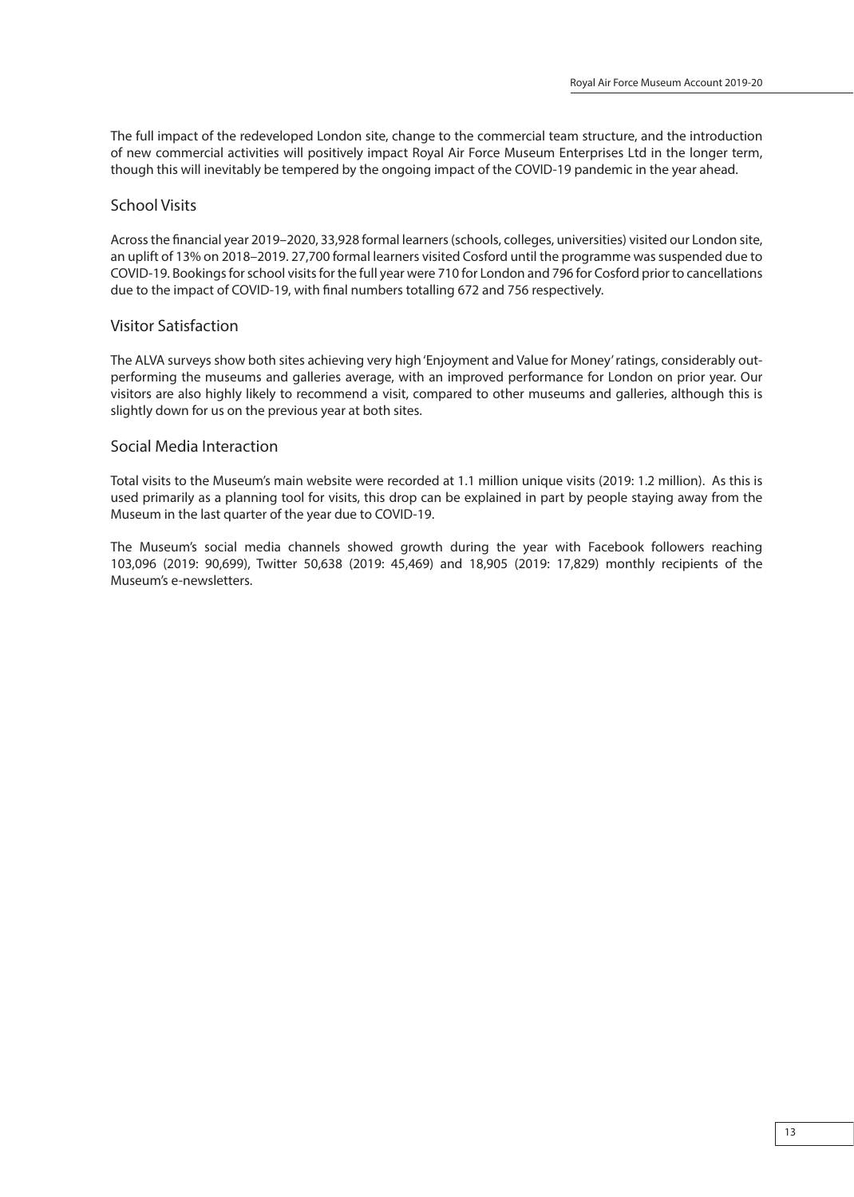The full impact of the redeveloped London site, change to the commercial team structure, and the introduction of new commercial activities will positively impact Royal Air Force Museum Enterprises Ltd in the longer term, though this will inevitably be tempered by the ongoing impact of the COVID-19 pandemic in the year ahead.

## School Visits

Across the financial year 2019–2020, 33,928 formal learners (schools, colleges, universities) visited our London site, an uplift of 13% on 2018–2019. 27,700 formal learners visited Cosford until the programme was suspended due to COVID-19. Bookings for school visits for the full year were 710 for London and 796 for Cosford prior to cancellations due to the impact of COVID-19, with final numbers totalling 672 and 756 respectively.

## Visitor Satisfaction

The ALVA surveys show both sites achieving very high 'Enjoyment and Value for Money' ratings, considerably out-performing the museums and galleries average, with an improved performance for London on prior year. Our visitors are also highly likely to recommend a visit, compared to other museums and galleries, although this is slightly down for us on the previous year at both sites.

## Social Media Interaction

Total visits to the Museum's main website were recorded at 1.1 million unique visits (2019: 1.2 million). As this is used primarily as a planning tool for visits, this drop can be explained in part by people staying away from the Museum in the last quarter of the year due to COVID-19.

The Museum's social media channels showed growth during the year with Facebook followers reaching 103,096 (2019: 90,699), Twitter 50,638 (2019: 45,469) and 18,905 (2019: 17,829) monthly recipients of the Museum's e-newsletters.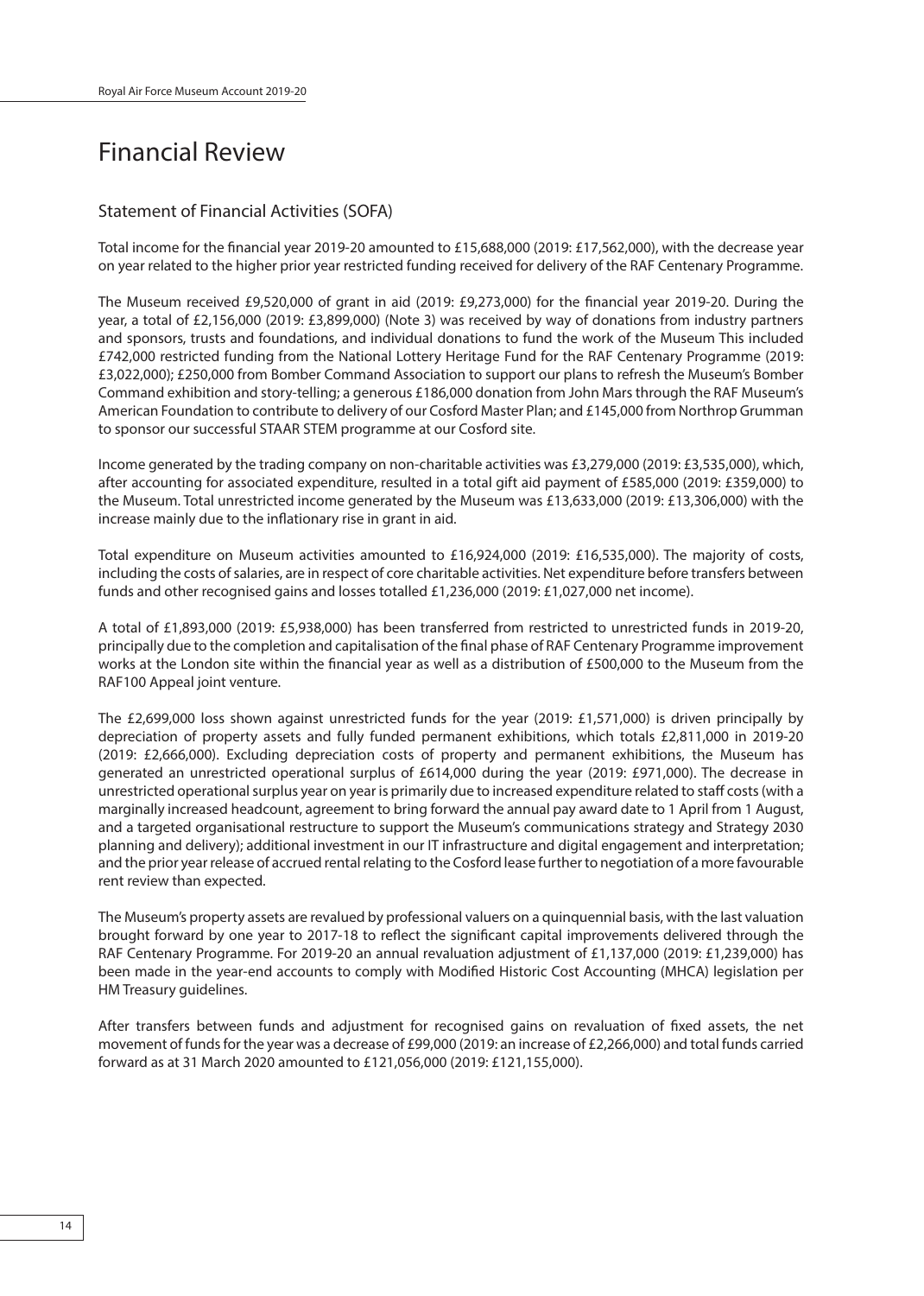# Financial Review

## Statement of Financial Activities (SOFA)

Total income for the financial year 2019-20 amounted to £15,688,000 (2019: £17,562,000), with the decrease year on year related to the higher prior year restricted funding received for delivery of the RAF Centenary Programme.

The Museum received £9,520,000 of grant in aid (2019: £9,273,000) for the financial year 2019-20. During the year, a total of £2,156,000 (2019: £3,899,000) (Note 3) was received by way of donations from industry partners and sponsors, trusts and foundations, and individual donations to fund the work of the Museum This included £742,000 restricted funding from the National Lottery Heritage Fund for the RAF Centenary Programme (2019: £3,022,000); £250,000 from Bomber Command Association to support our plans to refresh the Museum's Bomber Command exhibition and story-telling; a generous £186,000 donation from John Mars through the RAF Museum's American Foundation to contribute to delivery of our Cosford Master Plan; and £145,000 from Northrop Grumman to sponsor our successful STAAR STEM programme at our Cosford site.

Income generated by the trading company on non-charitable activities was £3,279,000 (2019: £3,535,000), which, after accounting for associated expenditure, resulted in a total gift aid payment of £585,000 (2019: £359,000) to the Museum. Total unrestricted income generated by the Museum was £13,633,000 (2019: £13,306,000) with the increase mainly due to the inflationary rise in grant in aid.

Total expenditure on Museum activities amounted to £16,924,000 (2019: £16,535,000). The majority of costs, including the costs of salaries, are in respect of core charitable activities. Net expenditure before transfers between funds and other recognised gains and losses totalled £1,236,000 (2019: £1,027,000 net income).

A total of £1,893,000 (2019: £5,938,000) has been transferred from restricted to unrestricted funds in 2019-20, principally due to the completion and capitalisation of the final phase of RAF Centenary Programme improvement works at the London site within the financial year as well as a distribution of £500,000 to the Museum from the RAF100 Appeal joint venture.

The £2,699,000 loss shown against unrestricted funds for the year (2019: £1,571,000) is driven principally by depreciation of property assets and fully funded permanent exhibitions, which totals £2,811,000 in 2019-20 (2019: £2,666,000). Excluding depreciation costs of property and permanent exhibitions, the Museum has generated an unrestricted operational surplus of £614,000 during the year (2019: £971,000). The decrease in unrestricted operational surplus year on year is primarily due to increased expenditure related to staff costs (with a marginally increased headcount, agreement to bring forward the annual pay award date to 1 April from 1 August, and a targeted organisational restructure to support the Museum's communications strategy and Strategy 2030 planning and delivery); additional investment in our IT infrastructure and digital engagement and interpretation; and the prior year release of accrued rental relating to the Cosford lease further to negotiation of a more favourable rent review than expected.

The Museum's property assets are revalued by professional valuers on a quinquennial basis, with the last valuation brought forward by one year to 2017-18 to reflect the significant capital improvements delivered through the RAF Centenary Programme. For 2019-20 an annual revaluation adjustment of £1,137,000 (2019: £1,239,000) has been made in the year-end accounts to comply with Modified Historic Cost Accounting (MHCA) legislation per HM Treasury guidelines.

After transfers between funds and adjustment for recognised gains on revaluation of fixed assets, the net movement of funds for the year was a decrease of £99,000 (2019: an increase of £2,266,000) and total funds carried forward as at 31 March 2020 amounted to £121,056,000 (2019: £121,155,000).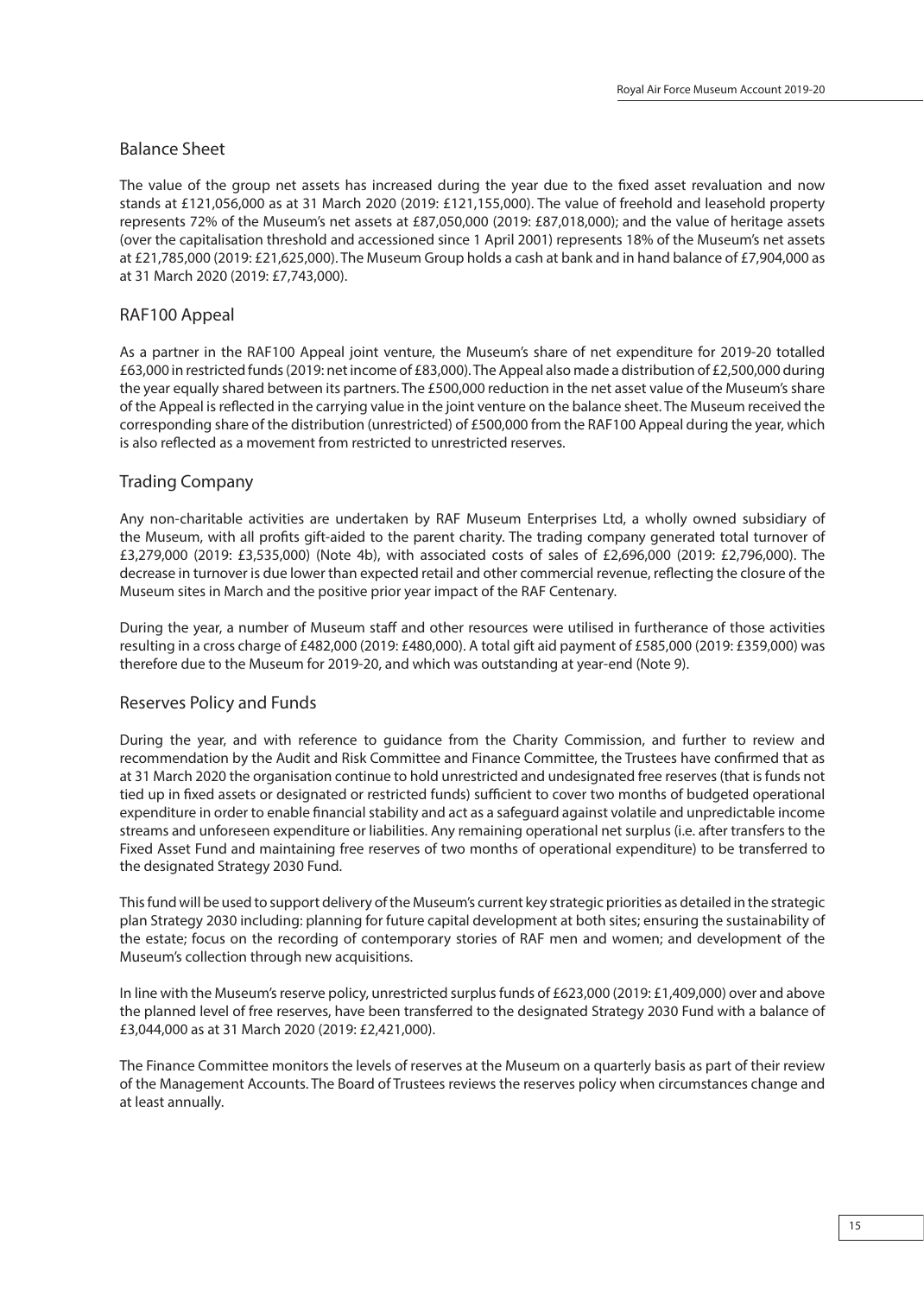## Balance Sheet

The value of the group net assets has increased during the year due to the fixed asset revaluation and now stands at £121,056,000 as at 31 March 2020 (2019: £121,155,000). The value of freehold and leasehold property represents 72% of the Museum's net assets at £87,050,000 (2019: £87,018,000); and the value of heritage assets (over the capitalisation threshold and accessioned since 1 April 2001) represents 18% of the Museum's net assets at £21,785,000 (2019: £21,625,000). The Museum Group holds a cash at bank and in hand balance of £7,904,000 as at 31 March 2020 (2019: £7,743,000).

## RAF100 Appeal

As a partner in the RAF100 Appeal joint venture, the Museum's share of net expenditure for 2019-20 totalled £63,000 in restricted funds (2019: net income of £83,000). The Appeal also made a distribution of £2,500,000 during the year equally shared between its partners. The £500,000 reduction in the net asset value of the Museum's share of the Appeal is reflected in the carrying value in the joint venture on the balance sheet. The Museum received the corresponding share of the distribution (unrestricted) of £500,000 from the RAF100 Appeal during the year, which is also reflected as a movement from restricted to unrestricted reserves.

## Trading Company

Any non-charitable activities are undertaken by RAF Museum Enterprises Ltd, a wholly owned subsidiary of the Museum, with all profits gift-aided to the parent charity. The trading company generated total turnover of £3,279,000 (2019: £3,535,000) (Note 4b), with associated costs of sales of £2,696,000 (2019: £2,796,000). The decrease in turnover is due lower than expected retail and other commercial revenue, reflecting the closure of the Museum sites in March and the positive prior year impact of the RAF Centenary.

During the year, a number of Museum staff and other resources were utilised in furtherance of those activities resulting in a cross charge of £482,000 (2019: £480,000). A total gift aid payment of £585,000 (2019: £359,000) was therefore due to the Museum for 2019-20, and which was outstanding at year-end (Note 9).

## Reserves Policy and Funds

During the year, and with reference to guidance from the Charity Commission, and further to review and recommendation by the Audit and Risk Committee and Finance Committee, the Trustees have confirmed that as at 31 March 2020 the organisation continue to hold unrestricted and undesignated free reserves (that is funds not tied up in fixed assets or designated or restricted funds) sufficient to cover two months of budgeted operational expenditure in order to enable financial stability and act as a safeguard against volatile and unpredictable income streams and unforeseen expenditure or liabilities. Any remaining operational net surplus (i.e. after transfers to the Fixed Asset Fund and maintaining free reserves of two months of operational expenditure) to be transferred to the designated Strategy 2030 Fund.

This fund will be used to support delivery of the Museum's current key strategic priorities as detailed in the strategic plan Strategy 2030 including: planning for future capital development at both sites; ensuring the sustainability of the estate; focus on the recording of contemporary stories of RAF men and women; and development of the Museum's collection through new acquisitions.

In line with the Museum's reserve policy, unrestricted surplus funds of £623,000 (2019: £1,409,000) over and above the planned level of free reserves, have been transferred to the designated Strategy 2030 Fund with a balance of £3,044,000 as at 31 March 2020 (2019: £2,421,000).

The Finance Committee monitors the levels of reserves at the Museum on a quarterly basis as part of their review of the Management Accounts. The Board of Trustees reviews the reserves policy when circumstances change and at least annually.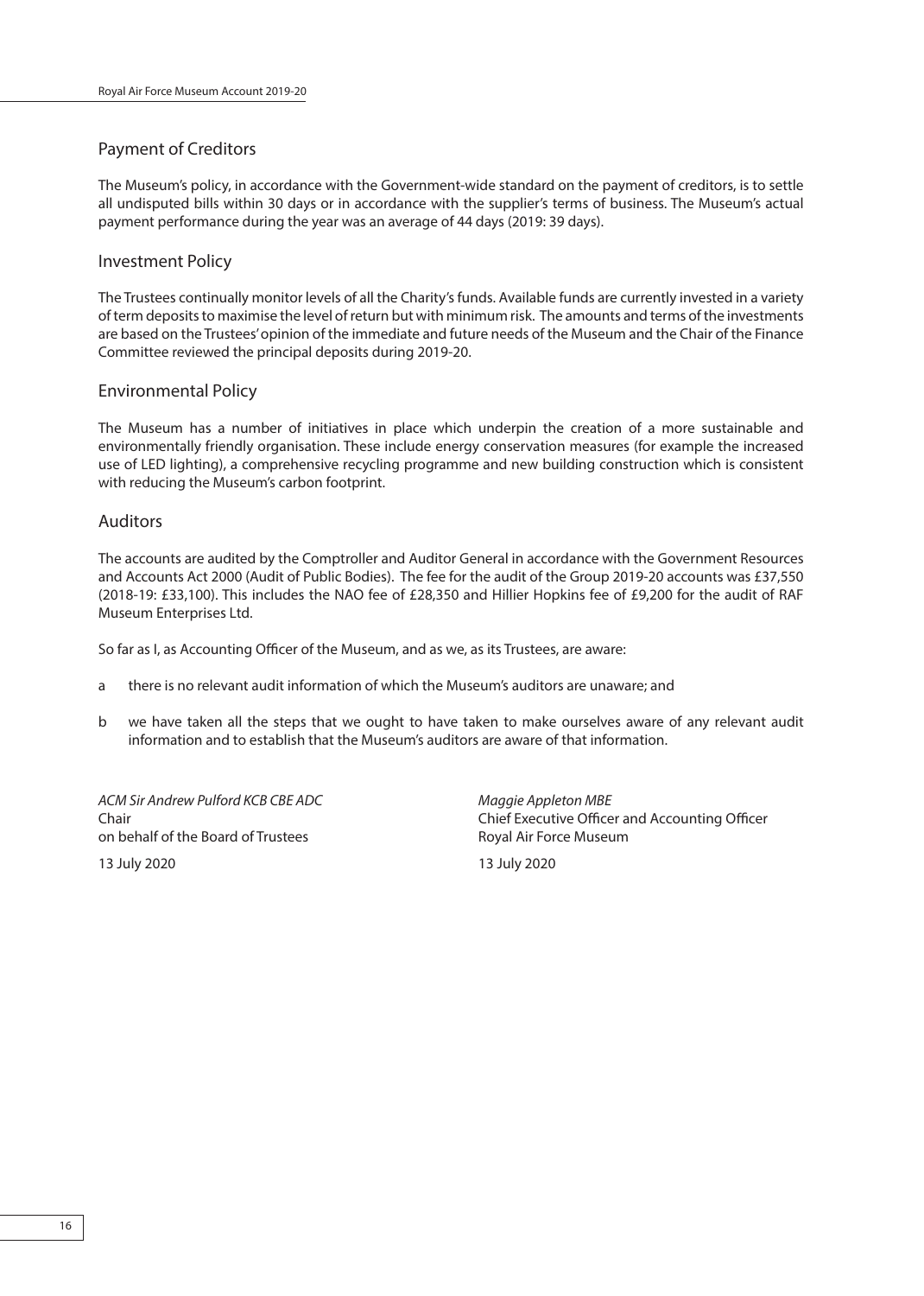## Payment of Creditors

The Museum's policy, in accordance with the Government-wide standard on the payment of creditors, is to settle all undisputed bills within 30 days or in accordance with the supplier's terms of business. The Museum's actual payment performance during the year was an average of 44 days (2019: 39 days).

## Investment Policy

The Trustees continually monitor levels of all the Charity's funds. Available funds are currently invested in a variety of term deposits to maximise the level of return but with minimum risk. The amounts and terms of the investments are based on the Trustees' opinion of the immediate and future needs of the Museum and the Chair of the Finance Committee reviewed the principal deposits during 2019-20.

## Environmental Policy

The Museum has a number of initiatives in place which underpin the creation of a more sustainable and environmentally friendly organisation. These include energy conservation measures (for example the increased use of LED lighting), a comprehensive recycling programme and new building construction which is consistent with reducing the Museum's carbon footprint.

## Auditors

The accounts are audited by the Comptroller and Auditor General in accordance with the Government Resources and Accounts Act 2000 (Audit of Public Bodies). The fee for the audit of the Group 2019-20 accounts was £37,550 (2018-19: £33,100). This includes the NAO fee of £28,350 and Hillier Hopkins fee of £9,200 for the audit of RAF Museum Enterprises Ltd.

So far as I, as Accounting Officer of the Museum, and as we, as its Trustees, are aware:

a there is no relevant audit information of which the Museum's auditors are unaware; and

b we have taken all the steps that we ought to have taken to make ourselves aware of any relevant audit information and to establish that the Museum's auditors are aware of that information.

*ACM Sir Andrew Pulford KCB CBE ADC*
Chair
on behalf of the Board of Trustees

13 July 2020

*Maggie Appleton MBE*
Chief Executive Officer and Accounting Officer
Royal Air Force Museum

13 July 2020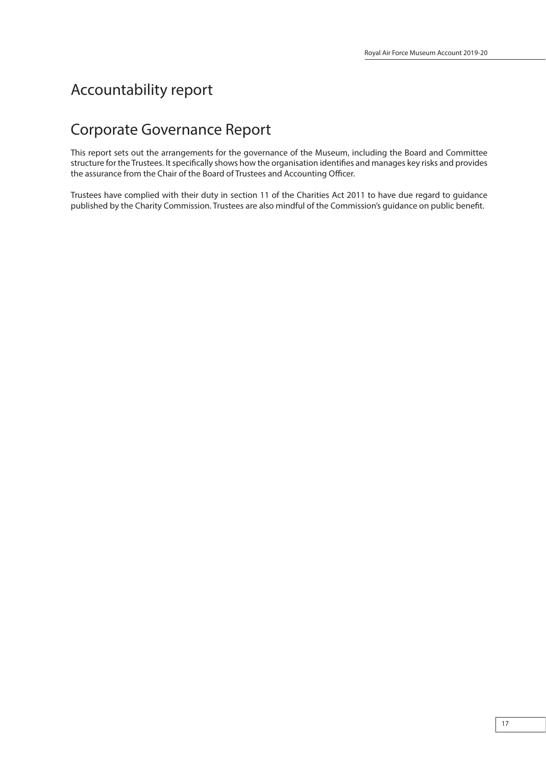# Accountability report

## Corporate Governance Report

This report sets out the arrangements for the governance of the Museum, including the Board and Committee structure for the Trustees. It specifically shows how the organisation identifies and manages key risks and provides the assurance from the Chair of the Board of Trustees and Accounting Officer.

Trustees have complied with their duty in section 11 of the Charities Act 2011 to have due regard to guidance published by the Charity Commission. Trustees are also mindful of the Commission's guidance on public benefit.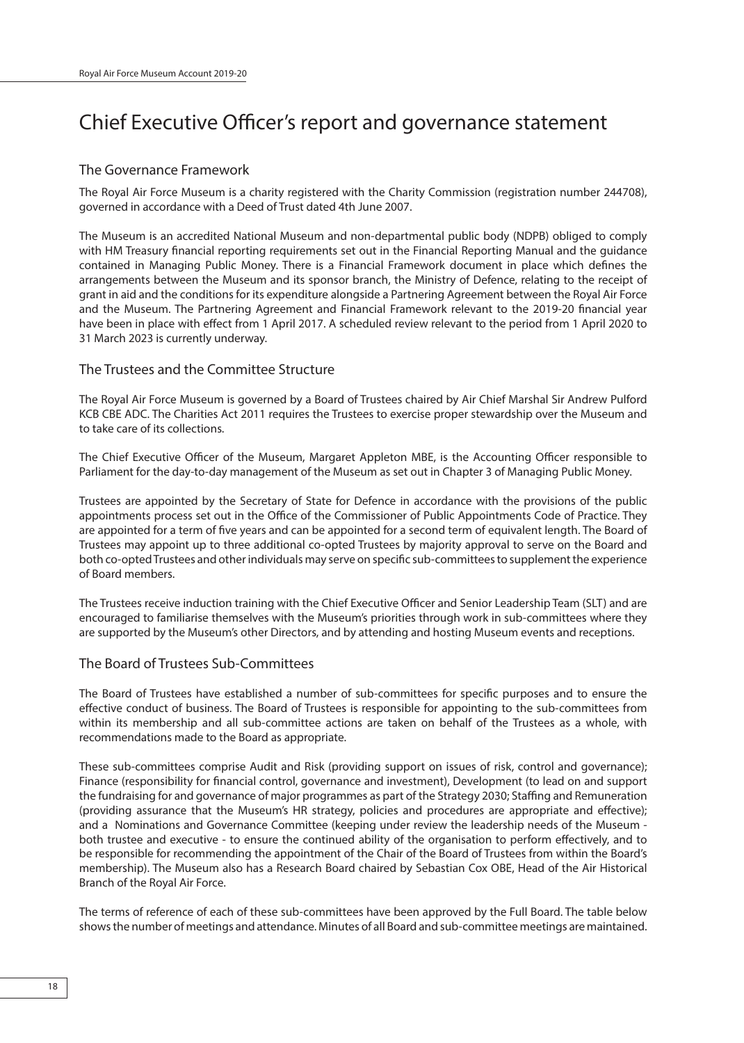# Chief Executive Officer's report and governance statement

## The Governance Framework

The Royal Air Force Museum is a charity registered with the Charity Commission (registration number 244708), governed in accordance with a Deed of Trust dated 4th June 2007.

The Museum is an accredited National Museum and non-departmental public body (NDPB) obliged to comply with HM Treasury financial reporting requirements set out in the Financial Reporting Manual and the guidance contained in Managing Public Money. There is a Financial Framework document in place which defines the arrangements between the Museum and its sponsor branch, the Ministry of Defence, relating to the receipt of grant in aid and the conditions for its expenditure alongside a Partnering Agreement between the Royal Air Force and the Museum. The Partnering Agreement and Financial Framework relevant to the 2019-20 financial year have been in place with effect from 1 April 2017. A scheduled review relevant to the period from 1 April 2020 to 31 March 2023 is currently underway.

## The Trustees and the Committee Structure

The Royal Air Force Museum is governed by a Board of Trustees chaired by Air Chief Marshal Sir Andrew Pulford KCB CBE ADC. The Charities Act 2011 requires the Trustees to exercise proper stewardship over the Museum and to take care of its collections.

The Chief Executive Officer of the Museum, Margaret Appleton MBE, is the Accounting Officer responsible to Parliament for the day-to-day management of the Museum as set out in Chapter 3 of Managing Public Money.

Trustees are appointed by the Secretary of State for Defence in accordance with the provisions of the public appointments process set out in the Office of the Commissioner of Public Appointments Code of Practice. They are appointed for a term of five years and can be appointed for a second term of equivalent length. The Board of Trustees may appoint up to three additional co-opted Trustees by majority approval to serve on the Board and both co-opted Trustees and other individuals may serve on specific sub-committees to supplement the experience of Board members.

The Trustees receive induction training with the Chief Executive Officer and Senior Leadership Team (SLT) and are encouraged to familiarise themselves with the Museum's priorities through work in sub-committees where they are supported by the Museum's other Directors, and by attending and hosting Museum events and receptions.

## The Board of Trustees Sub-Committees

The Board of Trustees have established a number of sub-committees for specific purposes and to ensure the effective conduct of business. The Board of Trustees is responsible for appointing to the sub-committees from within its membership and all sub-committee actions are taken on behalf of the Trustees as a whole, with recommendations made to the Board as appropriate.

These sub-committees comprise Audit and Risk (providing support on issues of risk, control and governance); Finance (responsibility for financial control, governance and investment), Development (to lead on and support the fundraising for and governance of major programmes as part of the Strategy 2030; Staffing and Remuneration (providing assurance that the Museum's HR strategy, policies and procedures are appropriate and effective); and a Nominations and Governance Committee (keeping under review the leadership needs of the Museum - both trustee and executive - to ensure the continued ability of the organisation to perform effectively, and to be responsible for recommending the appointment of the Chair of the Board of Trustees from within the Board's membership). The Museum also has a Research Board chaired by Sebastian Cox OBE, Head of the Air Historical Branch of the Royal Air Force.

The terms of reference of each of these sub-committees have been approved by the Full Board. The table below shows the number of meetings and attendance. Minutes of all Board and sub-committee meetings are maintained.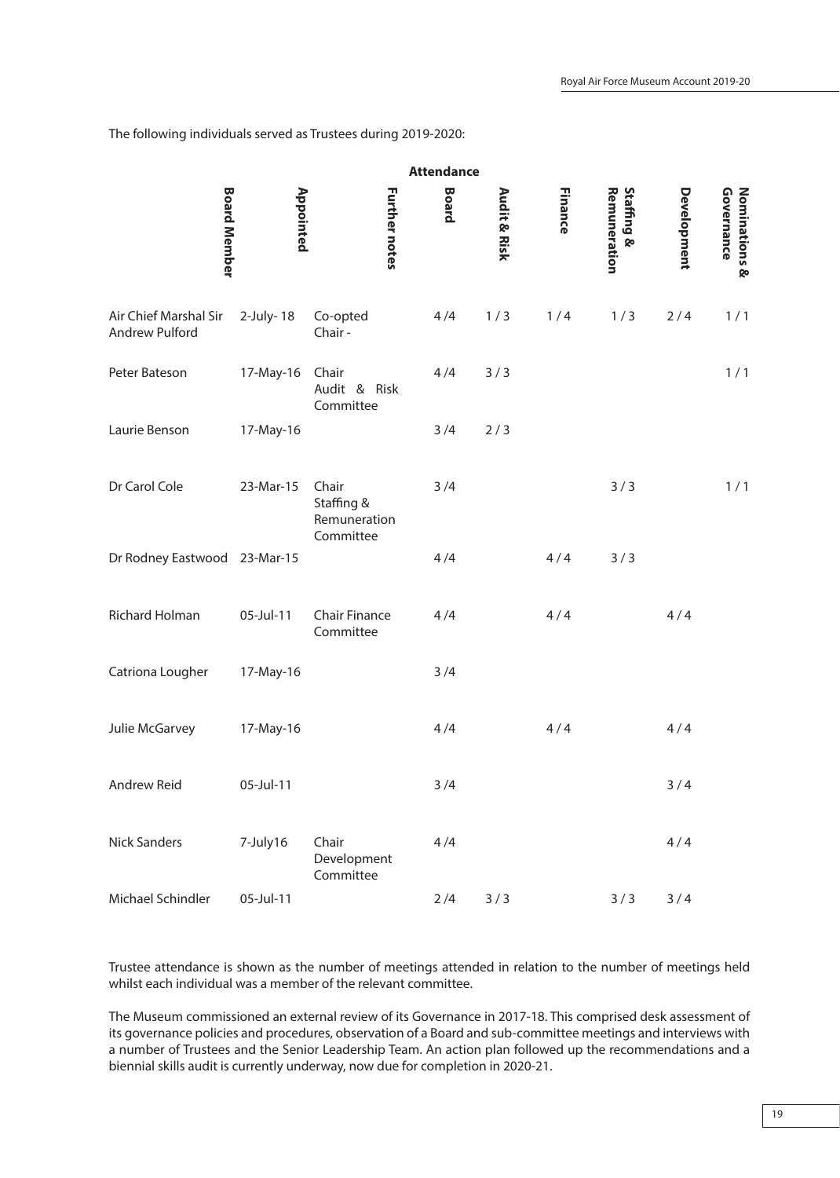The following individuals served as Trustees during 2019-2020:

| Board Member | Appointed | Further notes | Attendance | | | | | |
|---|---|---|---|---|---|---|---|---|
| | | | Board | Audit & Risk | Finance | Staffing & Remuneration | Development | Nominations & Governance |
| Air Chief Marshal Sir Andrew Pulford | 2-July- 18 | Co-opted Chair - | 4 /4 | 1 / 3 | 1 / 4 | 1 / 3 | 2 / 4 | 1 / 1 |
| Peter Bateson | 17-May-16 | Chair Audit & Risk Committee | 4 /4 | 3 / 3 | | | | 1 / 1 |
| Laurie Benson | 17-May-16 | | 3 /4 | 2 / 3 | | | | |
| Dr Carol Cole | 23-Mar-15 | Chair Staffing & Remuneration Committee | 3 /4 | | | 3 / 3 | | 1 / 1 |
| Dr Rodney Eastwood | 23-Mar-15 | | 4 /4 | | 4 / 4 | 3 / 3 | | |
| Richard Holman | 05-Jul-11 | Chair Finance Committee | 4 /4 | | 4 / 4 | | 4 / 4 | |
| Catriona Lougher | 17-May-16 | | 3 /4 | | | | | |
| Julie McGarvey | 17-May-16 | | 4 /4 | | 4 / 4 | | 4 / 4 | |
| Andrew Reid | 05-Jul-11 | | 3 /4 | | | | 3 / 4 | |
| Nick Sanders | 7-July16 | Chair Development Committee | 4 /4 | | | | 4 / 4 | |
| Michael Schindler | 05-Jul-11 | | 2 /4 | 3 / 3 | | 3 / 3 | 3 / 4 | |

Trustee attendance is shown as the number of meetings attended in relation to the number of meetings held whilst each individual was a member of the relevant committee.

The Museum commissioned an external review of its Governance in 2017-18. This comprised desk assessment of its governance policies and procedures, observation of a Board and sub-committee meetings and interviews with a number of Trustees and the Senior Leadership Team. An action plan followed up the recommendations and a biennial skills audit is currently underway, now due for completion in 2020-21.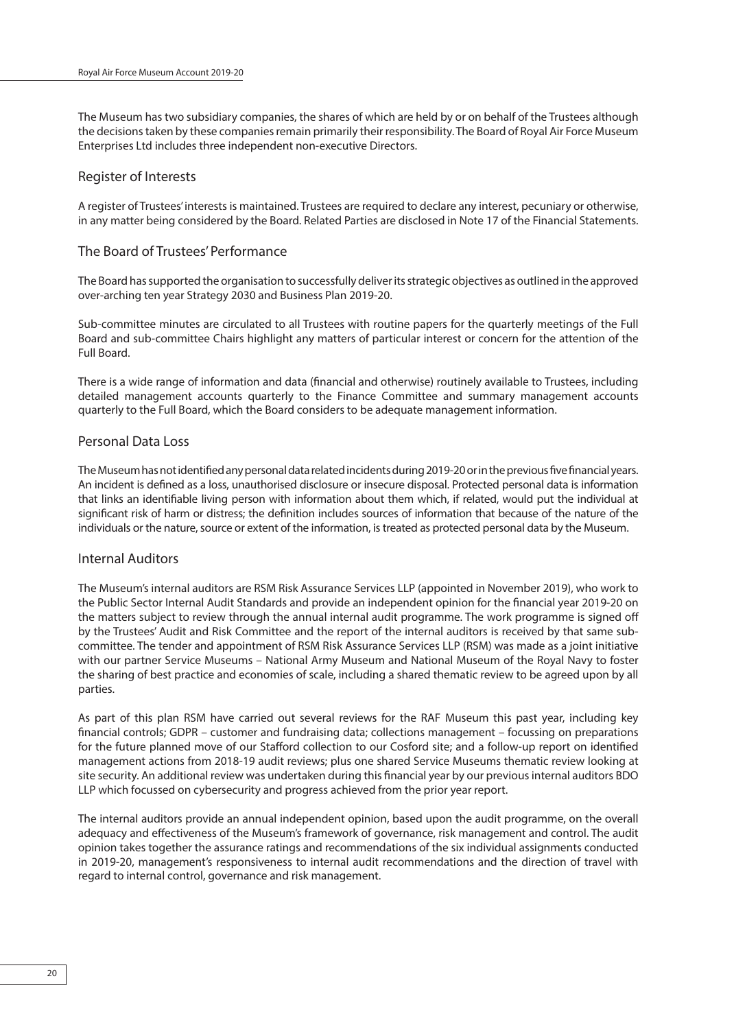The Museum has two subsidiary companies, the shares of which are held by or on behalf of the Trustees although the decisions taken by these companies remain primarily their responsibility. The Board of Royal Air Force Museum Enterprises Ltd includes three independent non-executive Directors.

## Register of Interests

A register of Trustees' interests is maintained. Trustees are required to declare any interest, pecuniary or otherwise, in any matter being considered by the Board. Related Parties are disclosed in Note 17 of the Financial Statements.

## The Board of Trustees' Performance

The Board has supported the organisation to successfully deliver its strategic objectives as outlined in the approved over-arching ten year Strategy 2030 and Business Plan 2019-20.

Sub-committee minutes are circulated to all Trustees with routine papers for the quarterly meetings of the Full Board and sub-committee Chairs highlight any matters of particular interest or concern for the attention of the Full Board.

There is a wide range of information and data (financial and otherwise) routinely available to Trustees, including detailed management accounts quarterly to the Finance Committee and summary management accounts quarterly to the Full Board, which the Board considers to be adequate management information.

## Personal Data Loss

The Museum has not identified any personal data related incidents during 2019-20 or in the previous five financial years. An incident is defined as a loss, unauthorised disclosure or insecure disposal. Protected personal data is information that links an identifiable living person with information about them which, if related, would put the individual at significant risk of harm or distress; the definition includes sources of information that because of the nature of the individuals or the nature, source or extent of the information, is treated as protected personal data by the Museum.

## Internal Auditors

The Museum's internal auditors are RSM Risk Assurance Services LLP (appointed in November 2019), who work to the Public Sector Internal Audit Standards and provide an independent opinion for the financial year 2019-20 on the matters subject to review through the annual internal audit programme. The work programme is signed off by the Trustees' Audit and Risk Committee and the report of the internal auditors is received by that same sub-committee. The tender and appointment of RSM Risk Assurance Services LLP (RSM) was made as a joint initiative with our partner Service Museums – National Army Museum and National Museum of the Royal Navy to foster the sharing of best practice and economies of scale, including a shared thematic review to be agreed upon by all parties.

As part of this plan RSM have carried out several reviews for the RAF Museum this past year, including key financial controls; GDPR – customer and fundraising data; collections management – focussing on preparations for the future planned move of our Stafford collection to our Cosford site; and a follow-up report on identified management actions from 2018-19 audit reviews; plus one shared Service Museums thematic review looking at site security. An additional review was undertaken during this financial year by our previous internal auditors BDO LLP which focussed on cybersecurity and progress achieved from the prior year report.

The internal auditors provide an annual independent opinion, based upon the audit programme, on the overall adequacy and effectiveness of the Museum's framework of governance, risk management and control. The audit opinion takes together the assurance ratings and recommendations of the six individual assignments conducted in 2019-20, management's responsiveness to internal audit recommendations and the direction of travel with regard to internal control, governance and risk management.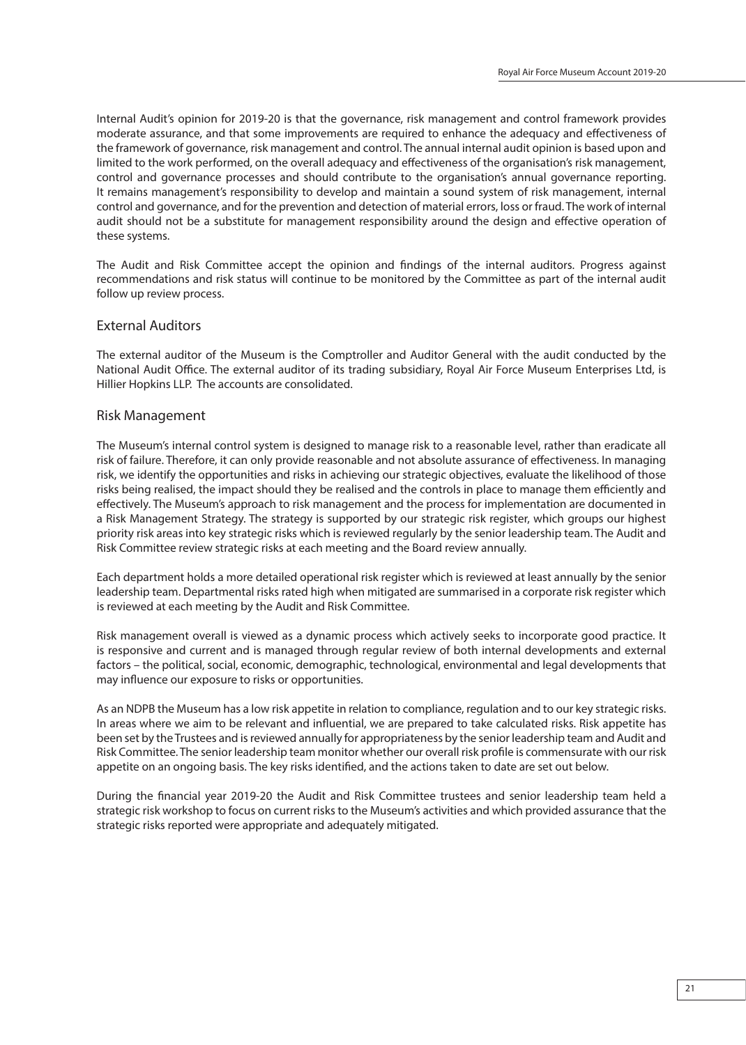Internal Audit's opinion for 2019-20 is that the governance, risk management and control framework provides moderate assurance, and that some improvements are required to enhance the adequacy and effectiveness of the framework of governance, risk management and control. The annual internal audit opinion is based upon and limited to the work performed, on the overall adequacy and effectiveness of the organisation's risk management, control and governance processes and should contribute to the organisation's annual governance reporting. It remains management's responsibility to develop and maintain a sound system of risk management, internal control and governance, and for the prevention and detection of material errors, loss or fraud. The work of internal audit should not be a substitute for management responsibility around the design and effective operation of these systems.

The Audit and Risk Committee accept the opinion and findings of the internal auditors. Progress against recommendations and risk status will continue to be monitored by the Committee as part of the internal audit follow up review process.

## External Auditors

The external auditor of the Museum is the Comptroller and Auditor General with the audit conducted by the National Audit Office. The external auditor of its trading subsidiary, Royal Air Force Museum Enterprises Ltd, is Hillier Hopkins LLP. The accounts are consolidated.

## Risk Management

The Museum's internal control system is designed to manage risk to a reasonable level, rather than eradicate all risk of failure. Therefore, it can only provide reasonable and not absolute assurance of effectiveness. In managing risk, we identify the opportunities and risks in achieving our strategic objectives, evaluate the likelihood of those risks being realised, the impact should they be realised and the controls in place to manage them efficiently and effectively. The Museum's approach to risk management and the process for implementation are documented in a Risk Management Strategy. The strategy is supported by our strategic risk register, which groups our highest priority risk areas into key strategic risks which is reviewed regularly by the senior leadership team. The Audit and Risk Committee review strategic risks at each meeting and the Board review annually.

Each department holds a more detailed operational risk register which is reviewed at least annually by the senior leadership team. Departmental risks rated high when mitigated are summarised in a corporate risk register which is reviewed at each meeting by the Audit and Risk Committee.

Risk management overall is viewed as a dynamic process which actively seeks to incorporate good practice. It is responsive and current and is managed through regular review of both internal developments and external factors – the political, social, economic, demographic, technological, environmental and legal developments that may influence our exposure to risks or opportunities.

As an NDPB the Museum has a low risk appetite in relation to compliance, regulation and to our key strategic risks. In areas where we aim to be relevant and influential, we are prepared to take calculated risks. Risk appetite has been set by the Trustees and is reviewed annually for appropriateness by the senior leadership team and Audit and Risk Committee. The senior leadership team monitor whether our overall risk profile is commensurate with our risk appetite on an ongoing basis. The key risks identified, and the actions taken to date are set out below.

During the financial year 2019-20 the Audit and Risk Committee trustees and senior leadership team held a strategic risk workshop to focus on current risks to the Museum's activities and which provided assurance that the strategic risks reported were appropriate and adequately mitigated.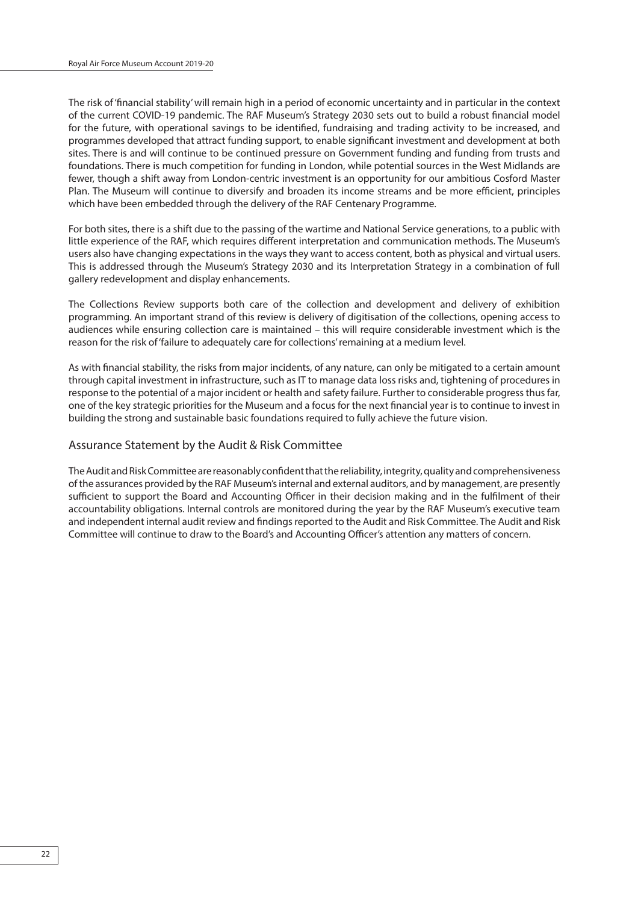The risk of 'financial stability' will remain high in a period of economic uncertainty and in particular in the context of the current COVID-19 pandemic. The RAF Museum's Strategy 2030 sets out to build a robust financial model for the future, with operational savings to be identified, fundraising and trading activity to be increased, and programmes developed that attract funding support, to enable significant investment and development at both sites. There is and will continue to be continued pressure on Government funding and funding from trusts and foundations. There is much competition for funding in London, while potential sources in the West Midlands are fewer, though a shift away from London-centric investment is an opportunity for our ambitious Cosford Master Plan. The Museum will continue to diversify and broaden its income streams and be more efficient, principles which have been embedded through the delivery of the RAF Centenary Programme.

For both sites, there is a shift due to the passing of the wartime and National Service generations, to a public with little experience of the RAF, which requires different interpretation and communication methods. The Museum's users also have changing expectations in the ways they want to access content, both as physical and virtual users. This is addressed through the Museum's Strategy 2030 and its Interpretation Strategy in a combination of full gallery redevelopment and display enhancements.

The Collections Review supports both care of the collection and development and delivery of exhibition programming. An important strand of this review is delivery of digitisation of the collections, opening access to audiences while ensuring collection care is maintained – this will require considerable investment which is the reason for the risk of 'failure to adequately care for collections' remaining at a medium level.

As with financial stability, the risks from major incidents, of any nature, can only be mitigated to a certain amount through capital investment in infrastructure, such as IT to manage data loss risks and, tightening of procedures in response to the potential of a major incident or health and safety failure. Further to considerable progress thus far, one of the key strategic priorities for the Museum and a focus for the next financial year is to continue to invest in building the strong and sustainable basic foundations required to fully achieve the future vision.

## Assurance Statement by the Audit & Risk Committee

The Audit and Risk Committee are reasonably confident that the reliability, integrity, quality and comprehensiveness of the assurances provided by the RAF Museum's internal and external auditors, and by management, are presently sufficient to support the Board and Accounting Officer in their decision making and in the fulfilment of their accountability obligations. Internal controls are monitored during the year by the RAF Museum's executive team and independent internal audit review and findings reported to the Audit and Risk Committee. The Audit and Risk Committee will continue to draw to the Board's and Accounting Officer's attention any matters of concern.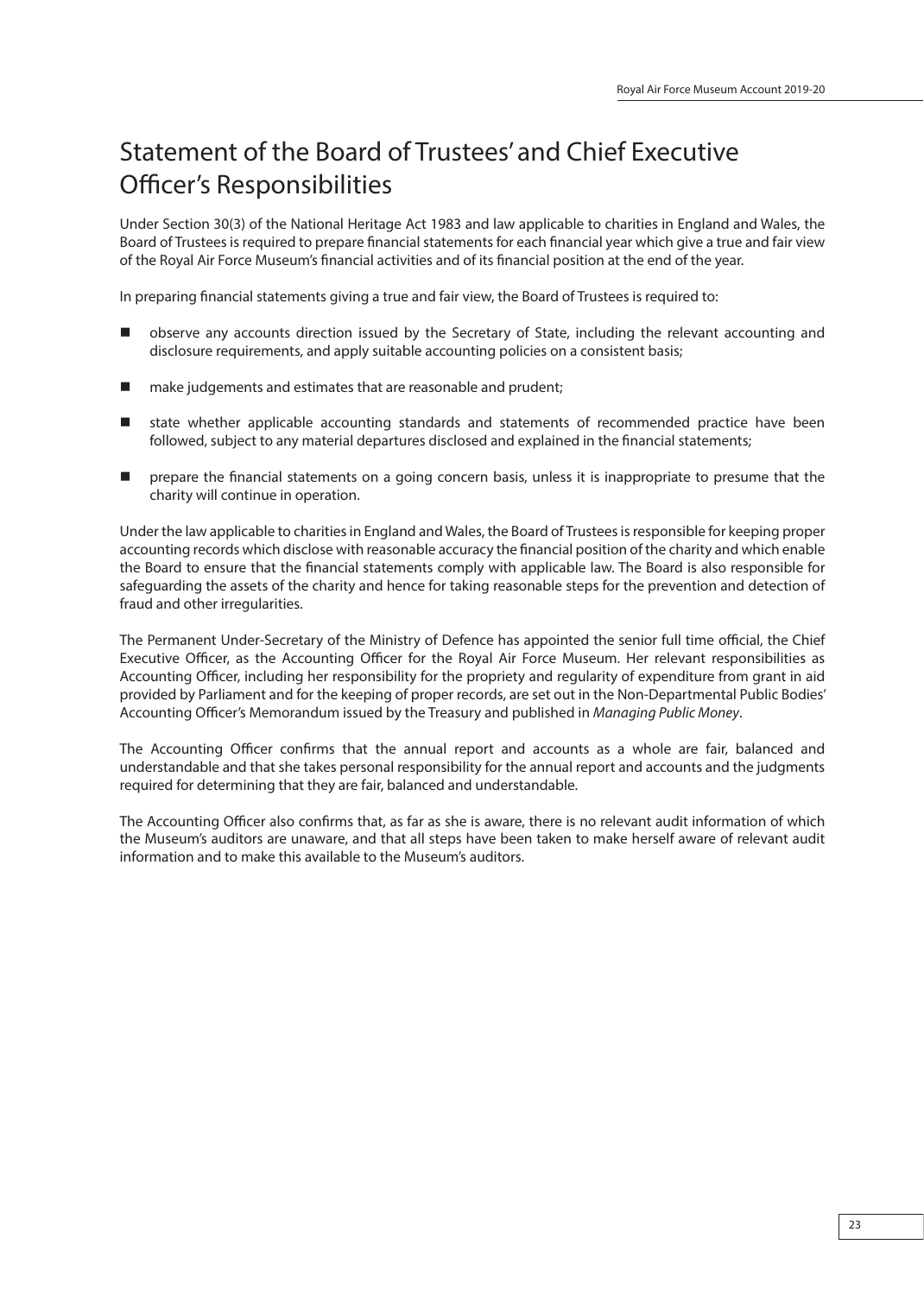# Statement of the Board of Trustees' and Chief Executive Officer's Responsibilities

Under Section 30(3) of the National Heritage Act 1983 and law applicable to charities in England and Wales, the Board of Trustees is required to prepare financial statements for each financial year which give a true and fair view of the Royal Air Force Museum's financial activities and of its financial position at the end of the year.

In preparing financial statements giving a true and fair view, the Board of Trustees is required to:

- observe any accounts direction issued by the Secretary of State, including the relevant accounting and disclosure requirements, and apply suitable accounting policies on a consistent basis;
- make judgements and estimates that are reasonable and prudent;
- state whether applicable accounting standards and statements of recommended practice have been followed, subject to any material departures disclosed and explained in the financial statements;
- prepare the financial statements on a going concern basis, unless it is inappropriate to presume that the charity will continue in operation.

Under the law applicable to charities in England and Wales, the Board of Trustees is responsible for keeping proper accounting records which disclose with reasonable accuracy the financial position of the charity and which enable the Board to ensure that the financial statements comply with applicable law. The Board is also responsible for safeguarding the assets of the charity and hence for taking reasonable steps for the prevention and detection of fraud and other irregularities.

The Permanent Under-Secretary of the Ministry of Defence has appointed the senior full time official, the Chief Executive Officer, as the Accounting Officer for the Royal Air Force Museum. Her relevant responsibilities as Accounting Officer, including her responsibility for the propriety and regularity of expenditure from grant in aid provided by Parliament and for the keeping of proper records, are set out in the Non-Departmental Public Bodies' Accounting Officer's Memorandum issued by the Treasury and published in *Managing Public Money*.

The Accounting Officer confirms that the annual report and accounts as a whole are fair, balanced and understandable and that she takes personal responsibility for the annual report and accounts and the judgments required for determining that they are fair, balanced and understandable.

The Accounting Officer also confirms that, as far as she is aware, there is no relevant audit information of which the Museum's auditors are unaware, and that all steps have been taken to make herself aware of relevant audit information and to make this available to the Museum's auditors.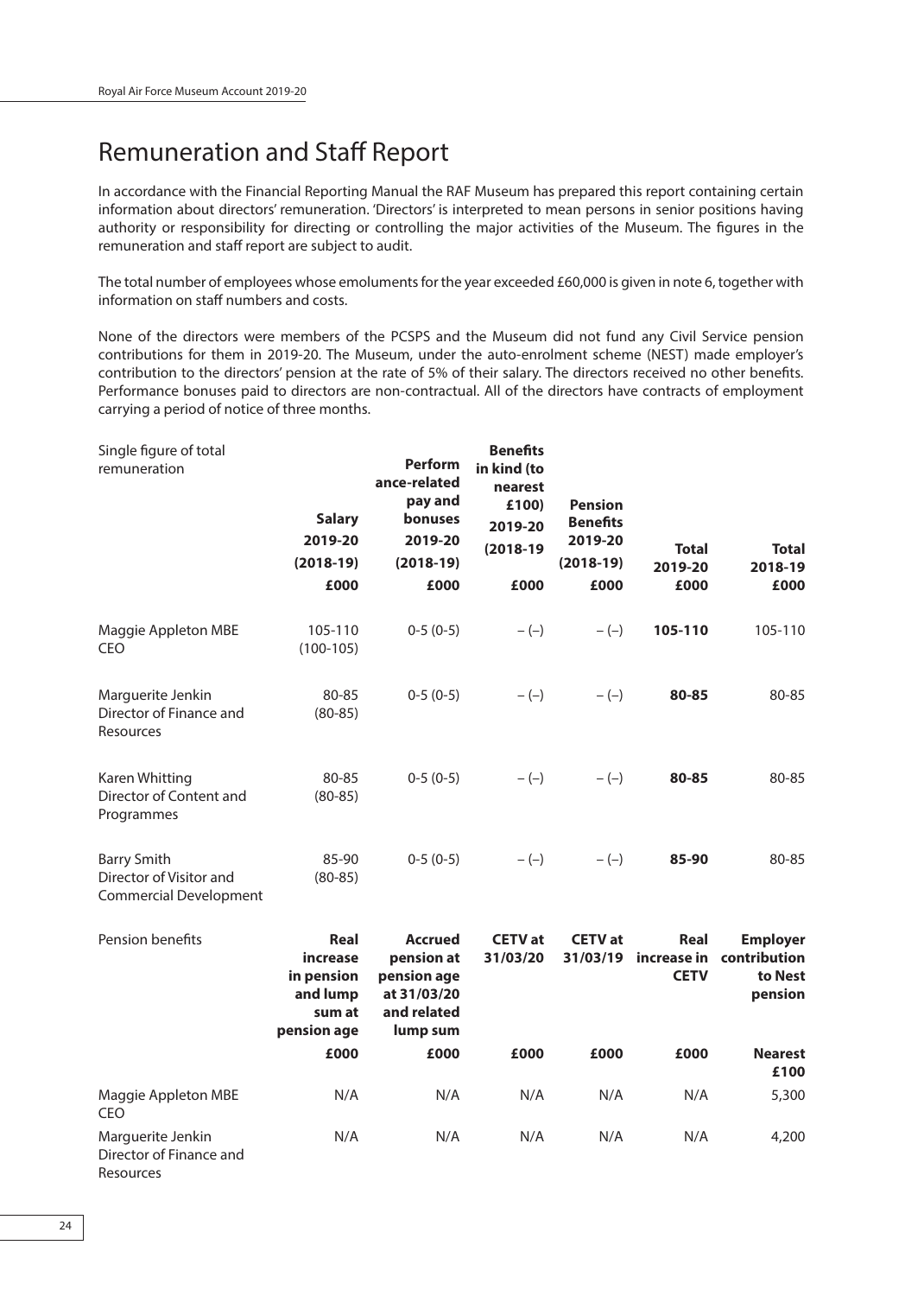# Remuneration and Staff Report

In accordance with the Financial Reporting Manual the RAF Museum has prepared this report containing certain information about directors' remuneration. 'Directors' is interpreted to mean persons in senior positions having authority or responsibility for directing or controlling the major activities of the Museum. The figures in the remuneration and staff report are subject to audit.

The total number of employees whose emoluments for the year exceeded £60,000 is given in note 6, together with information on staff numbers and costs.

None of the directors were members of the PCSPS and the Museum did not fund any Civil Service pension contributions for them in 2019-20. The Museum, under the auto-enrolment scheme (NEST) made employer's contribution to the directors' pension at the rate of 5% of their salary. The directors received no other benefits. Performance bonuses paid to directors are non-contractual. All of the directors have contracts of employment carrying a period of notice of three months.

| Single figure of total remuneration | Salary 2019-20 (2018-19) £000 | Performance-related pay and bonuses 2019-20 (2018-19) £000 | Benefits in kind (to nearest £100) 2019-20 (2018-19 £000 | Pension Benefits 2019-20 (2018-19) £000 | Total 2019-20 £000 | Total 2018-19 £000 |
|---|---|---|---|---|---|---|
| Maggie Appleton MBE CEO | 105-110 (100-105) | 0-5 (0-5) | – (–) | – (–) | **105-110** | 105-110 |
| Marguerite Jenkin Director of Finance and Resources | 80-85 (80-85) | 0-5 (0-5) | – (–) | – (–) | **80-85** | 80-85 |
| Karen Whitting Director of Content and Programmes | 80-85 (80-85) | 0-5 (0-5) | – (–) | – (–) | **80-85** | 80-85 |
| Barry Smith Director of Visitor and Commercial Development | 85-90 (80-85) | 0-5 (0-5) | – (–) | – (–) | **85-90** | 80-85 |

| Pension benefits | Real increase in pension and lump sum at pension age | Accrued pension at pension age at 31/03/20 and related lump sum | CETV at 31/03/20 | CETV at 31/03/19 | Real increase in CETV | Employer contribution to Nest pension |
|---|---|---|---|---|---|---|
| | £000 | £000 | £000 | £000 | £000 | Nearest £100 |
| Maggie Appleton MBE CEO | N/A | N/A | N/A | N/A | N/A | 5,300 |
| Marguerite Jenkin Director of Finance and Resources | N/A | N/A | N/A | N/A | N/A | 4,200 |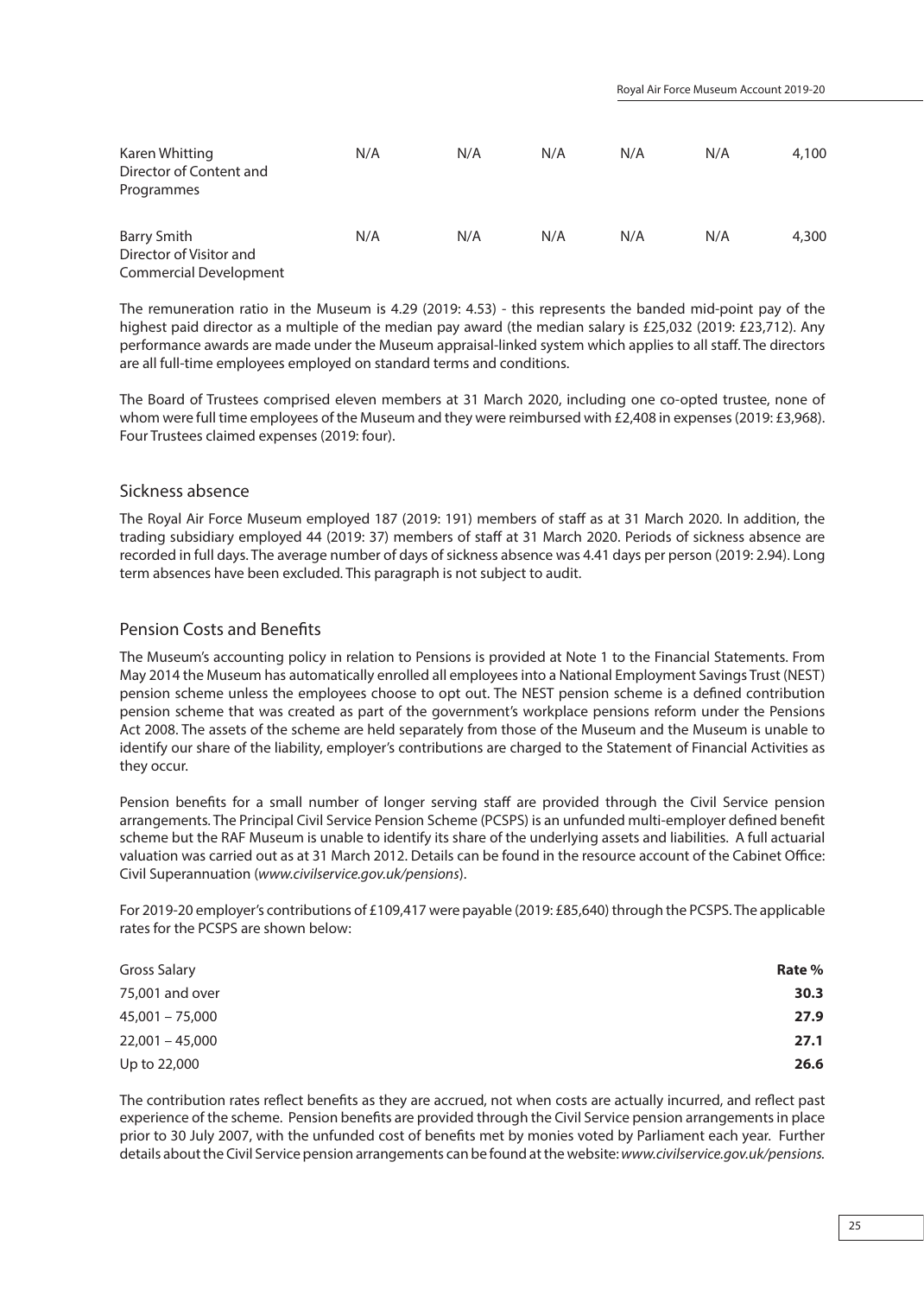| | | | | | | |
|---|---|---|---|---|---|---|
| Karen Whitting<br>Director of Content and Programmes | N/A | N/A | N/A | N/A | N/A | 4,100 |
| Barry Smith<br>Director of Visitor and Commercial Development | N/A | N/A | N/A | N/A | N/A | 4,300 |

The remuneration ratio in the Museum is 4.29 (2019: 4.53) - this represents the banded mid-point pay of the highest paid director as a multiple of the median pay award (the median salary is £25,032 (2019: £23,712). Any performance awards are made under the Museum appraisal-linked system which applies to all staff. The directors are all full-time employees employed on standard terms and conditions.

The Board of Trustees comprised eleven members at 31 March 2020, including one co-opted trustee, none of whom were full time employees of the Museum and they were reimbursed with £2,408 in expenses (2019: £3,968). Four Trustees claimed expenses (2019: four).

## Sickness absence

The Royal Air Force Museum employed 187 (2019: 191) members of staff as at 31 March 2020. In addition, the trading subsidiary employed 44 (2019: 37) members of staff at 31 March 2020. Periods of sickness absence are recorded in full days. The average number of days of sickness absence was 4.41 days per person (2019: 2.94). Long term absences have been excluded. This paragraph is not subject to audit.

## Pension Costs and Benefits

The Museum's accounting policy in relation to Pensions is provided at Note 1 to the Financial Statements. From May 2014 the Museum has automatically enrolled all employees into a National Employment Savings Trust (NEST) pension scheme unless the employees choose to opt out. The NEST pension scheme is a defined contribution pension scheme that was created as part of the government's workplace pensions reform under the Pensions Act 2008. The assets of the scheme are held separately from those of the Museum and the Museum is unable to identify our share of the liability, employer's contributions are charged to the Statement of Financial Activities as they occur.

Pension benefits for a small number of longer serving staff are provided through the Civil Service pension arrangements. The Principal Civil Service Pension Scheme (PCSPS) is an unfunded multi-employer defined benefit scheme but the RAF Museum is unable to identify its share of the underlying assets and liabilities. A full actuarial valuation was carried out as at 31 March 2012. Details can be found in the resource account of the Cabinet Office: Civil Superannuation (*www.civilservice.gov.uk/pensions*).

For 2019-20 employer's contributions of £109,417 were payable (2019: £85,640) through the PCSPS. The applicable rates for the PCSPS are shown below:

| Gross Salary | Rate % |
|---|---|
| 75,001 and over | **30.3** |
| 45,001 – 75,000 | **27.9** |
| 22,001 – 45,000 | **27.1** |
| Up to 22,000 | **26.6** |

The contribution rates reflect benefits as they are accrued, not when costs are actually incurred, and reflect past experience of the scheme. Pension benefits are provided through the Civil Service pension arrangements in place prior to 30 July 2007, with the unfunded cost of benefits met by monies voted by Parliament each year. Further details about the Civil Service pension arrangements can be found at the website: *www.civilservice.gov.uk/pensions.*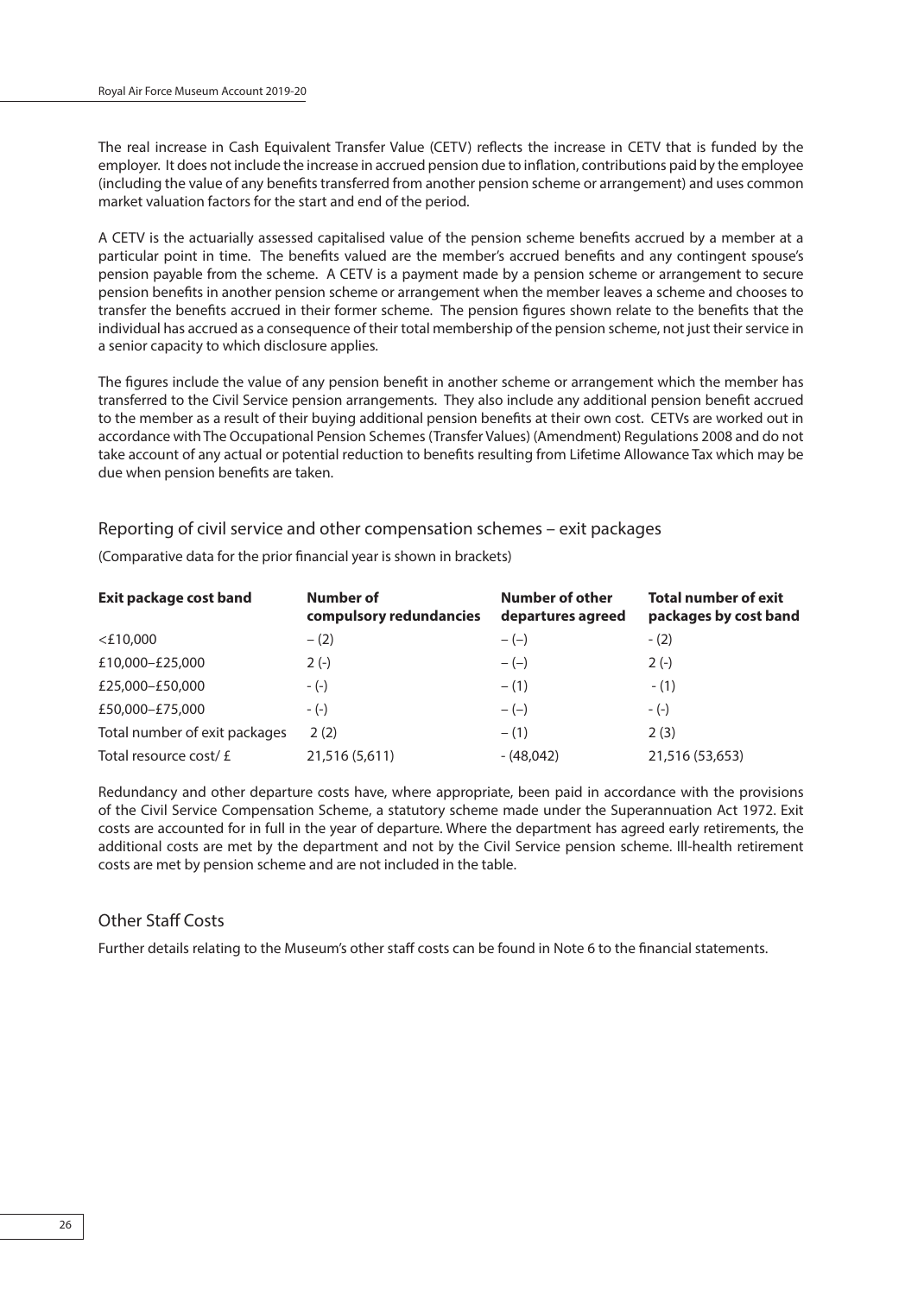The real increase in Cash Equivalent Transfer Value (CETV) reflects the increase in CETV that is funded by the employer. It does not include the increase in accrued pension due to inflation, contributions paid by the employee (including the value of any benefits transferred from another pension scheme or arrangement) and uses common market valuation factors for the start and end of the period.

A CETV is the actuarially assessed capitalised value of the pension scheme benefits accrued by a member at a particular point in time. The benefits valued are the member's accrued benefits and any contingent spouse's pension payable from the scheme. A CETV is a payment made by a pension scheme or arrangement to secure pension benefits in another pension scheme or arrangement when the member leaves a scheme and chooses to transfer the benefits accrued in their former scheme. The pension figures shown relate to the benefits that the individual has accrued as a consequence of their total membership of the pension scheme, not just their service in a senior capacity to which disclosure applies.

The figures include the value of any pension benefit in another scheme or arrangement which the member has transferred to the Civil Service pension arrangements. They also include any additional pension benefit accrued to the member as a result of their buying additional pension benefits at their own cost. CETVs are worked out in accordance with The Occupational Pension Schemes (Transfer Values) (Amendment) Regulations 2008 and do not take account of any actual or potential reduction to benefits resulting from Lifetime Allowance Tax which may be due when pension benefits are taken.

## Reporting of civil service and other compensation schemes – exit packages

(Comparative data for the prior financial year is shown in brackets)

| Exit package cost band | Number of compulsory redundancies | Number of other departures agreed | Total number of exit packages by cost band |
|---|---|---|---|
| <£10,000 | – (2) | – (–) | - (2) |
| £10,000–£25,000 | 2 (-) | – (–) | 2 (-) |
| £25,000–£50,000 | - (-) | – (1) | - (1) |
| £50,000–£75,000 | - (-) | – (–) | - (-) |
| Total number of exit packages | 2 (2) | – (1) | 2 (3) |
| Total resource cost/ £ | 21,516 (5,611) | - (48,042) | 21,516 (53,653) |

Redundancy and other departure costs have, where appropriate, been paid in accordance with the provisions of the Civil Service Compensation Scheme, a statutory scheme made under the Superannuation Act 1972. Exit costs are accounted for in full in the year of departure. Where the department has agreed early retirements, the additional costs are met by the department and not by the Civil Service pension scheme. Ill-health retirement costs are met by pension scheme and are not included in the table.

## Other Staff Costs

Further details relating to the Museum's other staff costs can be found in Note 6 to the financial statements.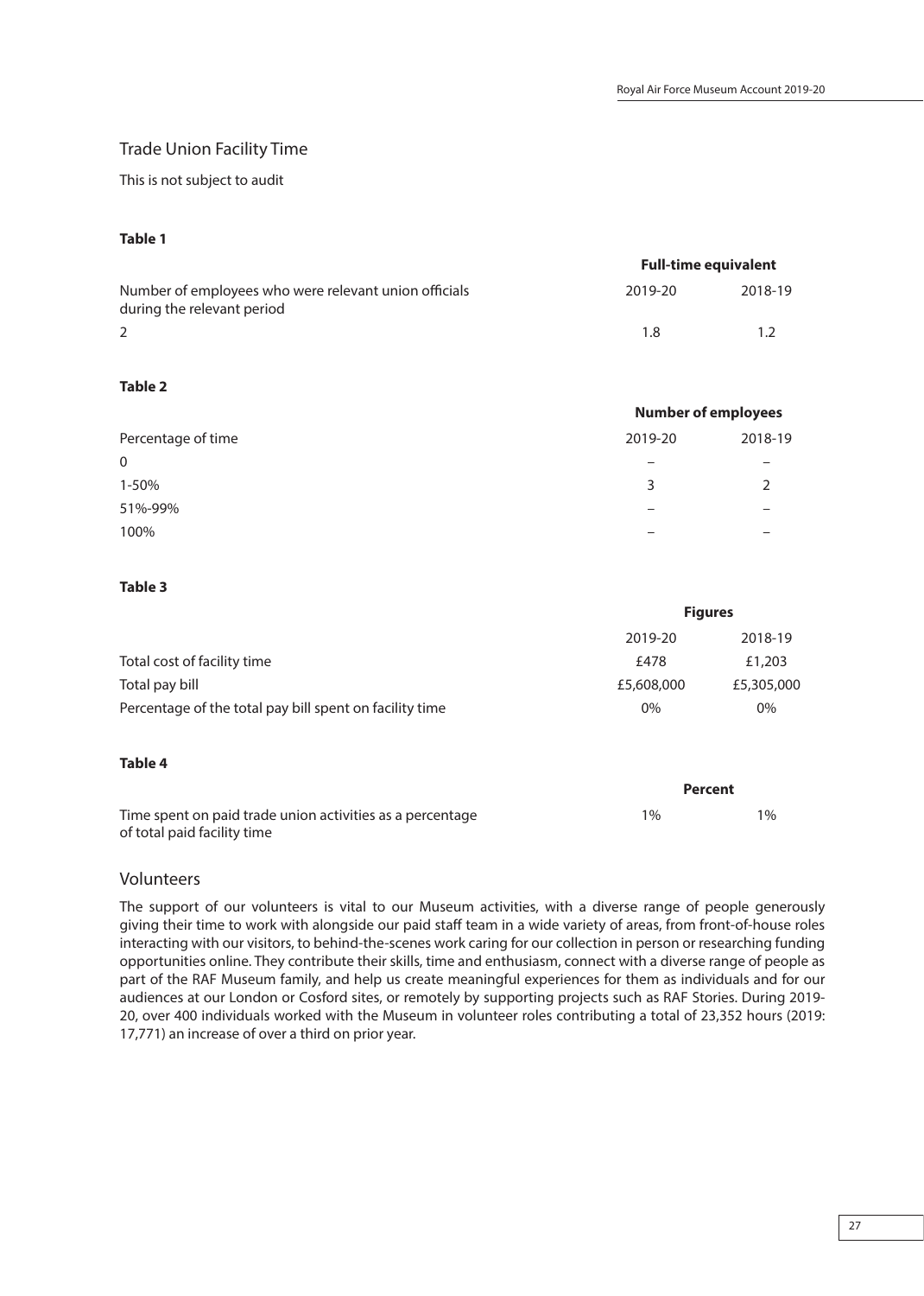## Trade Union Facility Time

This is not subject to audit

**Table 1**

| | **Full-time equivalent** | |
|---|---|---|
| Number of employees who were relevant union officials during the relevant period | 2019-20 | 2018-19 |
| 2 | 1.8 | 1.2 |

**Table 2**

| | **Number of employees** | |
|---|---|---|
| Percentage of time | 2019-20 | 2018-19 |
| 0 | – | – |
| 1-50% | 3 | 2 |
| 51%-99% | – | – |
| 100% | – | – |

**Table 3**

| | **Figures** | |
|---|---|---|
| | 2019-20 | 2018-19 |
| Total cost of facility time | £478 | £1,203 |
| Total pay bill | £5,608,000 | £5,305,000 |
| Percentage of the total pay bill spent on facility time | 0% | 0% |

**Table 4**

| | **Percent** | |
|---|---|---|
| Time spent on paid trade union activities as a percentage of total paid facility time | 1% | 1% |

## Volunteers

The support of our volunteers is vital to our Museum activities, with a diverse range of people generously giving their time to work with alongside our paid staff team in a wide variety of areas, from front-of-house roles interacting with our visitors, to behind-the-scenes work caring for our collection in person or researching funding opportunities online. They contribute their skills, time and enthusiasm, connect with a diverse range of people as part of the RAF Museum family, and help us create meaningful experiences for them as individuals and for our audiences at our London or Cosford sites, or remotely by supporting projects such as RAF Stories. During 2019-20, over 400 individuals worked with the Museum in volunteer roles contributing a total of 23,352 hours (2019: 17,771) an increase of over a third on prior year.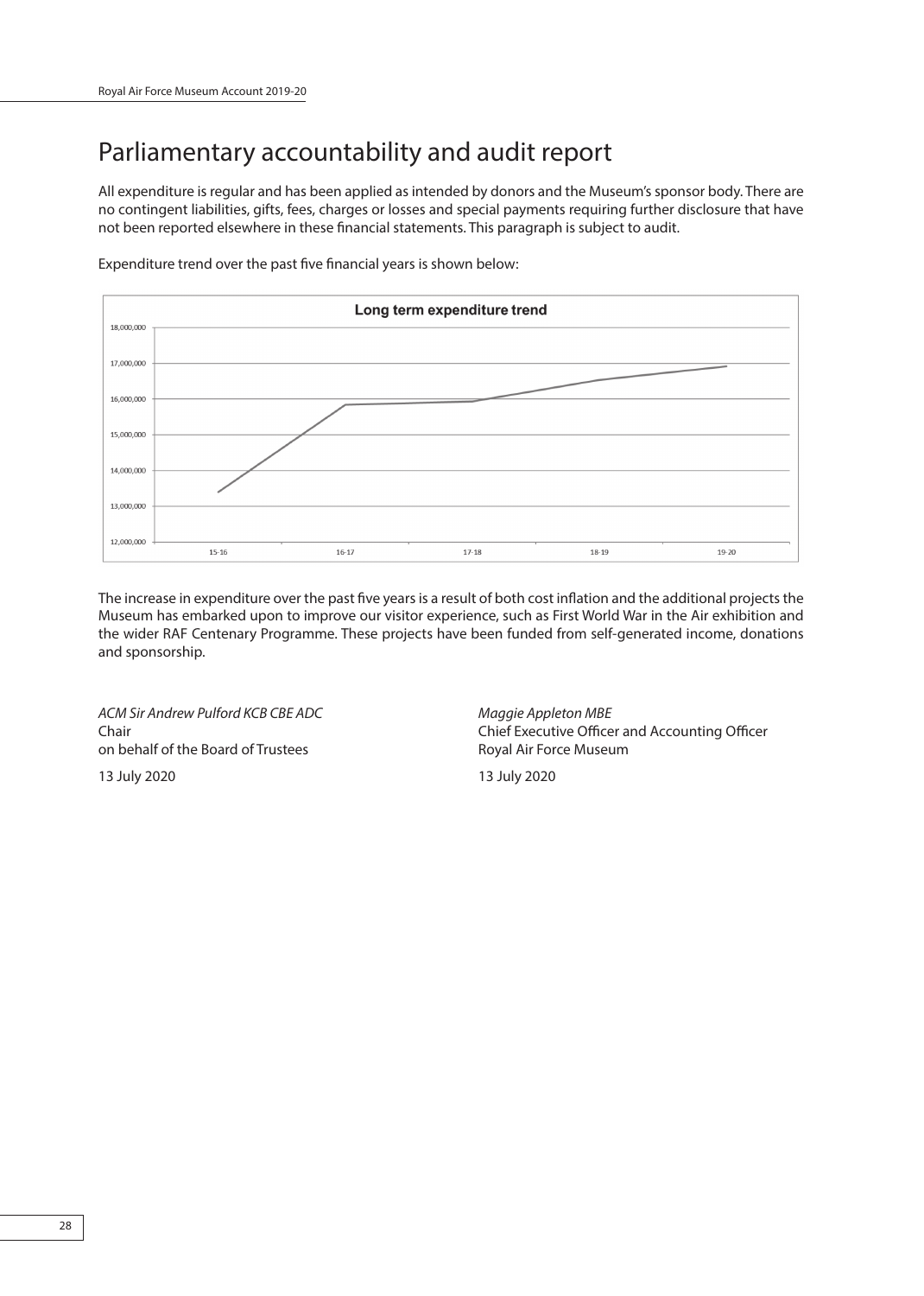# Parliamentary accountability and audit report

All expenditure is regular and has been applied as intended by donors and the Museum's sponsor body. There are no contingent liabilities, gifts, fees, charges or losses and special payments requiring further disclosure that have not been reported elsewhere in these financial statements. This paragraph is subject to audit.

Expenditure trend over the past five financial years is shown below:

The increase in expenditure over the past five years is a result of both cost inflation and the additional projects the Museum has embarked upon to improve our visitor experience, such as First World War in the Air exhibition and the wider RAF Centenary Programme. These projects have been funded from self-generated income, donations and sponsorship.

*ACM Sir Andrew Pulford KCB CBE ADC*
Chair
on behalf of the Board of Trustees

13 July 2020

*Maggie Appleton MBE*
Chief Executive Officer and Accounting Officer
Royal Air Force Museum

13 July 2020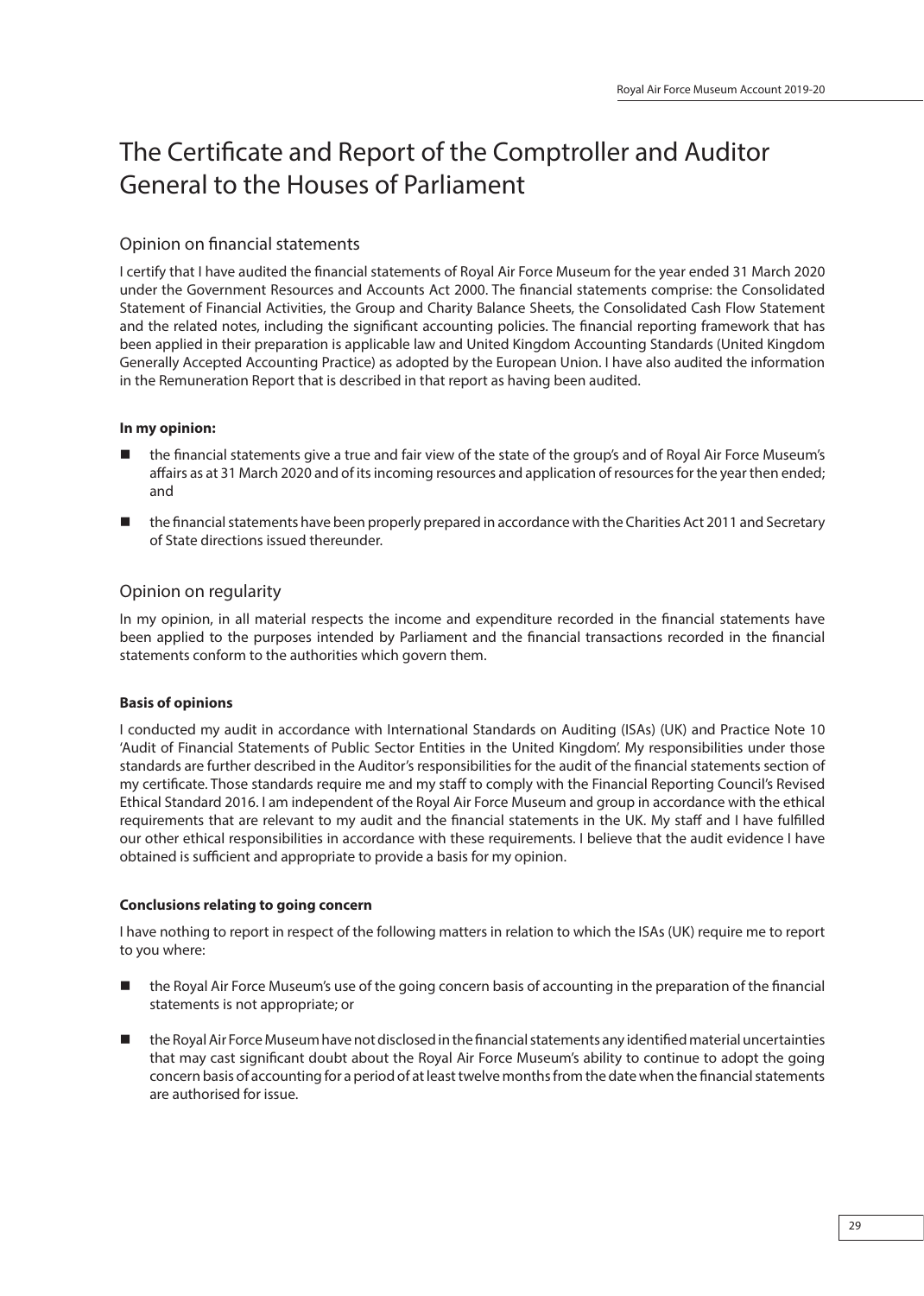# The Certificate and Report of the Comptroller and Auditor General to the Houses of Parliament

## Opinion on financial statements

I certify that I have audited the financial statements of Royal Air Force Museum for the year ended 31 March 2020 under the Government Resources and Accounts Act 2000. The financial statements comprise: the Consolidated Statement of Financial Activities, the Group and Charity Balance Sheets, the Consolidated Cash Flow Statement and the related notes, including the significant accounting policies. The financial reporting framework that has been applied in their preparation is applicable law and United Kingdom Accounting Standards (United Kingdom Generally Accepted Accounting Practice) as adopted by the European Union. I have also audited the information in the Remuneration Report that is described in that report as having been audited.

**In my opinion:**

- the financial statements give a true and fair view of the state of the group's and of Royal Air Force Museum's affairs as at 31 March 2020 and of its incoming resources and application of resources for the year then ended; and
- the financial statements have been properly prepared in accordance with the Charities Act 2011 and Secretary of State directions issued thereunder.

## Opinion on regularity

In my opinion, in all material respects the income and expenditure recorded in the financial statements have been applied to the purposes intended by Parliament and the financial transactions recorded in the financial statements conform to the authorities which govern them.

**Basis of opinions**

I conducted my audit in accordance with International Standards on Auditing (ISAs) (UK) and Practice Note 10 'Audit of Financial Statements of Public Sector Entities in the United Kingdom'. My responsibilities under those standards are further described in the Auditor's responsibilities for the audit of the financial statements section of my certificate. Those standards require me and my staff to comply with the Financial Reporting Council's Revised Ethical Standard 2016. I am independent of the Royal Air Force Museum and group in accordance with the ethical requirements that are relevant to my audit and the financial statements in the UK. My staff and I have fulfilled our other ethical responsibilities in accordance with these requirements. I believe that the audit evidence I have obtained is sufficient and appropriate to provide a basis for my opinion.

**Conclusions relating to going concern**

I have nothing to report in respect of the following matters in relation to which the ISAs (UK) require me to report to you where:

- the Royal Air Force Museum's use of the going concern basis of accounting in the preparation of the financial statements is not appropriate; or
- the Royal Air Force Museum have not disclosed in the financial statements any identified material uncertainties that may cast significant doubt about the Royal Air Force Museum's ability to continue to adopt the going concern basis of accounting for a period of at least twelve months from the date when the financial statements are authorised for issue.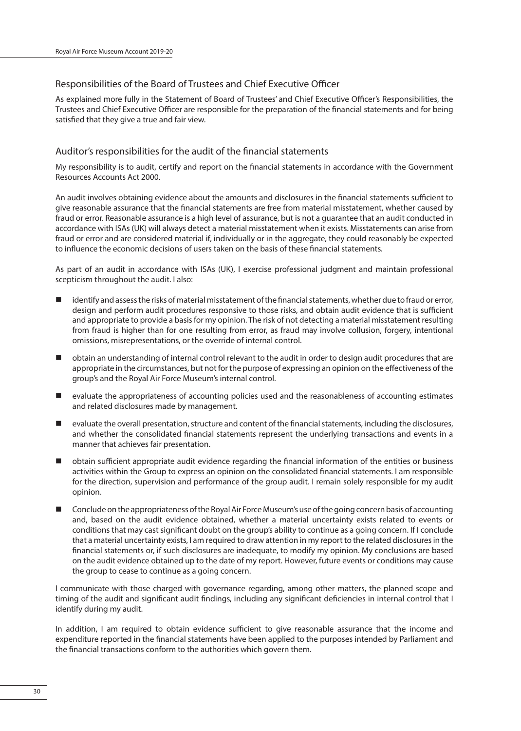## Responsibilities of the Board of Trustees and Chief Executive Officer

As explained more fully in the Statement of Board of Trustees' and Chief Executive Officer's Responsibilities, the Trustees and Chief Executive Officer are responsible for the preparation of the financial statements and for being satisfied that they give a true and fair view.

## Auditor's responsibilities for the audit of the financial statements

My responsibility is to audit, certify and report on the financial statements in accordance with the Government Resources Accounts Act 2000.

An audit involves obtaining evidence about the amounts and disclosures in the financial statements sufficient to give reasonable assurance that the financial statements are free from material misstatement, whether caused by fraud or error. Reasonable assurance is a high level of assurance, but is not a guarantee that an audit conducted in accordance with ISAs (UK) will always detect a material misstatement when it exists. Misstatements can arise from fraud or error and are considered material if, individually or in the aggregate, they could reasonably be expected to influence the economic decisions of users taken on the basis of these financial statements.

As part of an audit in accordance with ISAs (UK), I exercise professional judgment and maintain professional scepticism throughout the audit. I also:

- identify and assess the risks of material misstatement of the financial statements, whether due to fraud or error, design and perform audit procedures responsive to those risks, and obtain audit evidence that is sufficient and appropriate to provide a basis for my opinion. The risk of not detecting a material misstatement resulting from fraud is higher than for one resulting from error, as fraud may involve collusion, forgery, intentional omissions, misrepresentations, or the override of internal control.
- obtain an understanding of internal control relevant to the audit in order to design audit procedures that are appropriate in the circumstances, but not for the purpose of expressing an opinion on the effectiveness of the group's and the Royal Air Force Museum's internal control.
- evaluate the appropriateness of accounting policies used and the reasonableness of accounting estimates and related disclosures made by management.
- evaluate the overall presentation, structure and content of the financial statements, including the disclosures, and whether the consolidated financial statements represent the underlying transactions and events in a manner that achieves fair presentation.
- obtain sufficient appropriate audit evidence regarding the financial information of the entities or business activities within the Group to express an opinion on the consolidated financial statements. I am responsible for the direction, supervision and performance of the group audit. I remain solely responsible for my audit opinion.
- Conclude on the appropriateness of the Royal Air Force Museum's use of the going concern basis of accounting and, based on the audit evidence obtained, whether a material uncertainty exists related to events or conditions that may cast significant doubt on the group's ability to continue as a going concern. If I conclude that a material uncertainty exists, I am required to draw attention in my report to the related disclosures in the financial statements or, if such disclosures are inadequate, to modify my opinion. My conclusions are based on the audit evidence obtained up to the date of my report. However, future events or conditions may cause the group to cease to continue as a going concern.

I communicate with those charged with governance regarding, among other matters, the planned scope and timing of the audit and significant audit findings, including any significant deficiencies in internal control that I identify during my audit.

In addition, I am required to obtain evidence sufficient to give reasonable assurance that the income and expenditure reported in the financial statements have been applied to the purposes intended by Parliament and the financial transactions conform to the authorities which govern them.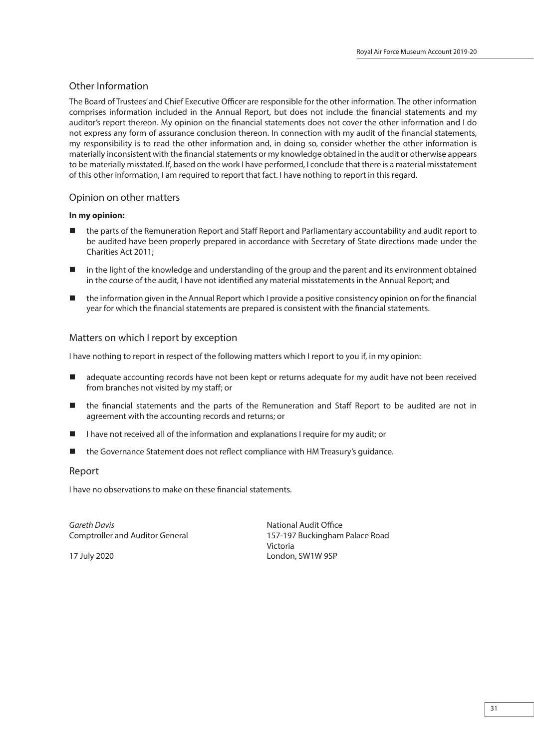## Other Information

The Board of Trustees' and Chief Executive Officer are responsible for the other information. The other information comprises information included in the Annual Report, but does not include the financial statements and my auditor's report thereon. My opinion on the financial statements does not cover the other information and I do not express any form of assurance conclusion thereon. In connection with my audit of the financial statements, my responsibility is to read the other information and, in doing so, consider whether the other information is materially inconsistent with the financial statements or my knowledge obtained in the audit or otherwise appears to be materially misstated. If, based on the work I have performed, I conclude that there is a material misstatement of this other information, I am required to report that fact. I have nothing to report in this regard.

## Opinion on other matters

**In my opinion:**

- the parts of the Remuneration Report and Staff Report and Parliamentary accountability and audit report to be audited have been properly prepared in accordance with Secretary of State directions made under the Charities Act 2011;
- in the light of the knowledge and understanding of the group and the parent and its environment obtained in the course of the audit, I have not identified any material misstatements in the Annual Report; and
- the information given in the Annual Report which I provide a positive consistency opinion on for the financial year for which the financial statements are prepared is consistent with the financial statements.

## Matters on which I report by exception

I have nothing to report in respect of the following matters which I report to you if, in my opinion:

- adequate accounting records have not been kept or returns adequate for my audit have not been received from branches not visited by my staff; or
- the financial statements and the parts of the Remuneration and Staff Report to be audited are not in agreement with the accounting records and returns; or
- I have not received all of the information and explanations I require for my audit; or
- the Governance Statement does not reflect compliance with HM Treasury's guidance.

## Report

I have no observations to make on these financial statements.

*Gareth Davis*
Comptroller and Auditor General

17 July 2020

National Audit Office
157-197 Buckingham Palace Road
Victoria
London, SW1W 9SP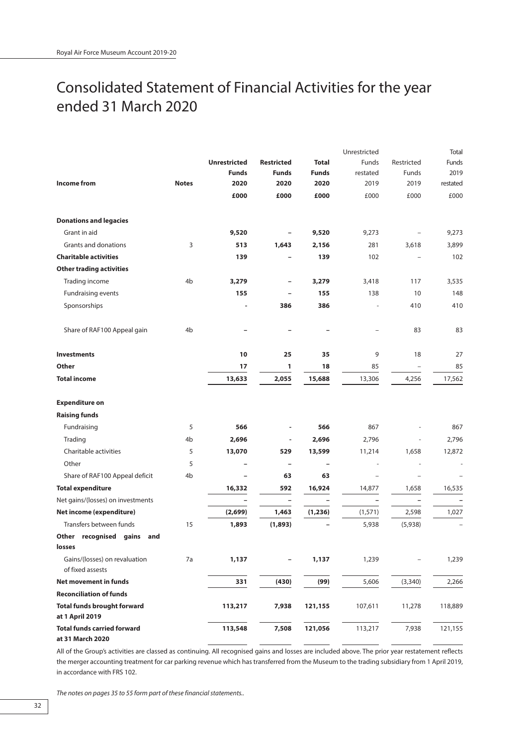# Consolidated Statement of Financial Activities for the year ended 31 March 2020

| Income from | Notes | Unrestricted Funds 2020 £000 | Restricted Funds 2020 £000 | Total Funds 2020 £000 | Unrestricted Funds restated 2019 £000 | Restricted Funds 2019 £000 | Total Funds 2019 restated £000 |
|---|---|---|---|---|---|---|---|
| **Donations and legacies** | | | | | | | |
| Grant in aid | | **9,520** | **–** | **9,520** | 9,273 | – | 9,273 |
| Grants and donations | 3 | **513** | **1,643** | **2,156** | 281 | 3,618 | 3,899 |
| **Charitable activities** | | **139** | **–** | **139** | 102 | – | 102 |
| **Other trading activities** | | | | | | | |
| Trading income | 4b | **3,279** | **–** | **3,279** | 3,418 | 117 | 3,535 |
| Fundraising events | | **155** | **–** | **155** | 138 | 10 | 148 |
| Sponsorships | | **-** | **386** | **386** | - | 410 | 410 |
| Share of RAF100 Appeal gain | 4b | **–** | **–** | **–** | – | 83 | 83 |
| **Investments** | | **10** | **25** | **35** | 9 | 18 | 27 |
| **Other** | | **17** | **1** | **18** | 85 | – | 85 |
| **Total income** | | **13,633** | **2,055** | **15,688** | 13,306 | 4,256 | 17,562 |
| **Expenditure on** | | | | | | | |
| **Raising funds** | | | | | | | |
| Fundraising | 5 | **566** | **-** | **566** | 867 | - | 867 |
| Trading | 4b | **2,696** | **-** | **2,696** | 2,796 | - | 2,796 |
| Charitable activities | 5 | **13,070** | **529** | **13,599** | 11,214 | 1,658 | 12,872 |
| Other | 5 | **–** | **–** | **–** | - | - | - |
| Share of RAF100 Appeal deficit | 4b | **–** | **63** | **63** | – | – | – |
| **Total expenditure** | | **16,332** | **592** | **16,924** | 14,877 | 1,658 | 16,535 |
| Net gains/(losses) on investments | | **–** | **–** | **–** | – | – | – |
| **Net income (expenditure)** | | **(2,699)** | **1,463** | **(1,236)** | (1,571) | 2,598 | 1,027 |
| Transfers between funds | 15 | **1,893** | **(1,893)** | **–** | 5,938 | (5,938) | – |
| **Other recognised gains and losses** | | | | | | | |
| Gains/(losses) on revaluation of fixed assests | 7a | **1,137** | **–** | **1,137** | 1,239 | – | 1,239 |
| **Net movement in funds** | | **331** | **(430)** | **(99)** | 5,606 | (3,340) | 2,266 |
| **Reconciliation of funds** | | | | | | | |
| **Total funds brought forward at 1 April 2019** | | **113,217** | **7,938** | **121,155** | 107,611 | 11,278 | 118,889 |
| **Total funds carried forward at 31 March 2020** | | **113,548** | **7,508** | **121,056** | 113,217 | 7,938 | 121,155 |

All of the Group's activities are classed as continuing. All recognised gains and losses are included above. The prior year restatement reflects the merger accounting treatment for car parking revenue which has transferred from the Museum to the trading subsidiary from 1 April 2019, in accordance with FRS 102.

*The notes on pages 35 to 55 form part of these financial statements..*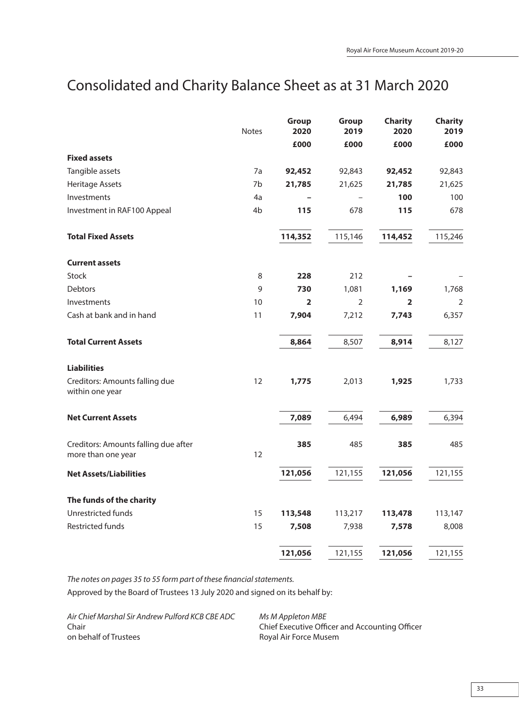# Consolidated and Charity Balance Sheet as at 31 March 2020

| | Notes | Group 2020 £000 | Group 2019 £000 | Charity 2020 £000 | Charity 2019 £000 |
|---|---|---|---|---|---|
| **Fixed assets** | | | | | |
| Tangible assets | 7a | **92,452** | 92,843 | **92,452** | 92,843 |
| Heritage Assets | 7b | **21,785** | 21,625 | **21,785** | 21,625 |
| Investments | 4a | **–** | – | **100** | 100 |
| Investment in RAF100 Appeal | 4b | **115** | 678 | **115** | 678 |
| **Total Fixed Assets** | | **114,352** | 115,146 | **114,452** | 115,246 |
| **Current assets** | | | | | |
| Stock | 8 | **228** | 212 | **–** | – |
| Debtors | 9 | **730** | 1,081 | **1,169** | 1,768 |
| Investments | 10 | **2** | 2 | **2** | 2 |
| Cash at bank and in hand | 11 | **7,904** | 7,212 | **7,743** | 6,357 |
| **Total Current Assets** | | **8,864** | 8,507 | **8,914** | 8,127 |
| **Liabilities** | | | | | |
| Creditors: Amounts falling due within one year | 12 | **1,775** | 2,013 | **1,925** | 1,733 |
| **Net Current Assets** | | **7,089** | 6,494 | **6,989** | 6,394 |
| Creditors: Amounts falling due after more than one year | 12 | **385** | 485 | **385** | 485 |
| **Net Assets/Liabilities** | | **121,056** | 121,155 | **121,056** | 121,155 |
| **The funds of the charity** | | | | | |
| Unrestricted funds | 15 | **113,548** | 113,217 | **113,478** | 113,147 |
| Restricted funds | 15 | **7,508** | 7,938 | **7,578** | 8,008 |
| | | **121,056** | 121,155 | **121,056** | 121,155 |

*The notes on pages 35 to 55 form part of these financial statements.*

Approved by the Board of Trustees 13 July 2020 and signed on its behalf by:

*Air Chief Marshal Sir Andrew Pulford KCB CBE ADC*
Chair
on behalf of Trustees

*Ms M Appleton MBE*
Chief Executive Officer and Accounting Officer
Royal Air Force Musem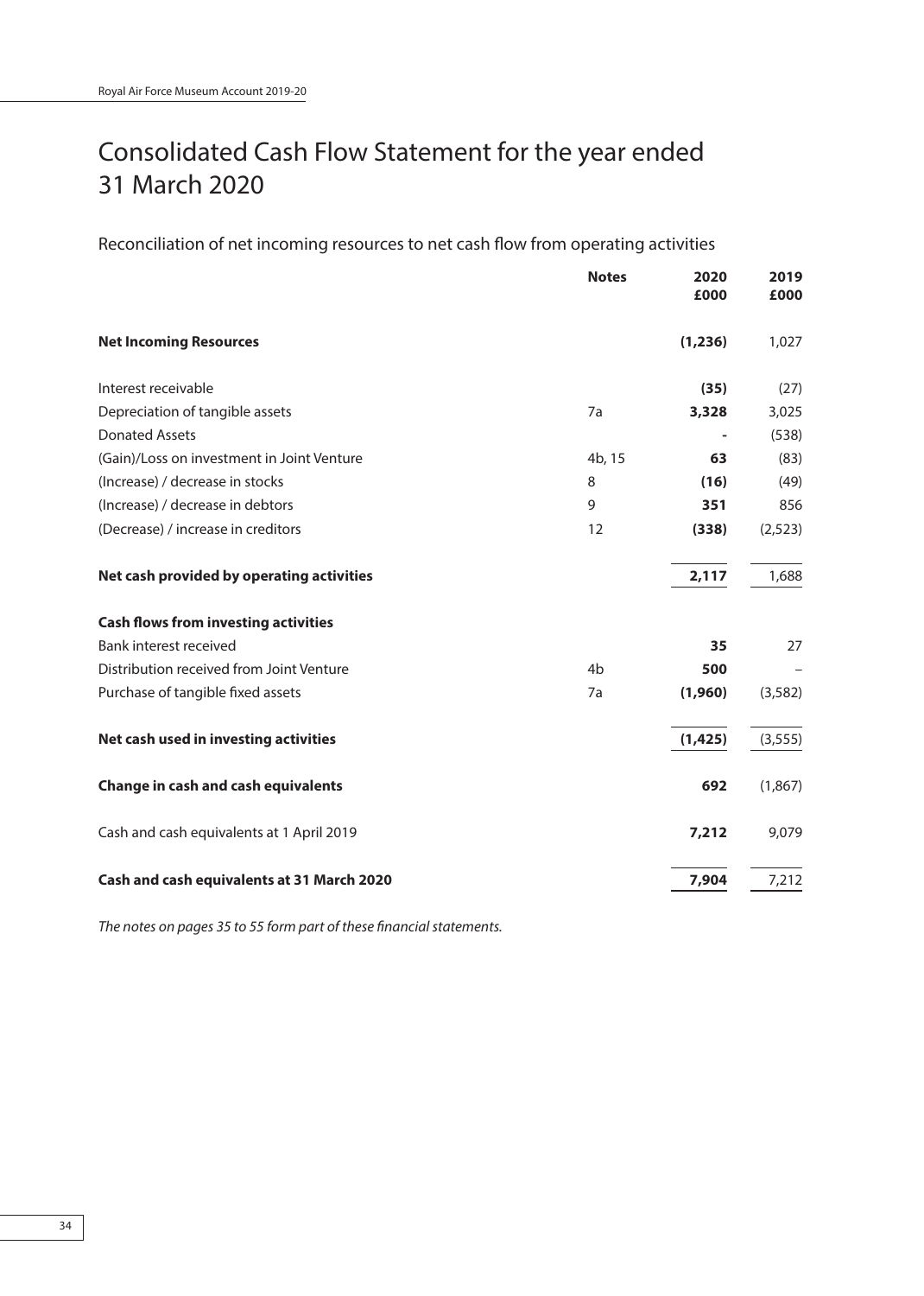# Consolidated Cash Flow Statement for the year ended 31 March 2020

## Reconciliation of net incoming resources to net cash flow from operating activities

| | Notes | 2020 £000 | 2019 £000 |
|---|---|---|---|
| **Net Incoming Resources** | | **(1,236)** | 1,027 |
| Interest receivable | | **(35)** | (27) |
| Depreciation of tangible assets | 7a | **3,328** | 3,025 |
| Donated Assets | | **-** | (538) |
| (Gain)/Loss on investment in Joint Venture | 4b, 15 | **63** | (83) |
| (Increase) / decrease in stocks | 8 | **(16)** | (49) |
| (Increase) / decrease in debtors | 9 | **351** | 856 |
| (Decrease) / increase in creditors | 12 | **(338)** | (2,523) |
| **Net cash provided by operating activities** | | **2,117** | 1,688 |
| **Cash flows from investing activities** | | | |
| Bank interest received | | **35** | 27 |
| Distribution received from Joint Venture | 4b | **500** | – |
| Purchase of tangible fixed assets | 7a | **(1,960)** | (3,582) |
| **Net cash used in investing activities** | | **(1,425)** | (3,555) |
| **Change in cash and cash equivalents** | | **692** | (1,867) |
| Cash and cash equivalents at 1 April 2019 | | **7,212** | 9,079 |
| **Cash and cash equivalents at 31 March 2020** | | **7,904** | 7,212 |

*The notes on pages 35 to 55 form part of these financial statements.*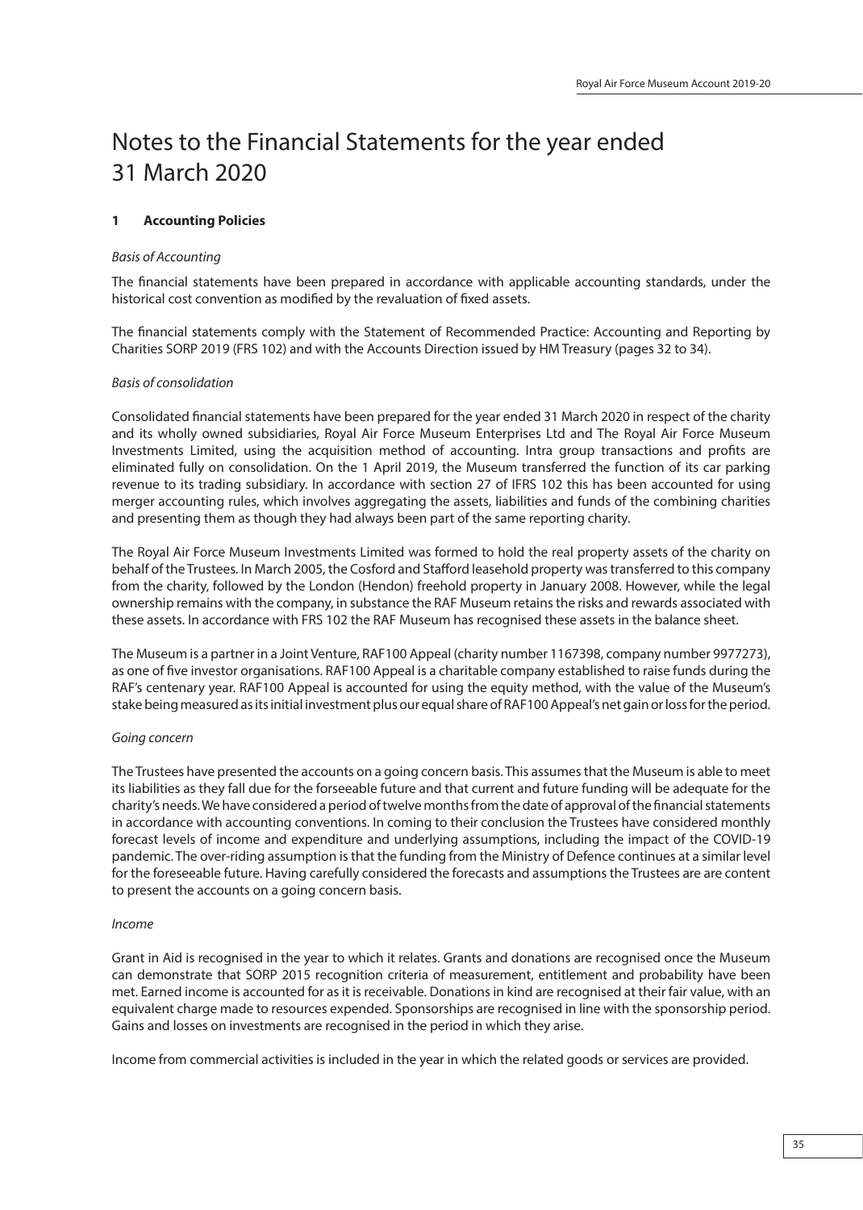# Notes to the Financial Statements for the year ended 31 March 2020

## 1 Accounting Policies

*Basis of Accounting*

The financial statements have been prepared in accordance with applicable accounting standards, under the historical cost convention as modified by the revaluation of fixed assets.

The financial statements comply with the Statement of Recommended Practice: Accounting and Reporting by Charities SORP 2019 (FRS 102) and with the Accounts Direction issued by HM Treasury (pages 32 to 34).

*Basis of consolidation*

Consolidated financial statements have been prepared for the year ended 31 March 2020 in respect of the charity and its wholly owned subsidiaries, Royal Air Force Museum Enterprises Ltd and The Royal Air Force Museum Investments Limited, using the acquisition method of accounting. Intra group transactions and profits are eliminated fully on consolidation. On the 1 April 2019, the Museum transferred the function of its car parking revenue to its trading subsidiary. In accordance with section 27 of IFRS 102 this has been accounted for using merger accounting rules, which involves aggregating the assets, liabilities and funds of the combining charities and presenting them as though they had always been part of the same reporting charity.

The Royal Air Force Museum Investments Limited was formed to hold the real property assets of the charity on behalf of the Trustees. In March 2005, the Cosford and Stafford leasehold property was transferred to this company from the charity, followed by the London (Hendon) freehold property in January 2008. However, while the legal ownership remains with the company, in substance the RAF Museum retains the risks and rewards associated with these assets. In accordance with FRS 102 the RAF Museum has recognised these assets in the balance sheet.

The Museum is a partner in a Joint Venture, RAF100 Appeal (charity number 1167398, company number 9977273), as one of five investor organisations. RAF100 Appeal is a charitable company established to raise funds during the RAF's centenary year. RAF100 Appeal is accounted for using the equity method, with the value of the Museum's stake being measured as its initial investment plus our equal share of RAF100 Appeal's net gain or loss for the period.

*Going concern*

The Trustees have presented the accounts on a going concern basis. This assumes that the Museum is able to meet its liabilities as they fall due for the forseeable future and that current and future funding will be adequate for the charity's needs. We have considered a period of twelve months from the date of approval of the financial statements in accordance with accounting conventions. In coming to their conclusion the Trustees have considered monthly forecast levels of income and expenditure and underlying assumptions, including the impact of the COVID-19 pandemic. The over-riding assumption is that the funding from the Ministry of Defence continues at a similar level for the foreseeable future. Having carefully considered the forecasts and assumptions the Trustees are are content to present the accounts on a going concern basis.

*Income*

Grant in Aid is recognised in the year to which it relates. Grants and donations are recognised once the Museum can demonstrate that SORP 2015 recognition criteria of measurement, entitlement and probability have been met. Earned income is accounted for as it is receivable. Donations in kind are recognised at their fair value, with an equivalent charge made to resources expended. Sponsorships are recognised in line with the sponsorship period. Gains and losses on investments are recognised in the period in which they arise.

Income from commercial activities is included in the year in which the related goods or services are provided.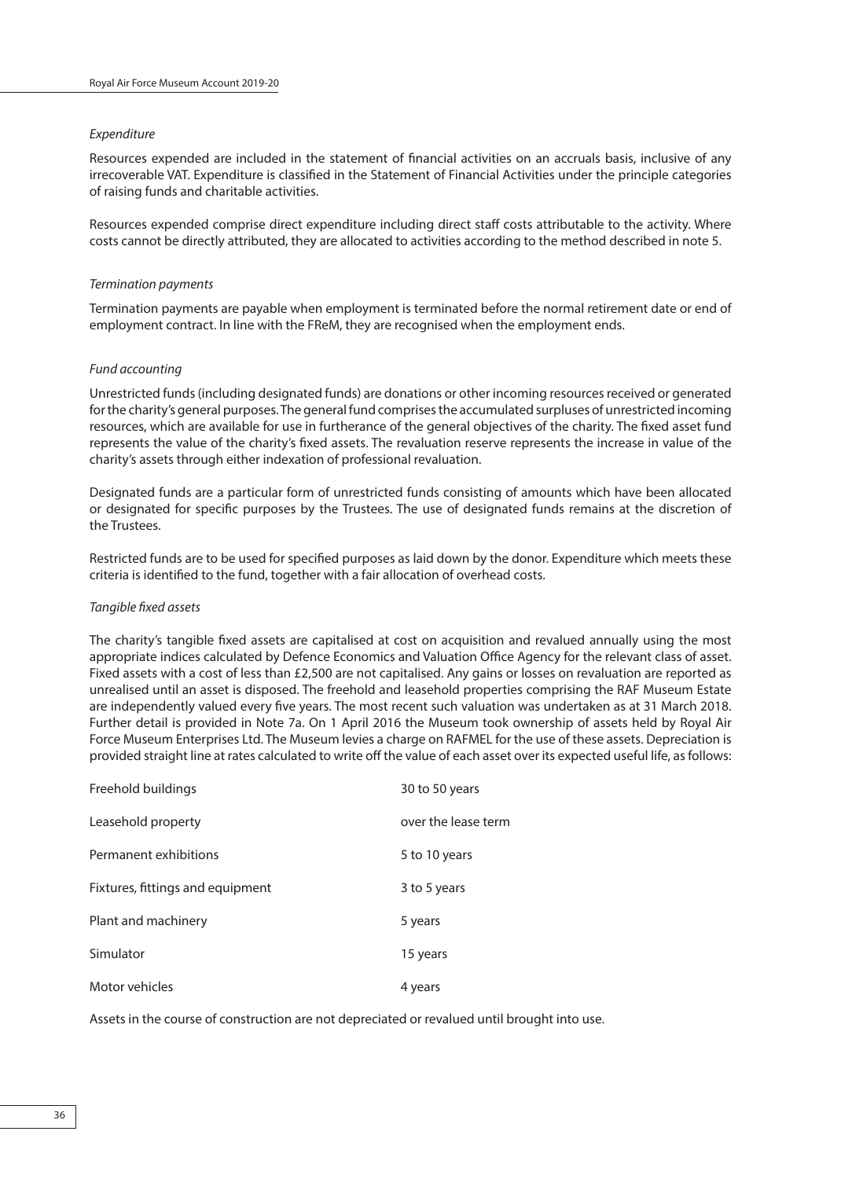*Expenditure*

Resources expended are included in the statement of financial activities on an accruals basis, inclusive of any irrecoverable VAT. Expenditure is classified in the Statement of Financial Activities under the principle categories of raising funds and charitable activities.

Resources expended comprise direct expenditure including direct staff costs attributable to the activity. Where costs cannot be directly attributed, they are allocated to activities according to the method described in note 5.

*Termination payments*

Termination payments are payable when employment is terminated before the normal retirement date or end of employment contract. In line with the FReM, they are recognised when the employment ends.

*Fund accounting*

Unrestricted funds (including designated funds) are donations or other incoming resources received or generated for the charity's general purposes. The general fund comprises the accumulated surpluses of unrestricted incoming resources, which are available for use in furtherance of the general objectives of the charity. The fixed asset fund represents the value of the charity's fixed assets. The revaluation reserve represents the increase in value of the charity's assets through either indexation of professional revaluation.

Designated funds are a particular form of unrestricted funds consisting of amounts which have been allocated or designated for specific purposes by the Trustees. The use of designated funds remains at the discretion of the Trustees.

Restricted funds are to be used for specified purposes as laid down by the donor. Expenditure which meets these criteria is identified to the fund, together with a fair allocation of overhead costs.

*Tangible fixed assets*

The charity's tangible fixed assets are capitalised at cost on acquisition and revalued annually using the most appropriate indices calculated by Defence Economics and Valuation Office Agency for the relevant class of asset. Fixed assets with a cost of less than £2,500 are not capitalised. Any gains or losses on revaluation are reported as unrealised until an asset is disposed. The freehold and leasehold properties comprising the RAF Museum Estate are independently valued every five years. The most recent such valuation was undertaken as at 31 March 2018. Further detail is provided in Note 7a. On 1 April 2016 the Museum took ownership of assets held by Royal Air Force Museum Enterprises Ltd. The Museum levies a charge on RAFMEL for the use of these assets. Depreciation is provided straight line at rates calculated to write off the value of each asset over its expected useful life, as follows:

| | |
|---|---|
| Freehold buildings | 30 to 50 years |
| Leasehold property | over the lease term |
| Permanent exhibitions | 5 to 10 years |
| Fixtures, fittings and equipment | 3 to 5 years |
| Plant and machinery | 5 years |
| Simulator | 15 years |
| Motor vehicles | 4 years |

Assets in the course of construction are not depreciated or revalued until brought into use.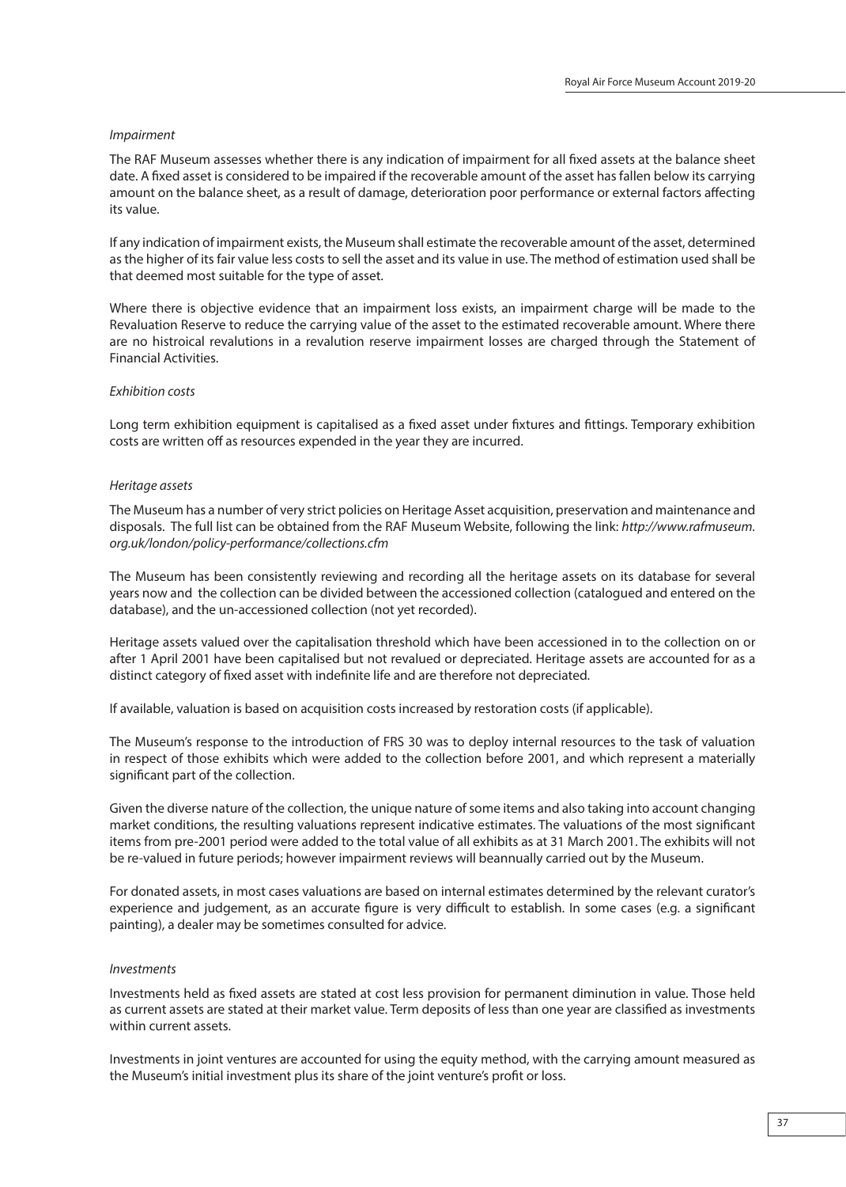*Impairment*

The RAF Museum assesses whether there is any indication of impairment for all fixed assets at the balance sheet date. A fixed asset is considered to be impaired if the recoverable amount of the asset has fallen below its carrying amount on the balance sheet, as a result of damage, deterioration poor performance or external factors affecting its value.

If any indication of impairment exists, the Museum shall estimate the recoverable amount of the asset, determined as the higher of its fair value less costs to sell the asset and its value in use. The method of estimation used shall be that deemed most suitable for the type of asset.

Where there is objective evidence that an impairment loss exists, an impairment charge will be made to the Revaluation Reserve to reduce the carrying value of the asset to the estimated recoverable amount. Where there are no histroical revalutions in a revalution reserve impairment losses are charged through the Statement of Financial Activities.

*Exhibition costs*

Long term exhibition equipment is capitalised as a fixed asset under fixtures and fittings. Temporary exhibition costs are written off as resources expended in the year they are incurred.

*Heritage assets*

The Museum has a number of very strict policies on Heritage Asset acquisition, preservation and maintenance and disposals. The full list can be obtained from the RAF Museum Website, following the link: *http://www.rafmuseum.org.uk/london/policy-performance/collections.cfm*

The Museum has been consistently reviewing and recording all the heritage assets on its database for several years now and the collection can be divided between the accessioned collection (catalogued and entered on the database), and the un-accessioned collection (not yet recorded).

Heritage assets valued over the capitalisation threshold which have been accessioned in to the collection on or after 1 April 2001 have been capitalised but not revalued or depreciated. Heritage assets are accounted for as a distinct category of fixed asset with indefinite life and are therefore not depreciated.

If available, valuation is based on acquisition costs increased by restoration costs (if applicable).

The Museum's response to the introduction of FRS 30 was to deploy internal resources to the task of valuation in respect of those exhibits which were added to the collection before 2001, and which represent a materially significant part of the collection.

Given the diverse nature of the collection, the unique nature of some items and also taking into account changing market conditions, the resulting valuations represent indicative estimates. The valuations of the most significant items from pre-2001 period were added to the total value of all exhibits as at 31 March 2001. The exhibits will not be re-valued in future periods; however impairment reviews will beannually carried out by the Museum.

For donated assets, in most cases valuations are based on internal estimates determined by the relevant curator's experience and judgement, as an accurate figure is very difficult to establish. In some cases (e.g. a significant painting), a dealer may be sometimes consulted for advice.

*Investments*

Investments held as fixed assets are stated at cost less provision for permanent diminution in value. Those held as current assets are stated at their market value. Term deposits of less than one year are classified as investments within current assets.

Investments in joint ventures are accounted for using the equity method, with the carrying amount measured as the Museum's initial investment plus its share of the joint venture's profit or loss.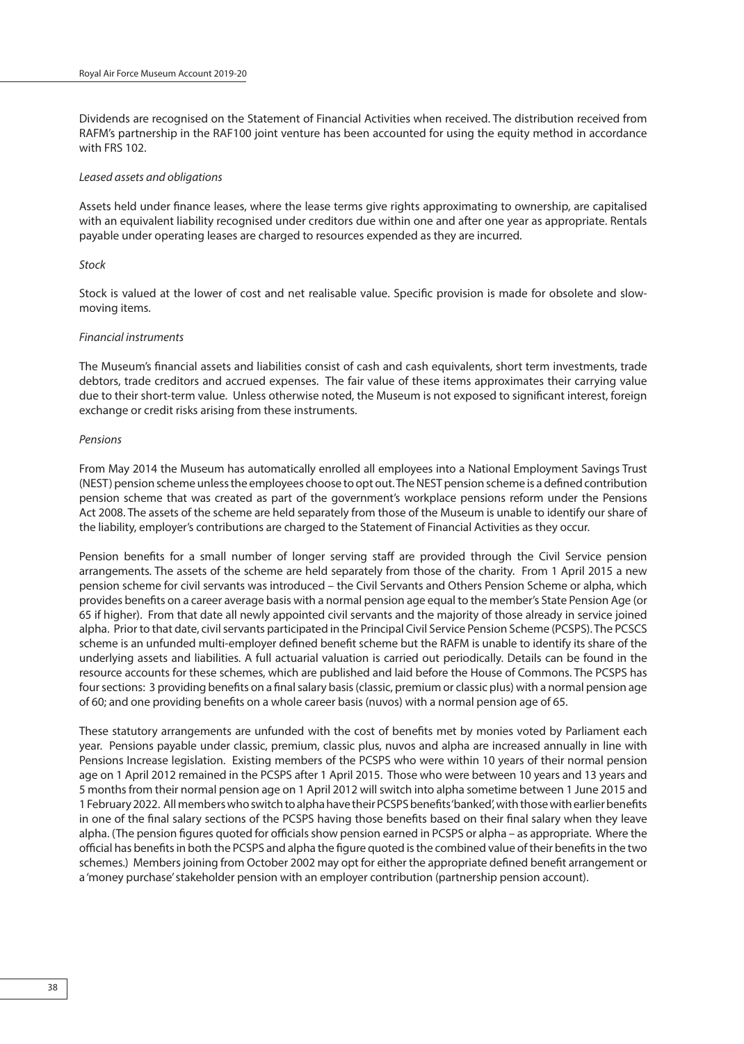Dividends are recognised on the Statement of Financial Activities when received. The distribution received from RAFM's partnership in the RAF100 joint venture has been accounted for using the equity method in accordance with FRS 102.

*Leased assets and obligations*

Assets held under finance leases, where the lease terms give rights approximating to ownership, are capitalised with an equivalent liability recognised under creditors due within one and after one year as appropriate. Rentals payable under operating leases are charged to resources expended as they are incurred.

*Stock*

Stock is valued at the lower of cost and net realisable value. Specific provision is made for obsolete and slow-moving items.

*Financial instruments*

The Museum's financial assets and liabilities consist of cash and cash equivalents, short term investments, trade debtors, trade creditors and accrued expenses. The fair value of these items approximates their carrying value due to their short-term value. Unless otherwise noted, the Museum is not exposed to significant interest, foreign exchange or credit risks arising from these instruments.

*Pensions*

From May 2014 the Museum has automatically enrolled all employees into a National Employment Savings Trust (NEST) pension scheme unless the employees choose to opt out. The NEST pension scheme is a defined contribution pension scheme that was created as part of the government's workplace pensions reform under the Pensions Act 2008. The assets of the scheme are held separately from those of the Museum is unable to identify our share of the liability, employer's contributions are charged to the Statement of Financial Activities as they occur.

Pension benefits for a small number of longer serving staff are provided through the Civil Service pension arrangements. The assets of the scheme are held separately from those of the charity. From 1 April 2015 a new pension scheme for civil servants was introduced – the Civil Servants and Others Pension Scheme or alpha, which provides benefits on a career average basis with a normal pension age equal to the member's State Pension Age (or 65 if higher). From that date all newly appointed civil servants and the majority of those already in service joined alpha. Prior to that date, civil servants participated in the Principal Civil Service Pension Scheme (PCSPS). The PCSCS scheme is an unfunded multi-employer defined benefit scheme but the RAFM is unable to identify its share of the underlying assets and liabilities. A full actuarial valuation is carried out periodically. Details can be found in the resource accounts for these schemes, which are published and laid before the House of Commons. The PCSPS has four sections: 3 providing benefits on a final salary basis (classic, premium or classic plus) with a normal pension age of 60; and one providing benefits on a whole career basis (nuvos) with a normal pension age of 65.

These statutory arrangements are unfunded with the cost of benefits met by monies voted by Parliament each year. Pensions payable under classic, premium, classic plus, nuvos and alpha are increased annually in line with Pensions Increase legislation. Existing members of the PCSPS who were within 10 years of their normal pension age on 1 April 2012 remained in the PCSPS after 1 April 2015. Those who were between 10 years and 13 years and 5 months from their normal pension age on 1 April 2012 will switch into alpha sometime between 1 June 2015 and 1 February 2022. All members who switch to alpha have their PCSPS benefits 'banked', with those with earlier benefits in one of the final salary sections of the PCSPS having those benefits based on their final salary when they leave alpha. (The pension figures quoted for officials show pension earned in PCSPS or alpha – as appropriate. Where the official has benefits in both the PCSPS and alpha the figure quoted is the combined value of their benefits in the two schemes.) Members joining from October 2002 may opt for either the appropriate defined benefit arrangement or a 'money purchase' stakeholder pension with an employer contribution (partnership pension account).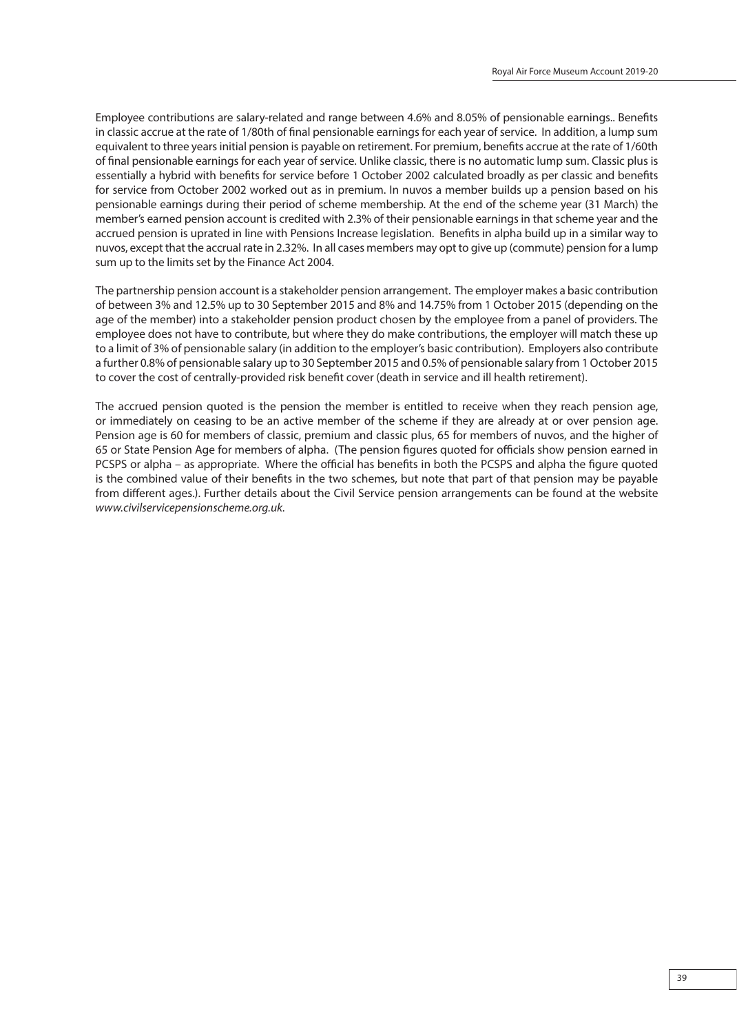Employee contributions are salary-related and range between 4.6% and 8.05% of pensionable earnings.. Benefits in classic accrue at the rate of 1/80th of final pensionable earnings for each year of service. In addition, a lump sum equivalent to three years initial pension is payable on retirement. For premium, benefits accrue at the rate of 1/60th of final pensionable earnings for each year of service. Unlike classic, there is no automatic lump sum. Classic plus is essentially a hybrid with benefits for service before 1 October 2002 calculated broadly as per classic and benefits for service from October 2002 worked out as in premium. In nuvos a member builds up a pension based on his pensionable earnings during their period of scheme membership. At the end of the scheme year (31 March) the member's earned pension account is credited with 2.3% of their pensionable earnings in that scheme year and the accrued pension is uprated in line with Pensions Increase legislation. Benefits in alpha build up in a similar way to nuvos, except that the accrual rate in 2.32%. In all cases members may opt to give up (commute) pension for a lump sum up to the limits set by the Finance Act 2004.

The partnership pension account is a stakeholder pension arrangement. The employer makes a basic contribution of between 3% and 12.5% up to 30 September 2015 and 8% and 14.75% from 1 October 2015 (depending on the age of the member) into a stakeholder pension product chosen by the employee from a panel of providers. The employee does not have to contribute, but where they do make contributions, the employer will match these up to a limit of 3% of pensionable salary (in addition to the employer's basic contribution). Employers also contribute a further 0.8% of pensionable salary up to 30 September 2015 and 0.5% of pensionable salary from 1 October 2015 to cover the cost of centrally-provided risk benefit cover (death in service and ill health retirement).

The accrued pension quoted is the pension the member is entitled to receive when they reach pension age, or immediately on ceasing to be an active member of the scheme if they are already at or over pension age. Pension age is 60 for members of classic, premium and classic plus, 65 for members of nuvos, and the higher of 65 or State Pension Age for members of alpha. (The pension figures quoted for officials show pension earned in PCSPS or alpha – as appropriate. Where the official has benefits in both the PCSPS and alpha the figure quoted is the combined value of their benefits in the two schemes, but note that part of that pension may be payable from different ages.). Further details about the Civil Service pension arrangements can be found at the website *www.civilservicepensionscheme.org.uk*.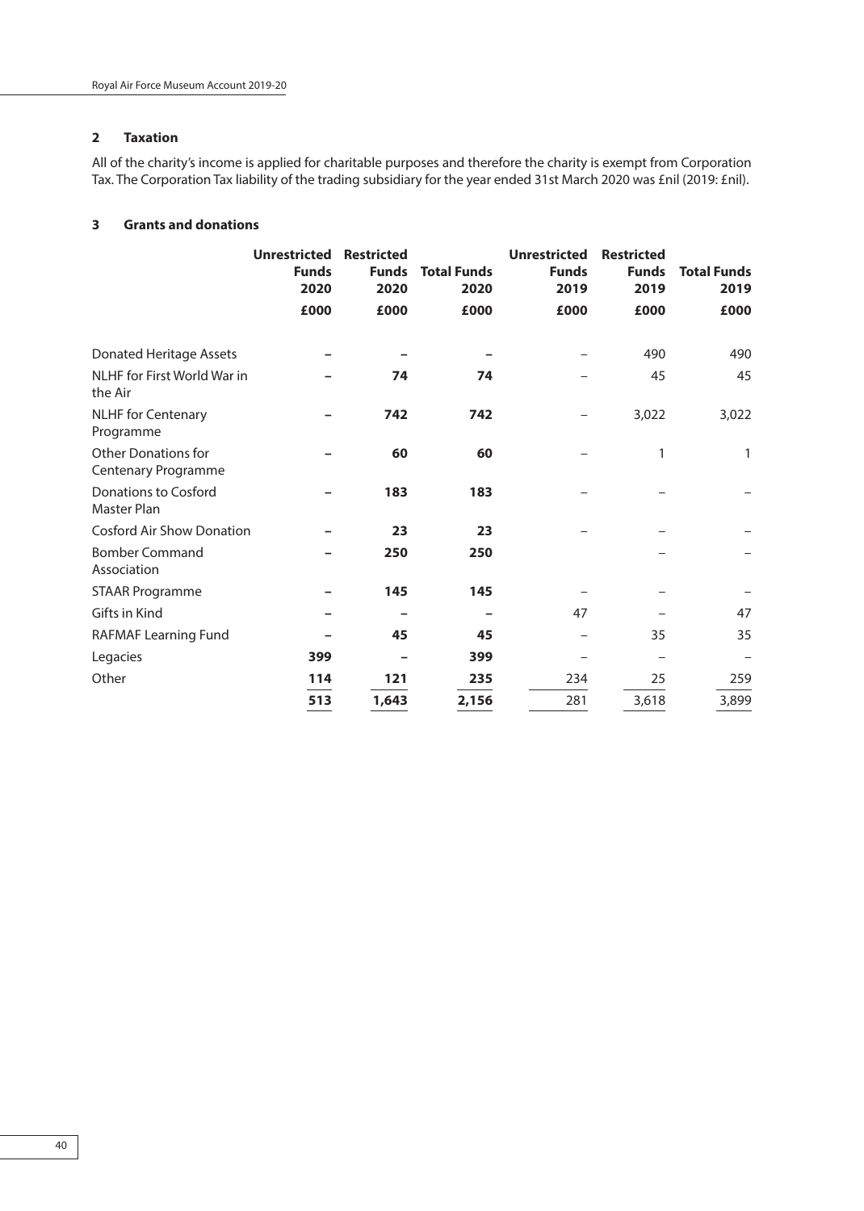## 2 Taxation

All of the charity's income is applied for charitable purposes and therefore the charity is exempt from Corporation Tax. The Corporation Tax liability of the trading subsidiary for the year ended 31st March 2020 was £nil (2019: £nil).

## 3 Grants and donations

| | Unrestricted Funds 2020 | Restricted Funds 2020 | Total Funds 2020 | Unrestricted Funds 2019 | Restricted Funds 2019 | Total Funds 2019 |
|---|---|---|---|---|---|---|
| | £000 | £000 | £000 | £000 | £000 | £000 |
| Donated Heritage Assets | – | – | – | – | 490 | 490 |
| NLHF for First World War in the Air | – | 74 | 74 | – | 45 | 45 |
| NLHF for Centenary Programme | – | 742 | 742 | – | 3,022 | 3,022 |
| Other Donations for Centenary Programme | – | 60 | 60 | – | 1 | 1 |
| Donations to Cosford Master Plan | – | 183 | 183 | – | – | – |
| Cosford Air Show Donation | – | 23 | 23 | – | – | – |
| Bomber Command Association | – | 250 | 250 | | – | – |
| STAAR Programme | – | 145 | 145 | – | – | – |
| Gifts in Kind | – | – | – | 47 | – | 47 |
| RAFMAF Learning Fund | – | 45 | 45 | – | 35 | 35 |
| Legacies | 399 | – | 399 | – | – | – |
| Other | 114 | 121 | 235 | 234 | 25 | 259 |
| | 513 | 1,643 | 2,156 | 281 | 3,618 | 3,899 |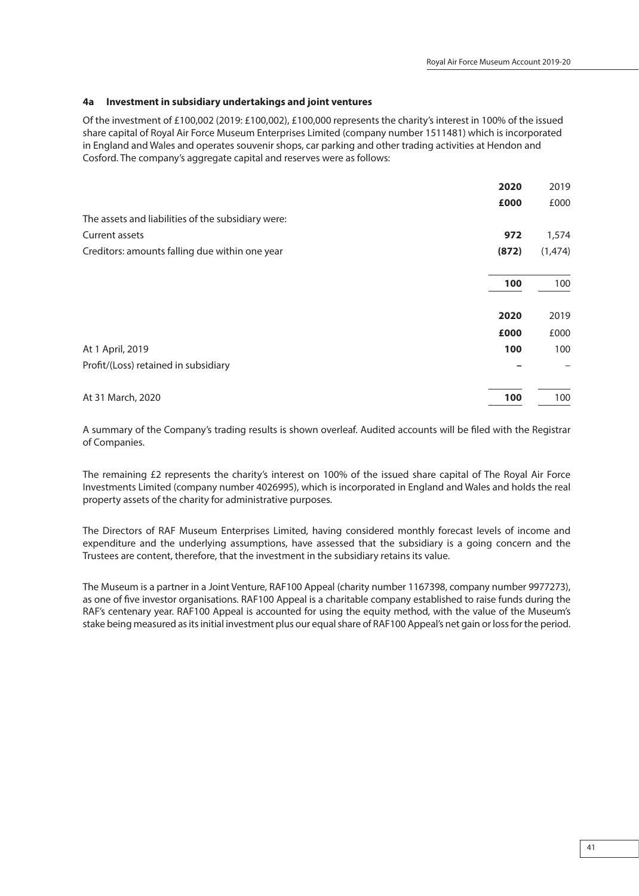### 4a Investment in subsidiary undertakings and joint ventures

Of the investment of £100,002 (2019: £100,002), £100,000 represents the charity's interest in 100% of the issued share capital of Royal Air Force Museum Enterprises Limited (company number 1511481) which is incorporated in England and Wales and operates souvenir shops, car parking and other trading activities at Hendon and Cosford. The company's aggregate capital and reserves were as follows:

| | **2020** | 2019 |
|---|---|---|
| | **£000** | £000 |
| The assets and liabilities of the subsidiary were: | | |
| Current assets | **972** | 1,574 |
| Creditors: amounts falling due within one year | **(872)** | (1,474) |
| | **100** | 100 |

| | **2020** | 2019 |
|---|---|---|
| | **£000** | £000 |
| At 1 April, 2019 | **100** | 100 |
| Profit/(Loss) retained in subsidiary | **–** | – |
| At 31 March, 2020 | **100** | 100 |

A summary of the Company's trading results is shown overleaf. Audited accounts will be filed with the Registrar of Companies.

The remaining £2 represents the charity's interest on 100% of the issued share capital of The Royal Air Force Investments Limited (company number 4026995), which is incorporated in England and Wales and holds the real property assets of the charity for administrative purposes.

The Directors of RAF Museum Enterprises Limited, having considered monthly forecast levels of income and expenditure and the underlying assumptions, have assessed that the subsidiary is a going concern and the Trustees are content, therefore, that the investment in the subsidiary retains its value.

The Museum is a partner in a Joint Venture, RAF100 Appeal (charity number 1167398, company number 9977273), as one of five investor organisations. RAF100 Appeal is a charitable company established to raise funds during the RAF's centenary year. RAF100 Appeal is accounted for using the equity method, with the value of the Museum's stake being measured as its initial investment plus our equal share of RAF100 Appeal's net gain or loss for the period.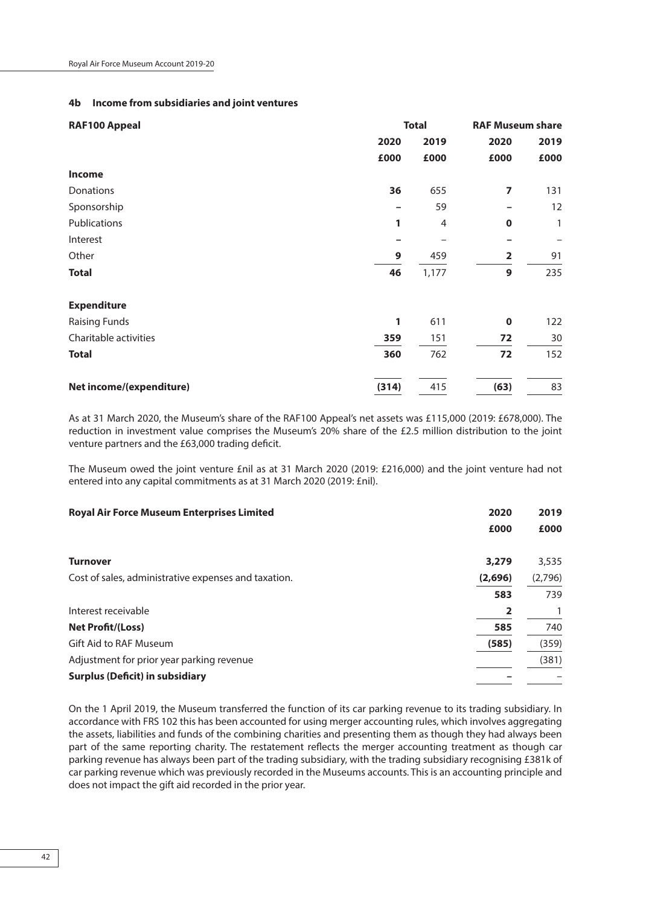### 4b Income from subsidiaries and joint ventures

| RAF100 Appeal | Total | | RAF Museum share | |
|---|---|---|---|---|
| | 2020 | 2019 | 2020 | 2019 |
| | £000 | £000 | £000 | £000 |
| **Income** | | | | |
| Donations | **36** | 655 | **7** | 131 |
| Sponsorship | **–** | 59 | **–** | 12 |
| Publications | **1** | 4 | **0** | 1 |
| Interest | **–** | – | **–** | – |
| Other | **9** | 459 | **2** | 91 |
| **Total** | **46** | 1,177 | **9** | 235 |
| **Expenditure** | | | | |
| Raising Funds | **1** | 611 | **0** | 122 |
| Charitable activities | **359** | 151 | **72** | 30 |
| **Total** | **360** | 762 | **72** | 152 |
| **Net income/(expenditure)** | **(314)** | 415 | **(63)** | 83 |

As at 31 March 2020, the Museum's share of the RAF100 Appeal's net assets was £115,000 (2019: £678,000). The reduction in investment value comprises the Museum's 20% share of the £2.5 million distribution to the joint venture partners and the £63,000 trading deficit.

The Museum owed the joint venture £nil as at 31 March 2020 (2019: £216,000) and the joint venture had not entered into any capital commitments as at 31 March 2020 (2019: £nil).

| Royal Air Force Museum Enterprises Limited | 2020 | 2019 |
|---|---|---|
| | £000 | £000 |
| **Turnover** | **3,279** | 3,535 |
| Cost of sales, administrative expenses and taxation. | **(2,696)** | (2,796) |
| | **583** | 739 |
| Interest receivable | **2** | 1 |
| **Net Profit/(Loss)** | **585** | 740 |
| Gift Aid to RAF Museum | **(585)** | (359) |
| Adjustment for prior year parking revenue | | (381) |
| **Surplus (Deficit) in subsidiary** | **–** | – |

On the 1 April 2019, the Museum transferred the function of its car parking revenue to its trading subsidiary. In accordance with FRS 102 this has been accounted for using merger accounting rules, which involves aggregating the assets, liabilities and funds of the combining charities and presenting them as though they had always been part of the same reporting charity. The restatement reflects the merger accounting treatment as though car parking revenue has always been part of the trading subsidiary, with the trading subsidiary recognising £381k of car parking revenue which was previously recorded in the Museums accounts. This is an accounting principle and does not impact the gift aid recorded in the prior year.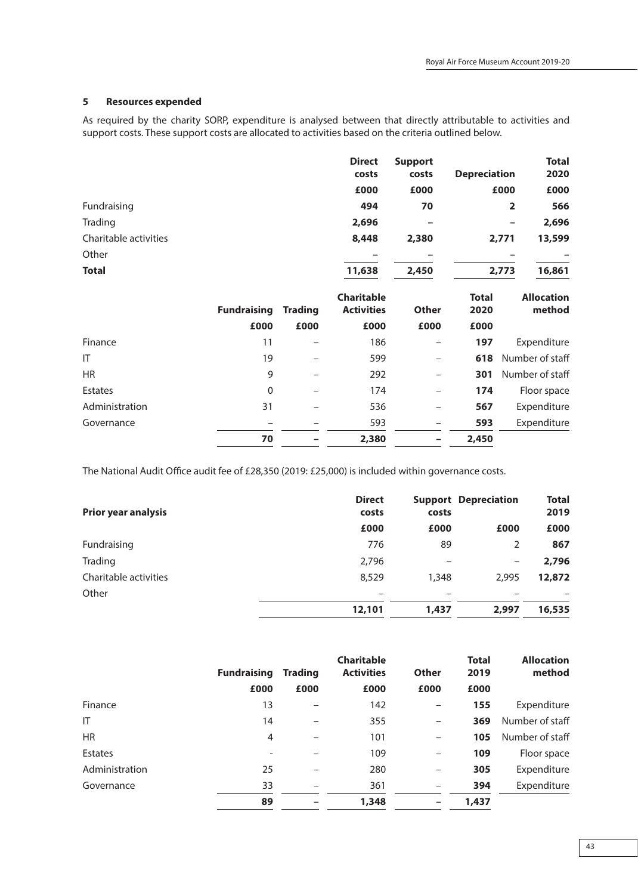## 5 Resources expended

As required by the charity SORP, expenditure is analysed between that directly attributable to activities and support costs. These support costs are allocated to activities based on the criteria outlined below.

| | Direct costs | Support costs | Depreciation | Total 2020 |
|---|---|---|---|---|
| | £000 | £000 | £000 | £000 |
| Fundraising | **494** | **70** | **2** | **566** |
| Trading | **2,696** | **–** | **–** | **2,696** |
| Charitable activities | **8,448** | **2,380** | **2,771** | **13,599** |
| Other | **–** | **–** | **–** | **–** |
| **Total** | **11,638** | **2,450** | **2,773** | **16,861** |

| | Fundraising | Trading | Charitable Activities | Other | Total 2020 | Allocation method |
|---|---|---|---|---|---|---|
| | £000 | £000 | £000 | £000 | £000 | |
| Finance | 11 | – | 186 | – | **197** | Expenditure |
| IT | 19 | – | 599 | – | **618** | Number of staff |
| HR | 9 | – | 292 | – | **301** | Number of staff |
| Estates | 0 | – | 174 | – | **174** | Floor space |
| Administration | 31 | – | 536 | – | **567** | Expenditure |
| Governance | – | – | 593 | – | **593** | Expenditure |
| | **70** | **–** | **2,380** | **–** | **2,450** | |

The National Audit Office audit fee of £28,350 (2019: £25,000) is included within governance costs.

| **Prior year analysis** | Direct costs | Support costs | Depreciation | Total 2019 |
|---|---|---|---|---|
| | £000 | £000 | £000 | £000 |
| Fundraising | 776 | 89 | 2 | **867** |
| Trading | 2,796 | – | – | **2,796** |
| Charitable activities | 8,529 | 1,348 | 2,995 | **12,872** |
| Other | – | – | – | – |
| | **12,101** | **1,437** | **2,997** | **16,535** |

| | Fundraising | Trading | Charitable Activities | Other | Total 2019 | Allocation method |
|---|---|---|---|---|---|---|
| | £000 | £000 | £000 | £000 | £000 | |
| Finance | 13 | – | 142 | – | **155** | Expenditure |
| IT | 14 | – | 355 | – | **369** | Number of staff |
| HR | 4 | – | 101 | – | **105** | Number of staff |
| Estates | - | – | 109 | – | **109** | Floor space |
| Administration | 25 | – | 280 | – | **305** | Expenditure |
| Governance | 33 | – | 361 | – | **394** | Expenditure |
| | **89** | **–** | **1,348** | **–** | **1,437** | |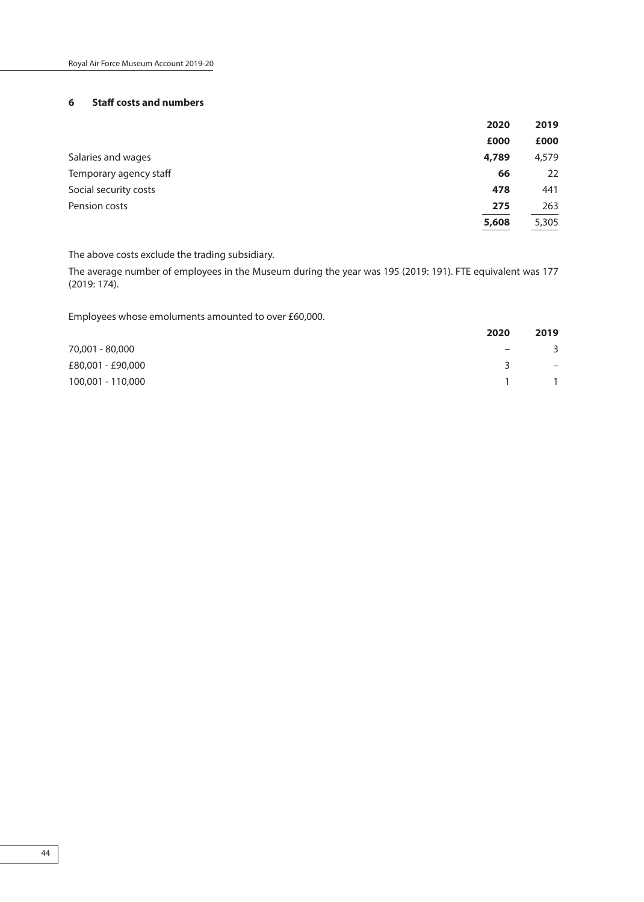## 6 Staff costs and numbers

| | 2020 | 2019 |
|---|---|---|
| | £000 | £000 |
| Salaries and wages | **4,789** | 4,579 |
| Temporary agency staff | **66** | 22 |
| Social security costs | **478** | 441 |
| Pension costs | **275** | 263 |
| | **5,608** | 5,305 |

The above costs exclude the trading subsidiary.

The average number of employees in the Museum during the year was 195 (2019: 191). FTE equivalent was 177 (2019: 174).

Employees whose emoluments amounted to over £60,000.

| | 2020 | 2019 |
|---|---|---|
| 70,001 - 80,000 | – | 3 |
| £80,001 - £90,000 | 3 | – |
| 100,001 - 110,000 | 1 | 1 |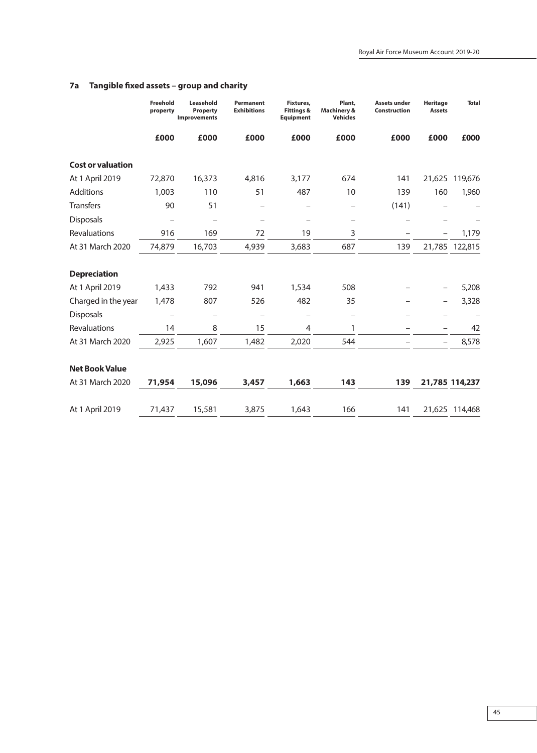## 7a Tangible fixed assets – group and charity

| | Freehold property | Leasehold Property Improvements | Permanent Exhibitions | Fixtures, Fittings & Equipment | Plant, Machinery & Vehicles | Assets under Construction | Heritage Assets | Total |
|---|---|---|---|---|---|---|---|---|
| | **£000** | **£000** | **£000** | **£000** | **£000** | **£000** | **£000** | **£000** |
| **Cost or valuation** | | | | | | | | |
| At 1 April 2019 | 72,870 | 16,373 | 4,816 | 3,177 | 674 | 141 | 21,625 | 119,676 |
| Additions | 1,003 | 110 | 51 | 487 | 10 | 139 | 160 | 1,960 |
| Transfers | 90 | 51 | – | – | – | (141) | – | – |
| Disposals | – | – | – | – | – | – | – | – |
| Revaluations | 916 | 169 | 72 | 19 | 3 | – | – | 1,179 |
| At 31 March 2020 | 74,879 | 16,703 | 4,939 | 3,683 | 687 | 139 | 21,785 | 122,815 |
| **Depreciation** | | | | | | | | |
| At 1 April 2019 | 1,433 | 792 | 941 | 1,534 | 508 | – | – | 5,208 |
| Charged in the year | 1,478 | 807 | 526 | 482 | 35 | – | – | 3,328 |
| Disposals | – | – | – | – | – | – | – | – |
| Revaluations | 14 | 8 | 15 | 4 | 1 | – | – | 42 |
| At 31 March 2020 | 2,925 | 1,607 | 1,482 | 2,020 | 544 | – | – | 8,578 |
| **Net Book Value** | | | | | | | | |
| At 31 March 2020 | **71,954** | **15,096** | **3,457** | **1,663** | **143** | **139** | **21,785** | **114,237** |
| At 1 April 2019 | 71,437 | 15,581 | 3,875 | 1,643 | 166 | 141 | 21,625 | 114,468 |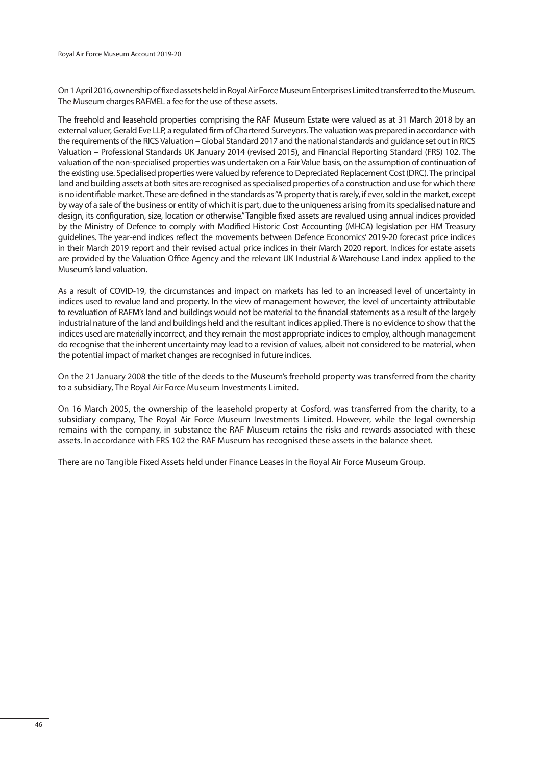On 1 April 2016, ownership of fixed assets held in Royal Air Force Museum Enterprises Limited transferred to the Museum. The Museum charges RAFMEL a fee for the use of these assets.

The freehold and leasehold properties comprising the RAF Museum Estate were valued as at 31 March 2018 by an external valuer, Gerald Eve LLP, a regulated firm of Chartered Surveyors. The valuation was prepared in accordance with the requirements of the RICS Valuation – Global Standard 2017 and the national standards and guidance set out in RICS Valuation – Professional Standards UK January 2014 (revised 2015), and Financial Reporting Standard (FRS) 102. The valuation of the non-specialised properties was undertaken on a Fair Value basis, on the assumption of continuation of the existing use. Specialised properties were valued by reference to Depreciated Replacement Cost (DRC). The principal land and building assets at both sites are recognised as specialised properties of a construction and use for which there is no identifiable market. These are defined in the standards as "A property that is rarely, if ever, sold in the market, except by way of a sale of the business or entity of which it is part, due to the uniqueness arising from its specialised nature and design, its configuration, size, location or otherwise." Tangible fixed assets are revalued using annual indices provided by the Ministry of Defence to comply with Modified Historic Cost Accounting (MHCA) legislation per HM Treasury guidelines. The year-end indices reflect the movements between Defence Economics' 2019-20 forecast price indices in their March 2019 report and their revised actual price indices in their March 2020 report. Indices for estate assets are provided by the Valuation Office Agency and the relevant UK Industrial & Warehouse Land index applied to the Museum's land valuation.

As a result of COVID-19, the circumstances and impact on markets has led to an increased level of uncertainty in indices used to revalue land and property. In the view of management however, the level of uncertainty attributable to revaluation of RAFM's land and buildings would not be material to the financial statements as a result of the largely industrial nature of the land and buildings held and the resultant indices applied. There is no evidence to show that the indices used are materially incorrect, and they remain the most appropriate indices to employ, although management do recognise that the inherent uncertainty may lead to a revision of values, albeit not considered to be material, when the potential impact of market changes are recognised in future indices.

On the 21 January 2008 the title of the deeds to the Museum's freehold property was transferred from the charity to a subsidiary, The Royal Air Force Museum Investments Limited.

On 16 March 2005, the ownership of the leasehold property at Cosford, was transferred from the charity, to a subsidiary company, The Royal Air Force Museum Investments Limited. However, while the legal ownership remains with the company, in substance the RAF Museum retains the risks and rewards associated with these assets. In accordance with FRS 102 the RAF Museum has recognised these assets in the balance sheet.

There are no Tangible Fixed Assets held under Finance Leases in the Royal Air Force Museum Group.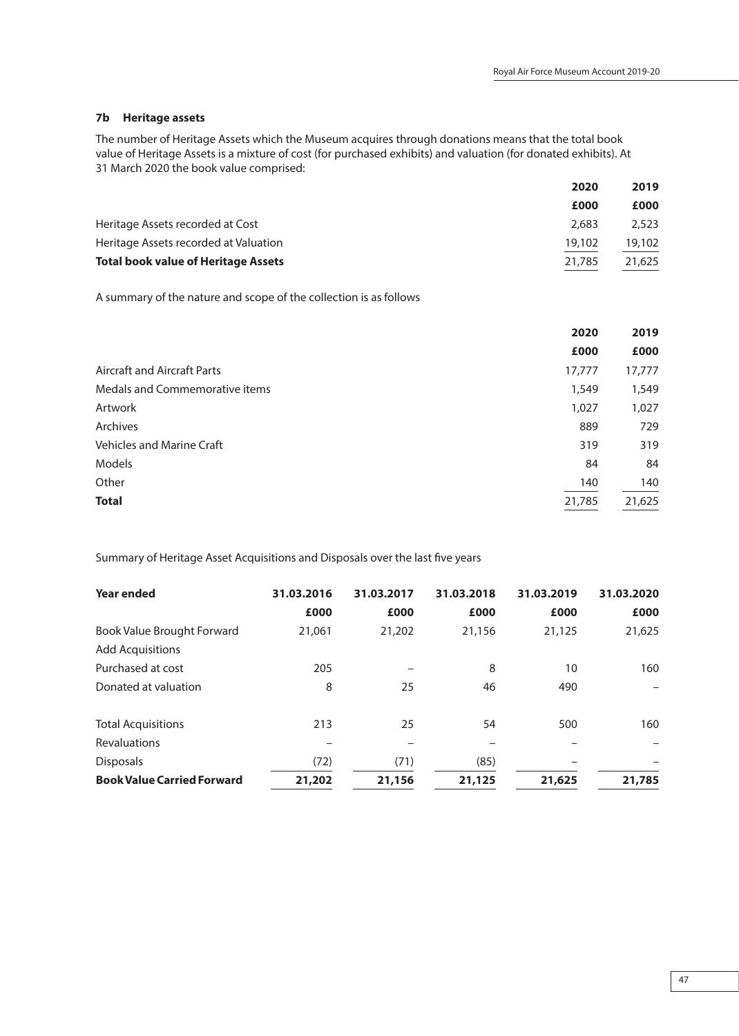### 7b Heritage assets

The number of Heritage Assets which the Museum acquires through donations means that the total book value of Heritage Assets is a mixture of cost (for purchased exhibits) and valuation (for donated exhibits). At 31 March 2020 the book value comprised:

| | 2020 | 2019 |
|---|---|---|
| | £000 | £000 |
| Heritage Assets recorded at Cost | 2,683 | 2,523 |
| Heritage Assets recorded at Valuation | 19,102 | 19,102 |
| **Total book value of Heritage Assets** | 21,785 | 21,625 |

A summary of the nature and scope of the collection is as follows

| | 2020 | 2019 |
|---|---|---|
| | £000 | £000 |
| Aircraft and Aircraft Parts | 17,777 | 17,777 |
| Medals and Commemorative items | 1,549 | 1,549 |
| Artwork | 1,027 | 1,027 |
| Archives | 889 | 729 |
| Vehicles and Marine Craft | 319 | 319 |
| Models | 84 | 84 |
| Other | 140 | 140 |
| **Total** | 21,785 | 21,625 |

Summary of Heritage Asset Acquisitions and Disposals over the last five years

| Year ended | 31.03.2016 | 31.03.2017 | 31.03.2018 | 31.03.2019 | 31.03.2020 |
|---|---|---|---|---|---|
| | £000 | £000 | £000 | £000 | £000 |
| Book Value Brought Forward | 21,061 | 21,202 | 21,156 | 21,125 | 21,625 |
| Add Acquisitions | | | | | |
| Purchased at cost | 205 | – | 8 | 10 | 160 |
| Donated at valuation | 8 | 25 | 46 | 490 | – |
| Total Acquisitions | 213 | 25 | 54 | 500 | 160 |
| Revaluations | – | – | – | – | – |
| Disposals | (72) | (71) | (85) | – | – |
| **Book Value Carried Forward** | **21,202** | **21,156** | **21,125** | **21,625** | **21,785** |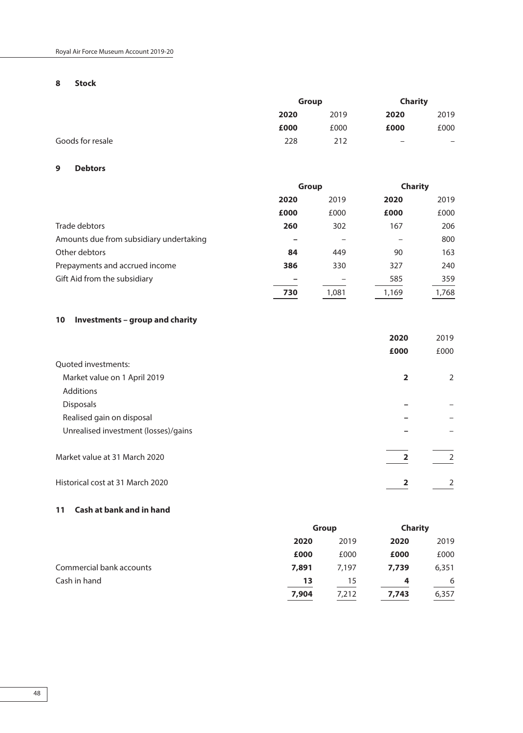## 8 Stock

| | Group | | Charity | |
|---|---|---|---|---|
| | **2020** | 2019 | **2020** | 2019 |
| | **£000** | £000 | **£000** | £000 |
| Goods for resale | 228 | 212 | – | – |

## 9 Debtors

| | Group | | Charity | |
|---|---|---|---|---|
| | **2020** | 2019 | **2020** | 2019 |
| | **£000** | £000 | **£000** | £000 |
| Trade debtors | **260** | 302 | 167 | 206 |
| Amounts due from subsidiary undertaking | **–** | – | – | 800 |
| Other debtors | **84** | 449 | 90 | 163 |
| Prepayments and accrued income | **386** | 330 | 327 | 240 |
| Gift Aid from the subsidiary | **–** | – | 585 | 359 |
| | **730** | 1,081 | 1,169 | 1,768 |

## 10 Investments – group and charity

| | **2020** | 2019 |
|---|---|---|
| | **£000** | £000 |
| Quoted investments: | | |
| Market value on 1 April 2019 | **2** | 2 |
| Additions | | |
| Disposals | **–** | – |
| Realised gain on disposal | **–** | – |
| Unrealised investment (losses)/gains | **–** | – |
| Market value at 31 March 2020 | **2** | 2 |
| Historical cost at 31 March 2020 | **2** | 2 |

## 11 Cash at bank and in hand

| | Group | | Charity | |
|---|---|---|---|---|
| | **2020** | 2019 | **2020** | 2019 |
| | **£000** | £000 | **£000** | £000 |
| Commercial bank accounts | **7,891** | 7,197 | **7,739** | 6,351 |
| Cash in hand | **13** | 15 | **4** | 6 |
| | **7,904** | 7,212 | **7,743** | 6,357 |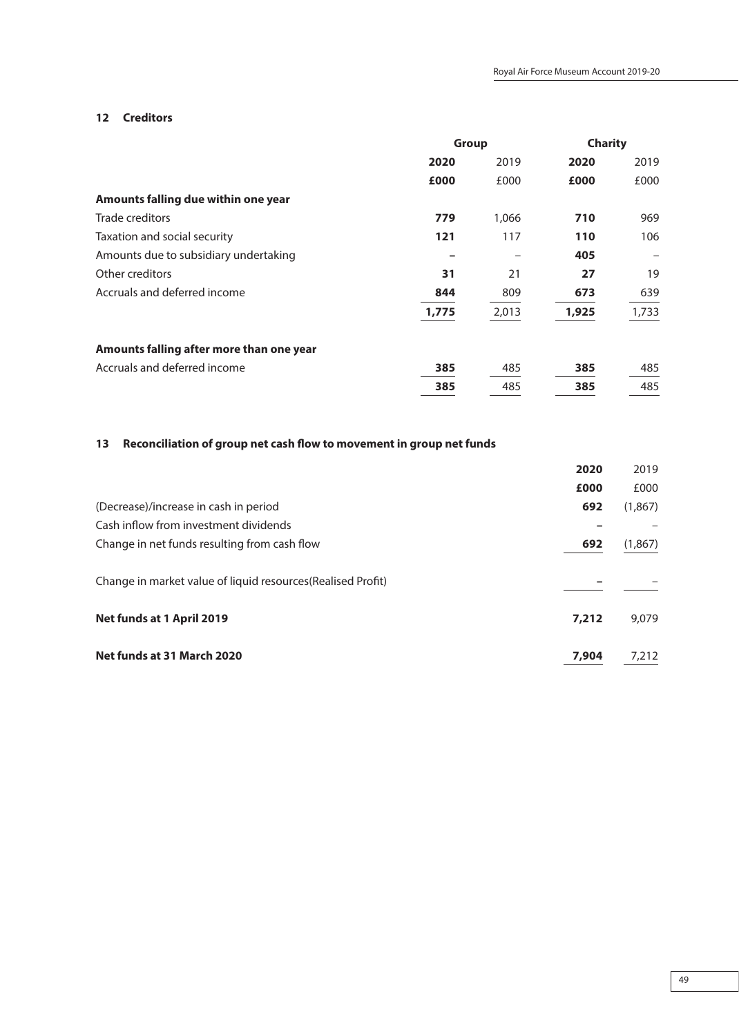## 12 Creditors

| | Group | | Charity | |
|---|---|---|---|---|
| | **2020** | 2019 | **2020** | 2019 |
| | **£000** | £000 | **£000** | £000 |
| **Amounts falling due within one year** | | | | |
| Trade creditors | **779** | 1,066 | **710** | 969 |
| Taxation and social security | **121** | 117 | **110** | 106 |
| Amounts due to subsidiary undertaking | **–** | – | **405** | – |
| Other creditors | **31** | 21 | **27** | 19 |
| Accruals and deferred income | **844** | 809 | **673** | 639 |
| | **1,775** | 2,013 | **1,925** | 1,733 |
| **Amounts falling after more than one year** | | | | |
| Accruals and deferred income | **385** | 485 | **385** | 485 |
| | **385** | 485 | **385** | 485 |

## 13 Reconciliation of group net cash flow to movement in group net funds

| | **2020** | 2019 |
|---|---|---|
| | **£000** | £000 |
| (Decrease)/increase in cash in period | **692** | (1,867) |
| Cash inflow from investment dividends | **–** | – |
| Change in net funds resulting from cash flow | **692** | (1,867) |
| Change in market value of liquid resources(Realised Profit) | **–** | – |
| **Net funds at 1 April 2019** | **7,212** | 9,079 |
| **Net funds at 31 March 2020** | **7,904** | 7,212 |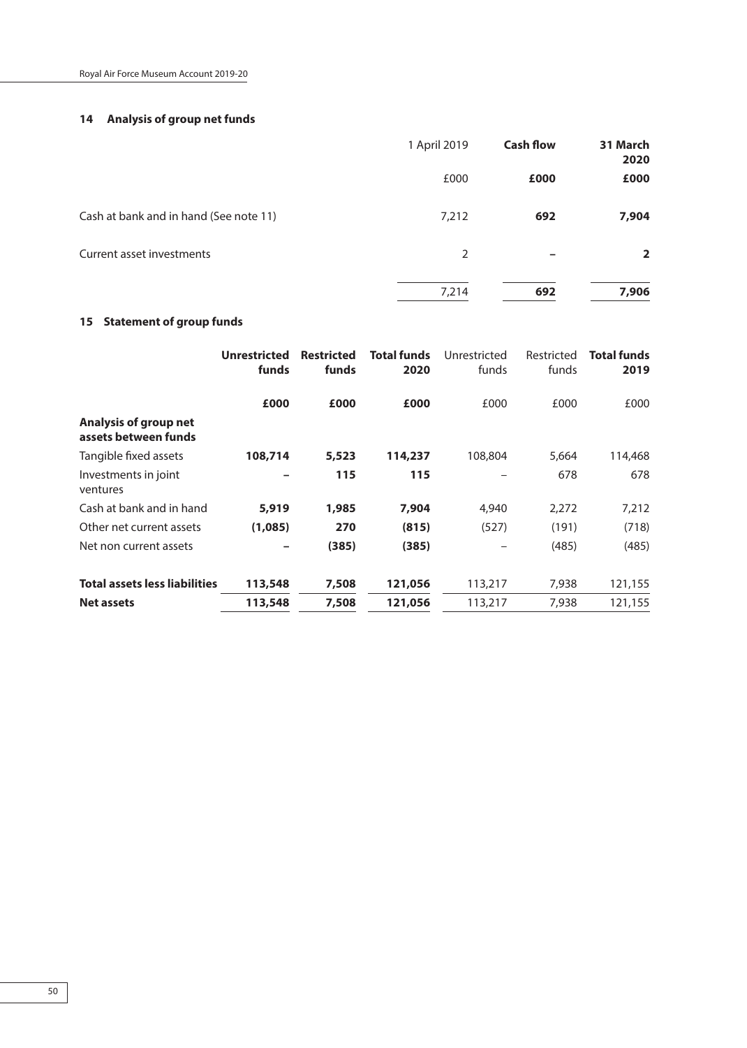## 14 Analysis of group net funds

| | 1 April 2019 | **Cash flow** | **31 March 2020** |
|---|---|---|---|
| | £000 | **£000** | **£000** |
| Cash at bank and in hand (See note 11) | 7,212 | **692** | **7,904** |
| Current asset investments | 2 | **–** | **2** |
| | 7,214 | **692** | **7,906** |

## 15 Statement of group funds

| | **Unrestricted funds** | **Restricted funds** | **Total funds 2020** | Unrestricted funds | Restricted funds | **Total funds 2019** |
|---|---|---|---|---|---|---|
| | **£000** | **£000** | **£000** | £000 | £000 | £000 |
| **Analysis of group net assets between funds** | | | | | | |
| Tangible fixed assets | **108,714** | **5,523** | **114,237** | 108,804 | 5,664 | 114,468 |
| Investments in joint ventures | **–** | **115** | **115** | – | 678 | 678 |
| Cash at bank and in hand | **5,919** | **1,985** | **7,904** | 4,940 | 2,272 | 7,212 |
| Other net current assets | **(1,085)** | **270** | **(815)** | (527) | (191) | (718) |
| Net non current assets | **–** | **(385)** | **(385)** | – | (485) | (485) |
| **Total assets less liabilities** | **113,548** | **7,508** | **121,056** | 113,217 | 7,938 | 121,155 |
| **Net assets** | **113,548** | **7,508** | **121,056** | 113,217 | 7,938 | 121,155 |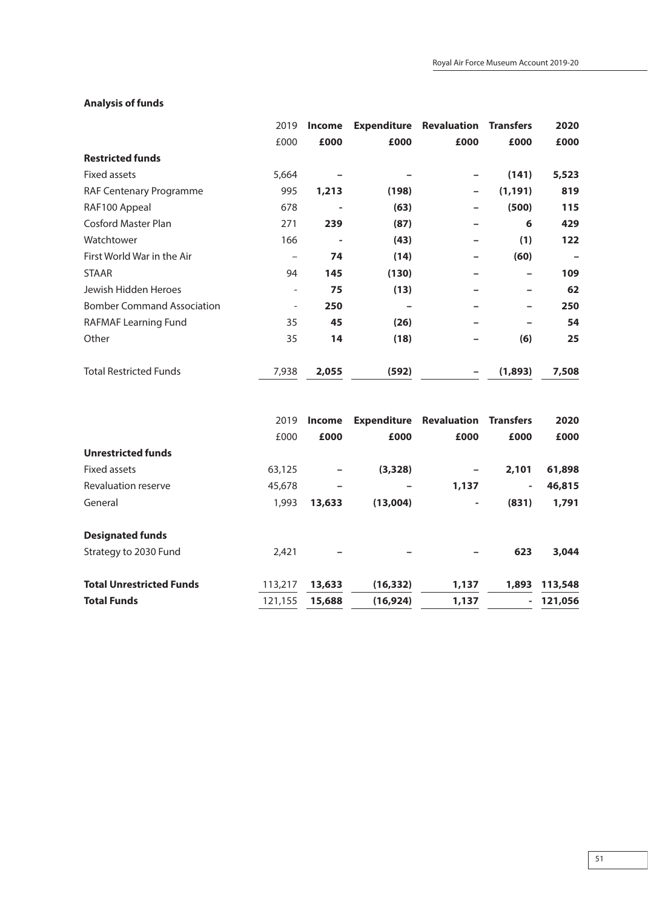### Analysis of funds

| | 2019 | Income | Expenditure | Revaluation | Transfers | 2020 |
|---|---|---|---|---|---|---|
| | £000 | £000 | £000 | £000 | £000 | £000 |
| **Restricted funds** | | | | | | |
| Fixed assets | 5,664 | – | – | – | (141) | 5,523 |
| RAF Centenary Programme | 995 | 1,213 | (198) | – | (1,191) | 819 |
| RAF100 Appeal | 678 | - | (63) | – | (500) | 115 |
| Cosford Master Plan | 271 | 239 | (87) | – | 6 | 429 |
| Watchtower | 166 | - | (43) | – | (1) | 122 |
| First World War in the Air | – | 74 | (14) | – | (60) | – |
| STAAR | 94 | 145 | (130) | – | – | 109 |
| Jewish Hidden Heroes | - | 75 | (13) | – | – | 62 |
| Bomber Command Association | - | 250 | – | – | – | 250 |
| RAFMAF Learning Fund | 35 | 45 | (26) | – | – | 54 |
| Other | 35 | 14 | (18) | – | (6) | 25 |
| Total Restricted Funds | 7,938 | 2,055 | (592) | – | (1,893) | 7,508 |

| | 2019 | Income | Expenditure | Revaluation | Transfers | 2020 |
|---|---|---|---|---|---|---|
| | £000 | £000 | £000 | £000 | £000 | £000 |
| **Unrestricted funds** | | | | | | |
| Fixed assets | 63,125 | – | (3,328) | – | 2,101 | 61,898 |
| Revaluation reserve | 45,678 | – | – | 1,137 | - | 46,815 |
| General | 1,993 | 13,633 | (13,004) | - | (831) | 1,791 |
| **Designated funds** | | | | | | |
| Strategy to 2030 Fund | 2,421 | – | – | – | 623 | 3,044 |
| **Total Unrestricted Funds** | 113,217 | 13,633 | (16,332) | 1,137 | 1,893 | 113,548 |
| **Total Funds** | 121,155 | 15,688 | (16,924) | 1,137 | - | 121,056 |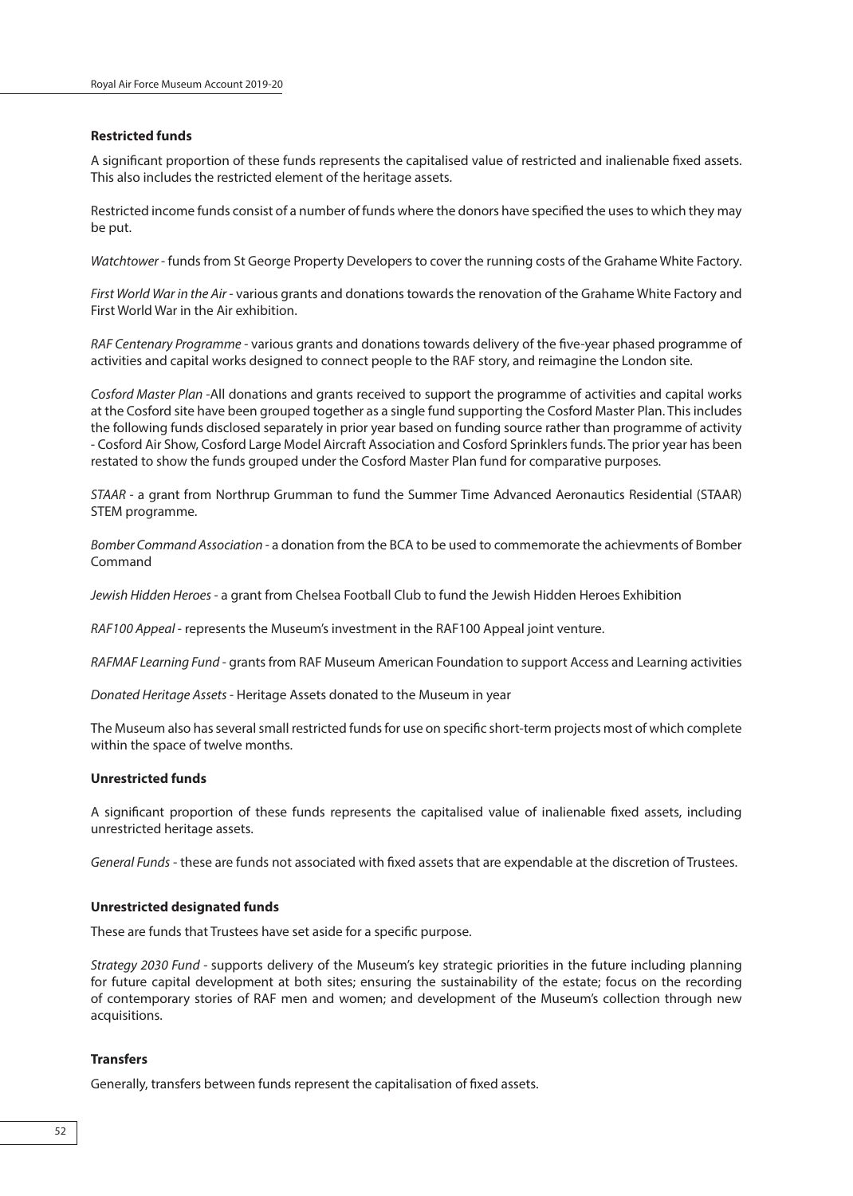### Restricted funds

A significant proportion of these funds represents the capitalised value of restricted and inalienable fixed assets. This also includes the restricted element of the heritage assets.

Restricted income funds consist of a number of funds where the donors have specified the uses to which they may be put.

*Watchtower* - funds from St George Property Developers to cover the running costs of the Grahame White Factory.

*First World War in the Air* - various grants and donations towards the renovation of the Grahame White Factory and First World War in the Air exhibition.

*RAF Centenary Programme* - various grants and donations towards delivery of the five-year phased programme of activities and capital works designed to connect people to the RAF story, and reimagine the London site.

*Cosford Master Plan* -All donations and grants received to support the programme of activities and capital works at the Cosford site have been grouped together as a single fund supporting the Cosford Master Plan. This includes the following funds disclosed separately in prior year based on funding source rather than programme of activity - Cosford Air Show, Cosford Large Model Aircraft Association and Cosford Sprinklers funds. The prior year has been restated to show the funds grouped under the Cosford Master Plan fund for comparative purposes.

*STAAR* - a grant from Northrup Grumman to fund the Summer Time Advanced Aeronautics Residential (STAAR) STEM programme.

*Bomber Command Association* - a donation from the BCA to be used to commemorate the achievments of Bomber Command

*Jewish Hidden Heroes* - a grant from Chelsea Football Club to fund the Jewish Hidden Heroes Exhibition

*RAF100 Appeal* - represents the Museum's investment in the RAF100 Appeal joint venture.

*RAFMAF Learning Fund* - grants from RAF Museum American Foundation to support Access and Learning activities

*Donated Heritage Assets* - Heritage Assets donated to the Museum in year

The Museum also has several small restricted funds for use on specific short-term projects most of which complete within the space of twelve months.

### Unrestricted funds

A significant proportion of these funds represents the capitalised value of inalienable fixed assets, including unrestricted heritage assets.

*General Funds* - these are funds not associated with fixed assets that are expendable at the discretion of Trustees.

### Unrestricted designated funds

These are funds that Trustees have set aside for a specific purpose.

*Strategy 2030 Fund* - supports delivery of the Museum's key strategic priorities in the future including planning for future capital development at both sites; ensuring the sustainability of the estate; focus on the recording of contemporary stories of RAF men and women; and development of the Museum's collection through new acquisitions.

### Transfers

Generally, transfers between funds represent the capitalisation of fixed assets.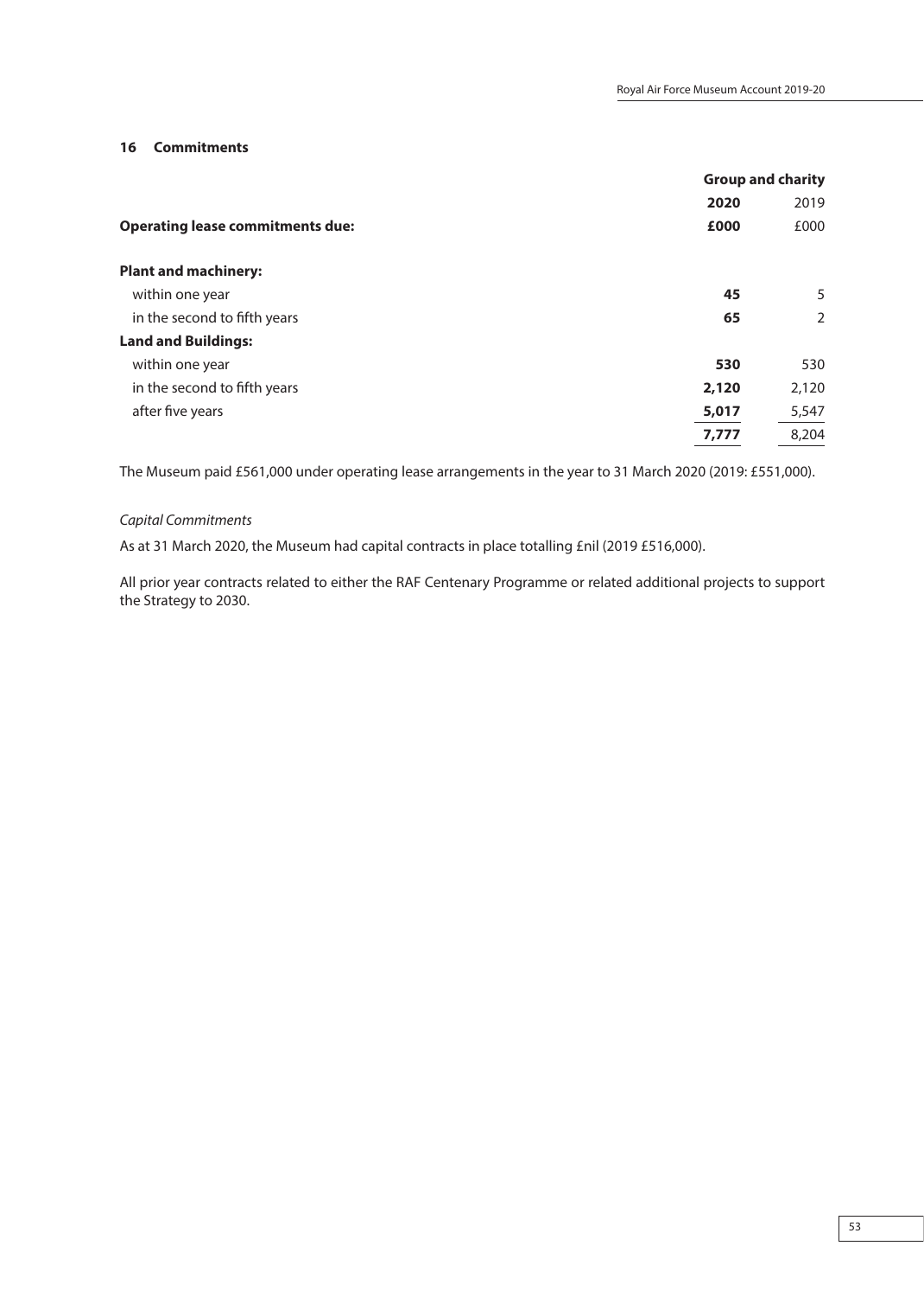## 16 Commitments

| | Group and charity | |
|---|---|---|
| | **2020** | 2019 |
| **Operating lease commitments due:** | **£000** | £000 |
| **Plant and machinery:** | | |
| within one year | **45** | 5 |
| in the second to fifth years | **65** | 2 |
| **Land and Buildings:** | | |
| within one year | **530** | 530 |
| in the second to fifth years | **2,120** | 2,120 |
| after five years | **5,017** | 5,547 |
| | **7,777** | 8,204 |

The Museum paid £561,000 under operating lease arrangements in the year to 31 March 2020 (2019: £551,000).

*Capital Commitments*

As at 31 March 2020, the Museum had capital contracts in place totalling £nil (2019 £516,000).

All prior year contracts related to either the RAF Centenary Programme or related additional projects to support the Strategy to 2030.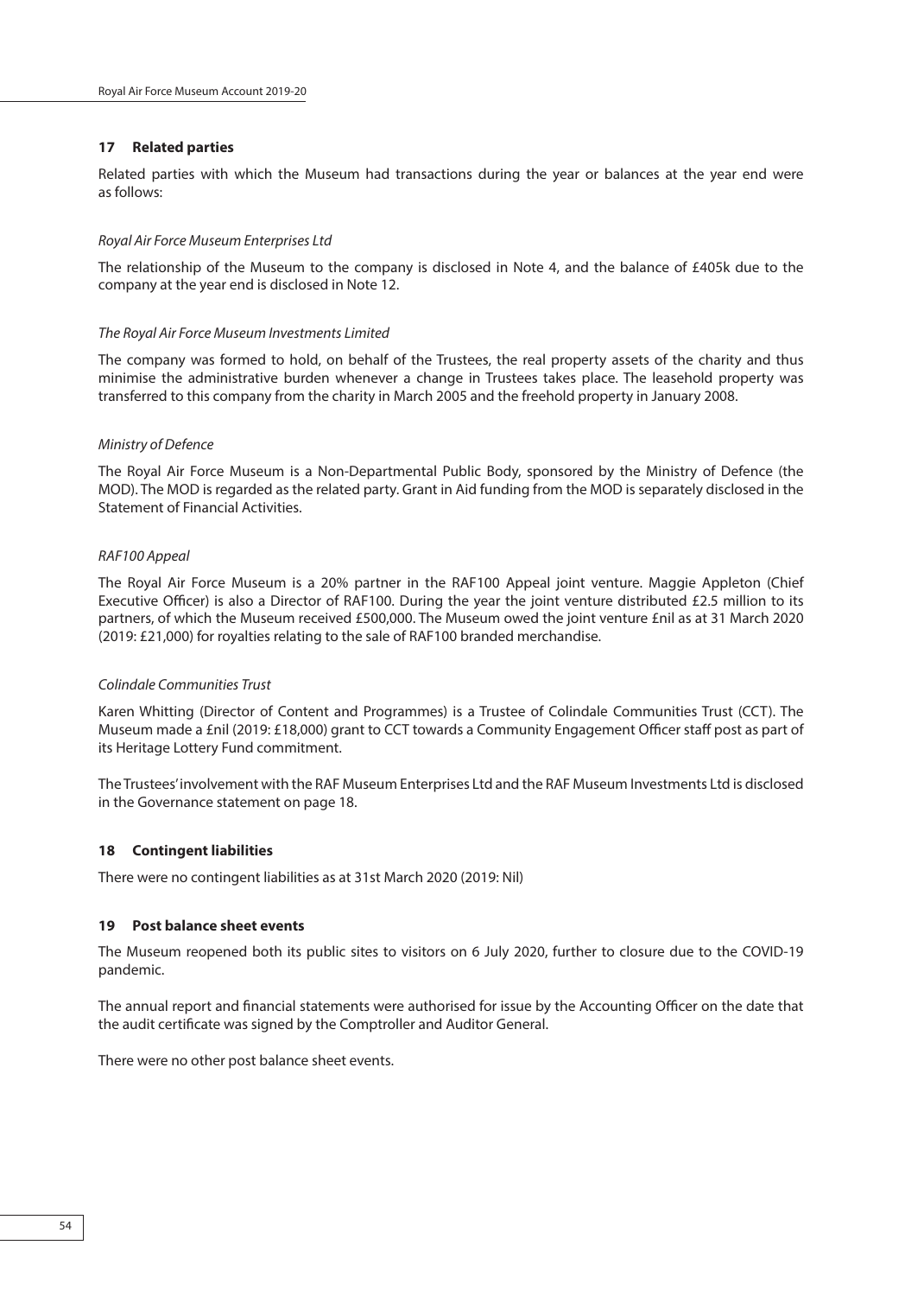## 17 Related parties

Related parties with which the Museum had transactions during the year or balances at the year end were as follows:

*Royal Air Force Museum Enterprises Ltd*

The relationship of the Museum to the company is disclosed in Note 4, and the balance of £405k due to the company at the year end is disclosed in Note 12.

*The Royal Air Force Museum Investments Limited*

The company was formed to hold, on behalf of the Trustees, the real property assets of the charity and thus minimise the administrative burden whenever a change in Trustees takes place. The leasehold property was transferred to this company from the charity in March 2005 and the freehold property in January 2008.

*Ministry of Defence*

The Royal Air Force Museum is a Non-Departmental Public Body, sponsored by the Ministry of Defence (the MOD). The MOD is regarded as the related party. Grant in Aid funding from the MOD is separately disclosed in the Statement of Financial Activities.

*RAF100 Appeal*

The Royal Air Force Museum is a 20% partner in the RAF100 Appeal joint venture. Maggie Appleton (Chief Executive Officer) is also a Director of RAF100. During the year the joint venture distributed £2.5 million to its partners, of which the Museum received £500,000. The Museum owed the joint venture £nil as at 31 March 2020 (2019: £21,000) for royalties relating to the sale of RAF100 branded merchandise.

*Colindale Communities Trust*

Karen Whitting (Director of Content and Programmes) is a Trustee of Colindale Communities Trust (CCT). The Museum made a £nil (2019: £18,000) grant to CCT towards a Community Engagement Officer staff post as part of its Heritage Lottery Fund commitment.

The Trustees' involvement with the RAF Museum Enterprises Ltd and the RAF Museum Investments Ltd is disclosed in the Governance statement on page 18.

## 18 Contingent liabilities

There were no contingent liabilities as at 31st March 2020 (2019: Nil)

## 19 Post balance sheet events

The Museum reopened both its public sites to visitors on 6 July 2020, further to closure due to the COVID-19 pandemic.

The annual report and financial statements were authorised for issue by the Accounting Officer on the date that the audit certificate was signed by the Comptroller and Auditor General.

There were no other post balance sheet events.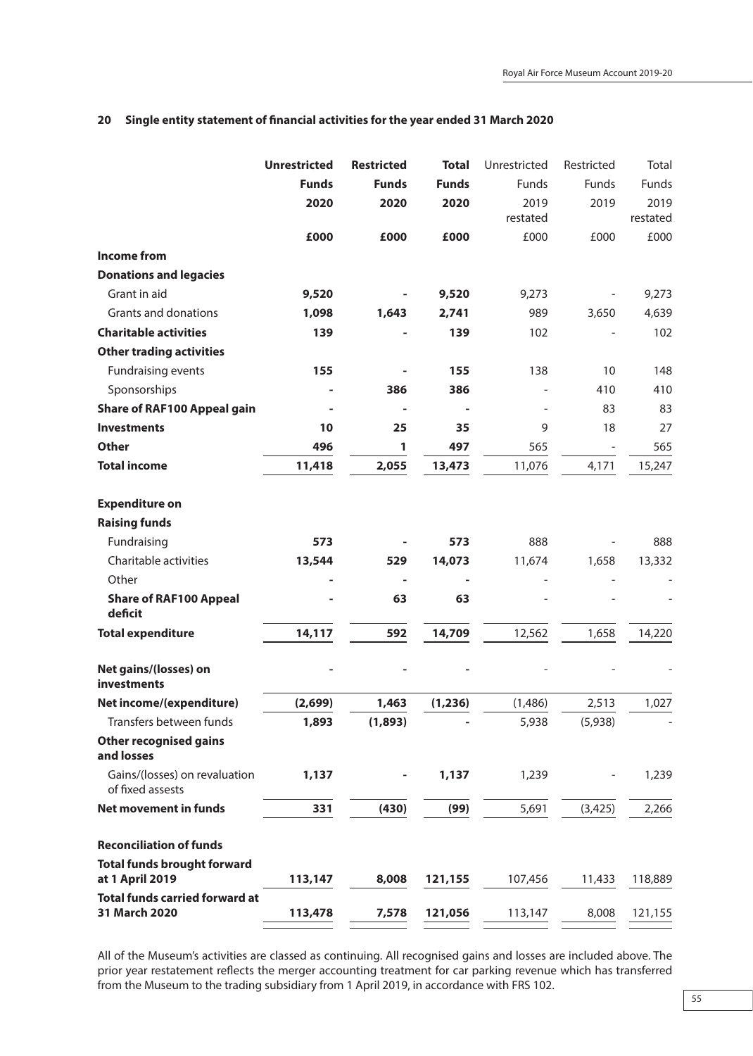## 20 Single entity statement of financial activities for the year ended 31 March 2020

| | **Unrestricted Funds 2020** | **Restricted Funds 2020** | **Total Funds 2020** | Unrestricted Funds 2019 restated | Restricted Funds 2019 | Total Funds 2019 restated |
|---|---|---|---|---|---|---|
| | **£000** | **£000** | **£000** | £000 | £000 | £000 |
| **Income from** | | | | | | |
| **Donations and legacies** | | | | | | |
| Grant in aid | **9,520** | **-** | **9,520** | 9,273 | - | 9,273 |
| Grants and donations | **1,098** | **1,643** | **2,741** | 989 | 3,650 | 4,639 |
| **Charitable activities** | **139** | **-** | **139** | 102 | - | 102 |
| **Other trading activities** | | | | | | |
| Fundraising events | **155** | **-** | **155** | 138 | 10 | 148 |
| Sponsorships | **-** | **386** | **386** | - | 410 | 410 |
| **Share of RAF100 Appeal gain** | **-** | **-** | **-** | - | 83 | 83 |
| **Investments** | **10** | **25** | **35** | 9 | 18 | 27 |
| **Other** | **496** | **1** | **497** | 565 | - | 565 |
| **Total income** | **11,418** | **2,055** | **13,473** | 11,076 | 4,171 | 15,247 |
| | | | | | | |
| **Expenditure on** | | | | | | |
| **Raising funds** | | | | | | |
| Fundraising | **573** | **-** | **573** | 888 | - | 888 |
| Charitable activities | **13,544** | **529** | **14,073** | 11,674 | 1,658 | 13,332 |
| Other | **-** | **-** | **-** | - | - | - |
| **Share of RAF100 Appeal deficit** | **-** | **63** | **63** | - | - | - |
| **Total expenditure** | **14,117** | **592** | **14,709** | 12,562 | 1,658 | 14,220 |
| | | | | | | |
| **Net gains/(losses) on investments** | **-** | **-** | **-** | - | - | - |
| **Net income/(expenditure)** | **(2,699)** | **1,463** | **(1,236)** | (1,486) | 2,513 | 1,027 |
| Transfers between funds | **1,893** | **(1,893)** | **-** | 5,938 | (5,938) | - |
| **Other recognised gains and losses** | | | | | | |
| Gains/(losses) on revaluation of fixed assests | **1,137** | **-** | **1,137** | 1,239 | - | 1,239 |
| **Net movement in funds** | **331** | **(430)** | **(99)** | 5,691 | (3,425) | 2,266 |
| | | | | | | |
| **Reconciliation of funds** | | | | | | |
| **Total funds brought forward at 1 April 2019** | **113,147** | **8,008** | **121,155** | 107,456 | 11,433 | 118,889 |
| **Total funds carried forward at 31 March 2020** | **113,478** | **7,578** | **121,056** | 113,147 | 8,008 | 121,155 |

All of the Museum's activities are classed as continuing. All recognised gains and losses are included above. The prior year restatement reflects the merger accounting treatment for car parking revenue which has transferred from the Museum to the trading subsidiary from 1 April 2019, in accordance with FRS 102.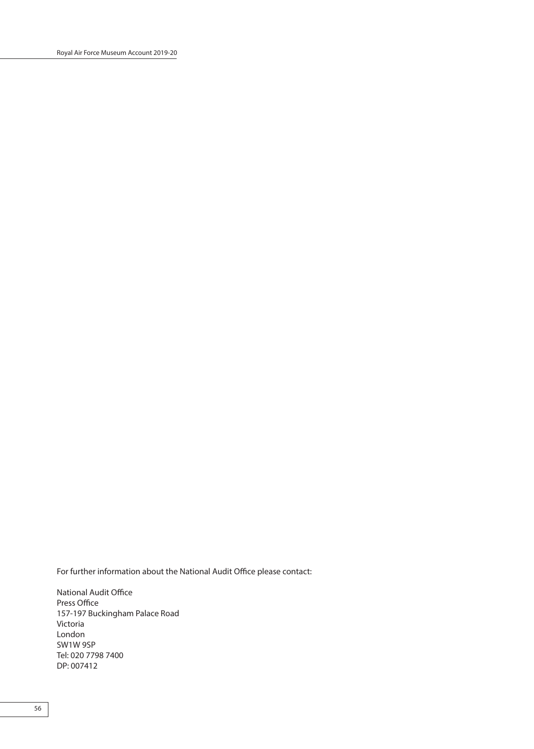For further information about the National Audit Office please contact:

National Audit Office
Press Office
157-197 Buckingham Palace Road
Victoria
London
SW1W 9SP
Tel: 020 7798 7400
DP: 007412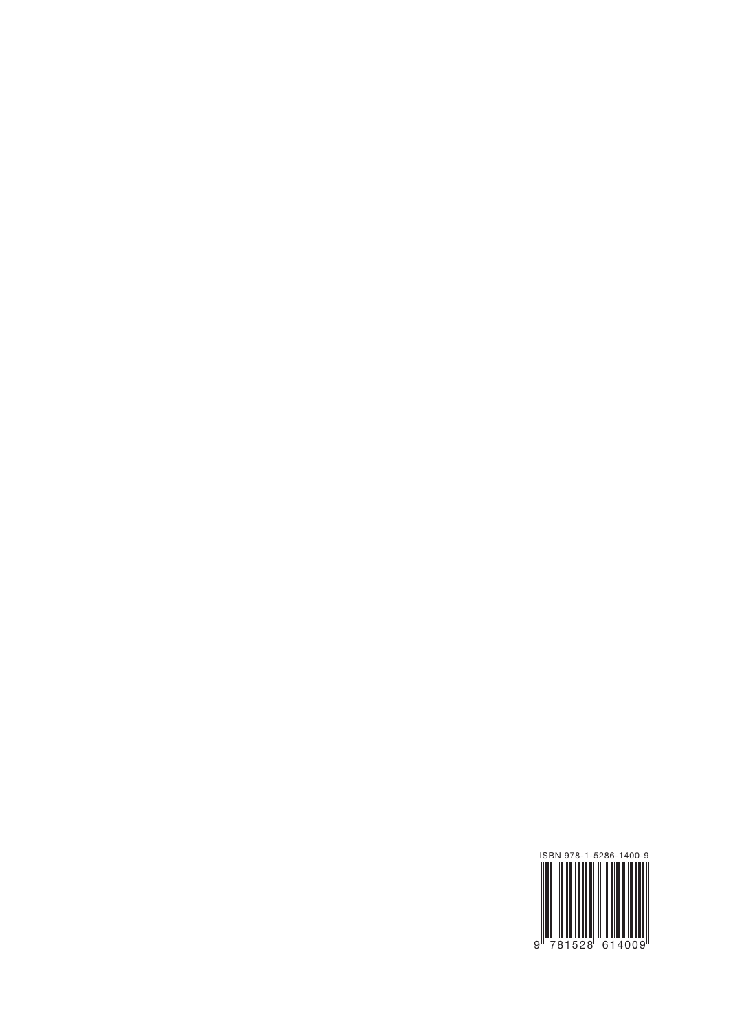ISBN 978-1-5286-1400-9

9 781528 614009